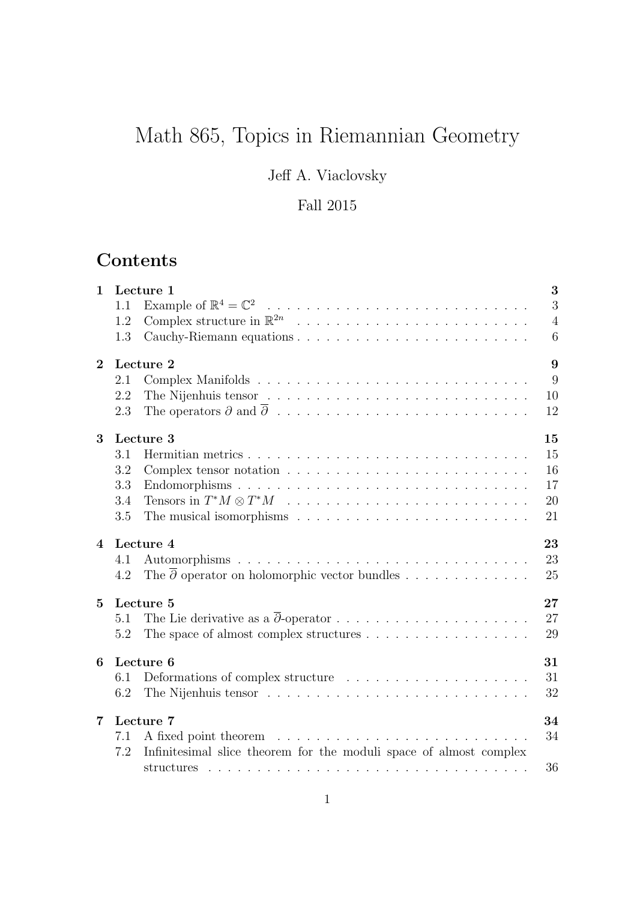# Math 865, Topics in Riemannian Geometry

Jeff A. Viaclovsky

Fall 2015

## Contents

**1 Lecture 1** — **3**
- 1.1 Example of $\mathbb{R}^4 = \mathbb{C}^2$ — 3
- 1.2 Complex structure in $\mathbb{R}^{2n}$ — 4
- 1.3 Cauchy-Riemann equations — 6

**2 Lecture 2** — **9**
- 2.1 Complex Manifolds — 9
- 2.2 The Nijenhuis tensor — 10
- 2.3 The operators $\partial$ and $\overline{\partial}$ — 12

**3 Lecture 3** — **15**
- 3.1 Hermitian metrics — 15
- 3.2 Complex tensor notation — 16
- 3.3 Endomorphisms — 17
- 3.4 Tensors in $T^*M \otimes T^*M$ — 20
- 3.5 The musical isomorphisms — 21

**4 Lecture 4** — **23**
- 4.1 Automorphisms — 23
- 4.2 The $\overline{\partial}$ operator on holomorphic vector bundles — 25

**5 Lecture 5** — **27**
- 5.1 The Lie derivative as a $\overline{\partial}$-operator — 27
- 5.2 The space of almost complex structures — 29

**6 Lecture 6** — **31**
- 6.1 Deformations of complex structure — 31
- 6.2 The Nijenhuis tensor — 32

**7 Lecture 7** — **34**
- 7.1 A fixed point theorem — 34
- 7.2 Infinitesimal slice theorem for the moduli space of almost complex structures — 36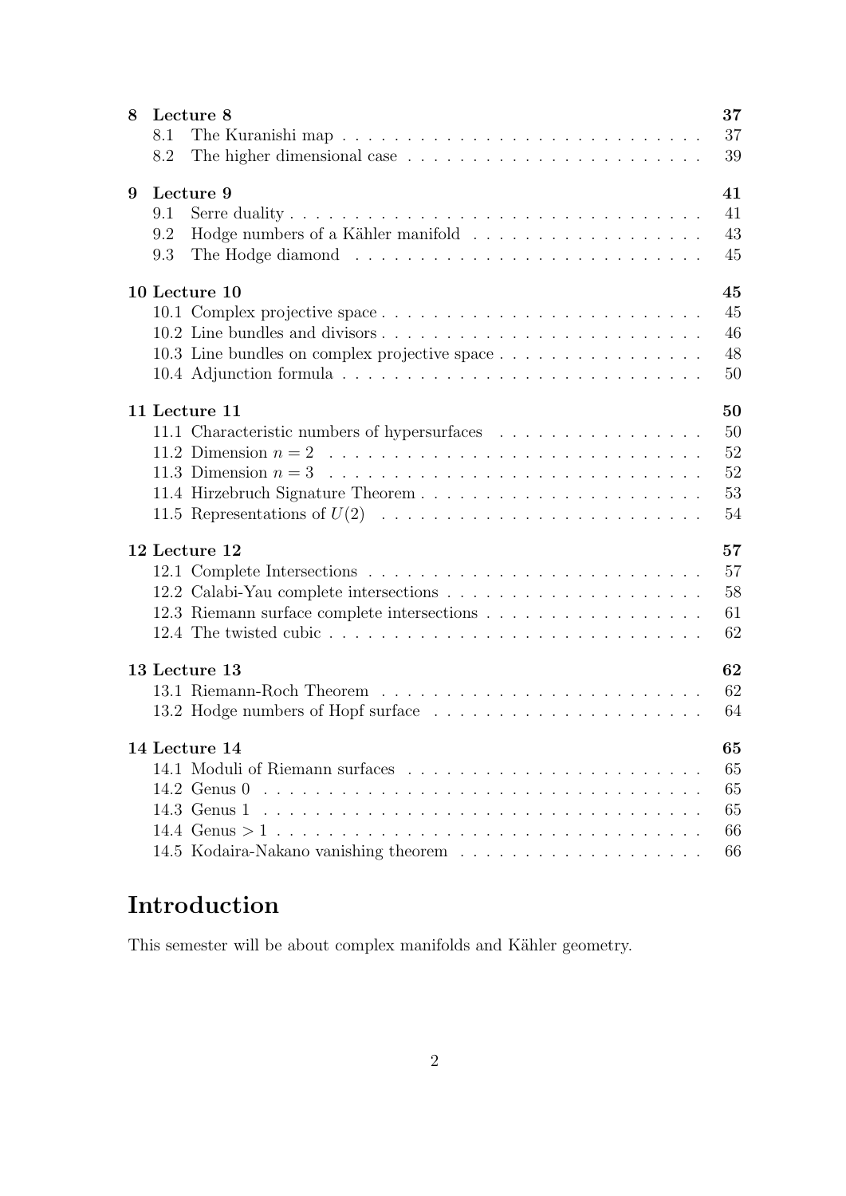**8 Lecture 8** **37**

- 8.1 The Kuranishi map . . . . . . . . . . . . . . . . . . . . . . . . . . . . 37
- 8.2 The higher dimensional case . . . . . . . . . . . . . . . . . . . . . . . 39

**9 Lecture 9** **41**

- 9.1 Serre duality . . . . . . . . . . . . . . . . . . . . . . . . . . . . . . . . . 41
- 9.2 Hodge numbers of a Kähler manifold . . . . . . . . . . . . . . . . . . 43
- 9.3 The Hodge diamond . . . . . . . . . . . . . . . . . . . . . . . . . . . . 45

**10 Lecture 10** **45**

- 10.1 Complex projective space . . . . . . . . . . . . . . . . . . . . . . . . . 45
- 10.2 Line bundles and divisors . . . . . . . . . . . . . . . . . . . . . . . . . 46
- 10.3 Line bundles on complex projective space . . . . . . . . . . . . . . . . 48
- 10.4 Adjunction formula . . . . . . . . . . . . . . . . . . . . . . . . . . . . 50

**11 Lecture 11** **50**

- 11.1 Characteristic numbers of hypersurfaces . . . . . . . . . . . . . . . . 50
- 11.2 Dimension $n = 2$ . . . . . . . . . . . . . . . . . . . . . . . . . . . . . 52
- 11.3 Dimension $n = 3$ . . . . . . . . . . . . . . . . . . . . . . . . . . . . . 52
- 11.4 Hirzebruch Signature Theorem . . . . . . . . . . . . . . . . . . . . . . 53
- 11.5 Representations of $U(2)$ . . . . . . . . . . . . . . . . . . . . . . . . . 54

**12 Lecture 12** **57**

- 12.1 Complete Intersections . . . . . . . . . . . . . . . . . . . . . . . . . . 57
- 12.2 Calabi-Yau complete intersections . . . . . . . . . . . . . . . . . . . . 58
- 12.3 Riemann surface complete intersections . . . . . . . . . . . . . . . . . 61
- 12.4 The twisted cubic . . . . . . . . . . . . . . . . . . . . . . . . . . . . . 62

**13 Lecture 13** **62**

- 13.1 Riemann-Roch Theorem . . . . . . . . . . . . . . . . . . . . . . . . . 62
- 13.2 Hodge numbers of Hopf surface . . . . . . . . . . . . . . . . . . . . . 64

**14 Lecture 14** **65**

- 14.1 Moduli of Riemann surfaces . . . . . . . . . . . . . . . . . . . . . . . 65
- 14.2 Genus 0 . . . . . . . . . . . . . . . . . . . . . . . . . . . . . . . . . . 65
- 14.3 Genus 1 . . . . . . . . . . . . . . . . . . . . . . . . . . . . . . . . . . 65
- 14.4 Genus $> 1$ . . . . . . . . . . . . . . . . . . . . . . . . . . . . . . . . 66
- 14.5 Kodaira-Nakano vanishing theorem . . . . . . . . . . . . . . . . . . . 66

# Introduction

This semester will be about complex manifolds and Kähler geometry.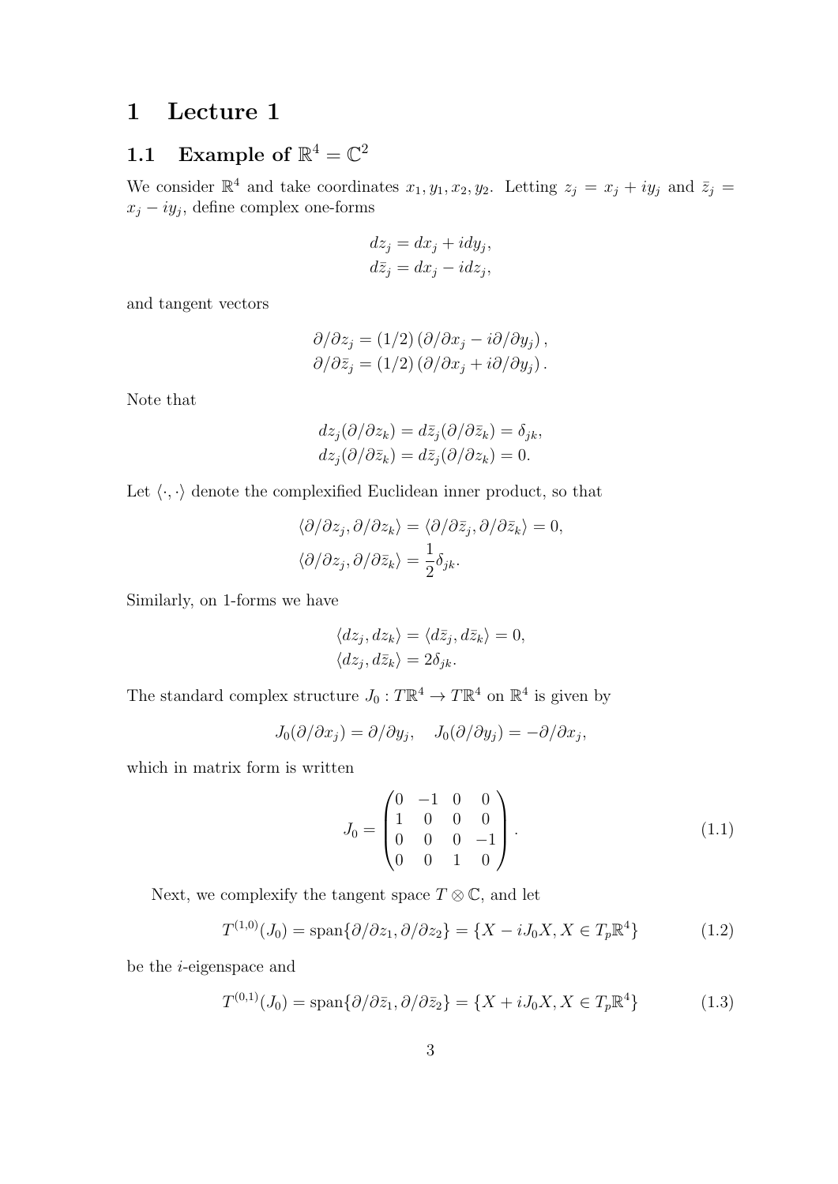# 1 Lecture 1

## 1.1 Example of $\mathbb{R}^4 = \mathbb{C}^2$

We consider $\mathbb{R}^4$ and take coordinates $x_1, y_1, x_2, y_2$. Letting $z_j = x_j + iy_j$ and $\bar{z}_j = x_j - iy_j$, define complex one-forms

$$
\begin{aligned}
dz_j &= dx_j + i dy_j, \\
d\bar{z}_j &= dx_j - i dz_j,
\end{aligned}
$$

and tangent vectors

$$
\begin{aligned}
\partial/\partial z_j &= (1/2)\left(\partial/\partial x_j - i\partial/\partial y_j\right), \\
\partial/\partial \bar{z}_j &= (1/2)\left(\partial/\partial x_j + i\partial/\partial y_j\right).
\end{aligned}
$$

Note that

$$
\begin{aligned}
dz_j(\partial/\partial z_k) &= d\bar{z}_j(\partial/\partial \bar{z}_k) = \delta_{jk}, \\
dz_j(\partial/\partial \bar{z}_k) &= d\bar{z}_j(\partial/\partial z_k) = 0.
\end{aligned}
$$

Let $\langle\cdot,\cdot\rangle$ denote the complexified Euclidean inner product, so that

$$
\begin{aligned}
\langle \partial/\partial z_j, \partial/\partial z_k \rangle &= \langle \partial/\partial \bar{z}_j, \partial/\partial \bar{z}_k \rangle = 0, \\
\langle \partial/\partial z_j, \partial/\partial \bar{z}_k \rangle &= \frac{1}{2}\delta_{jk}.
\end{aligned}
$$

Similarly, on 1-forms we have

$$
\begin{aligned}
\langle dz_j, dz_k \rangle &= \langle d\bar{z}_j, d\bar{z}_k \rangle = 0, \\
\langle dz_j, d\bar{z}_k \rangle &= 2\delta_{jk}.
\end{aligned}
$$

The standard complex structure $J_0 : T\mathbb{R}^4 \to T\mathbb{R}^4$ on $\mathbb{R}^4$ is given by

$$
J_0(\partial/\partial x_j) = \partial/\partial y_j, \quad J_0(\partial/\partial y_j) = -\partial/\partial x_j,
$$

which in matrix form is written

$$
J_0 = \begin{pmatrix} 0 & -1 & 0 & 0 \\ 1 & 0 & 0 & 0 \\ 0 & 0 & 0 & -1 \\ 0 & 0 & 1 & 0 \end{pmatrix}. \tag{1.1}
$$

Next, we complexify the tangent space $T \otimes \mathbb{C}$, and let

$$
T^{(1,0)}(J_0) = \text{span}\{\partial/\partial z_1, \partial/\partial z_2\} = \{X - iJ_0 X, X \in T_p\mathbb{R}^4\} \tag{1.2}
$$

be the $i$-eigenspace and

$$
T^{(0,1)}(J_0) = \text{span}\{\partial/\partial \bar{z}_1, \partial/\partial \bar{z}_2\} = \{X + iJ_0 X, X \in T_p\mathbb{R}^4\} \tag{1.3}
$$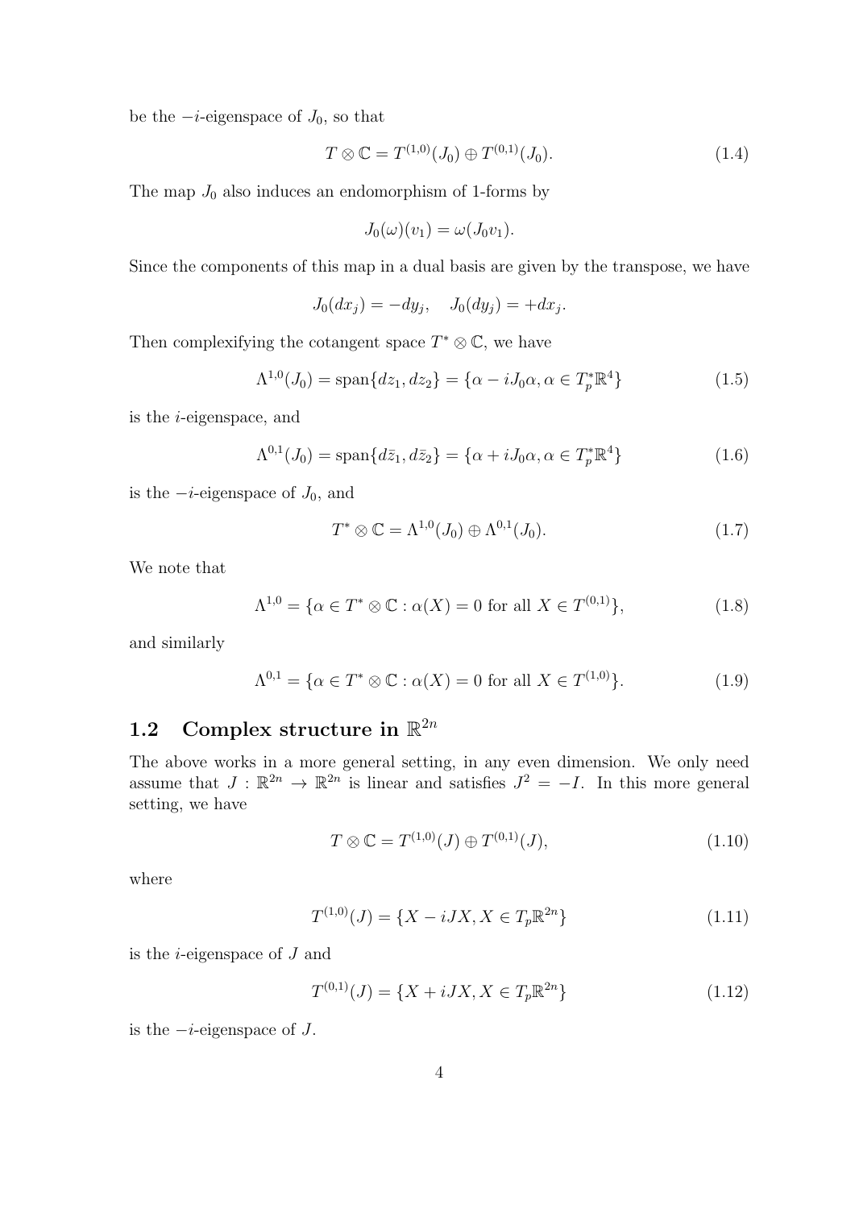be the $-i$-eigenspace of $J_0$, so that

$$T \otimes \mathbb{C} = T^{(1,0)}(J_0) \oplus T^{(0,1)}(J_0). \tag{1.4}$$

The map $J_0$ also induces an endomorphism of 1-forms by

$$J_0(\omega)(v_1) = \omega(J_0 v_1).$$

Since the components of this map in a dual basis are given by the transpose, we have

$$J_0(dx_j) = -dy_j, \quad J_0(dy_j) = +dx_j.$$

Then complexifying the cotangent space $T^* \otimes \mathbb{C}$, we have

$$\Lambda^{1,0}(J_0) = \text{span}\{dz_1, dz_2\} = \{\alpha - iJ_0\alpha, \alpha \in T_p^*\mathbb{R}^4\} \tag{1.5}$$

is the $i$-eigenspace, and

$$\Lambda^{0,1}(J_0) = \text{span}\{d\bar{z}_1, d\bar{z}_2\} = \{\alpha + iJ_0\alpha, \alpha \in T_p^*\mathbb{R}^4\} \tag{1.6}$$

is the $-i$-eigenspace of $J_0$, and

$$T^* \otimes \mathbb{C} = \Lambda^{1,0}(J_0) \oplus \Lambda^{0,1}(J_0). \tag{1.7}$$

We note that

$$\Lambda^{1,0} = \{\alpha \in T^* \otimes \mathbb{C} : \alpha(X) = 0 \text{ for all } X \in T^{(0,1)}\}, \tag{1.8}$$

and similarly

$$\Lambda^{0,1} = \{\alpha \in T^* \otimes \mathbb{C} : \alpha(X) = 0 \text{ for all } X \in T^{(1,0)}\}. \tag{1.9}$$

## 1.2 Complex structure in $\mathbb{R}^{2n}$

The above works in a more general setting, in any even dimension. We only need assume that $J : \mathbb{R}^{2n} \to \mathbb{R}^{2n}$ is linear and satisfies $J^2 = -I$. In this more general setting, we have

$$T \otimes \mathbb{C} = T^{(1,0)}(J) \oplus T^{(0,1)}(J), \tag{1.10}$$

where

$$T^{(1,0)}(J) = \{X - iJX, X \in T_p\mathbb{R}^{2n}\} \tag{1.11}$$

is the $i$-eigenspace of $J$ and

$$T^{(0,1)}(J) = \{X + iJX, X \in T_p\mathbb{R}^{2n}\} \tag{1.12}$$

is the $-i$-eigenspace of $J$.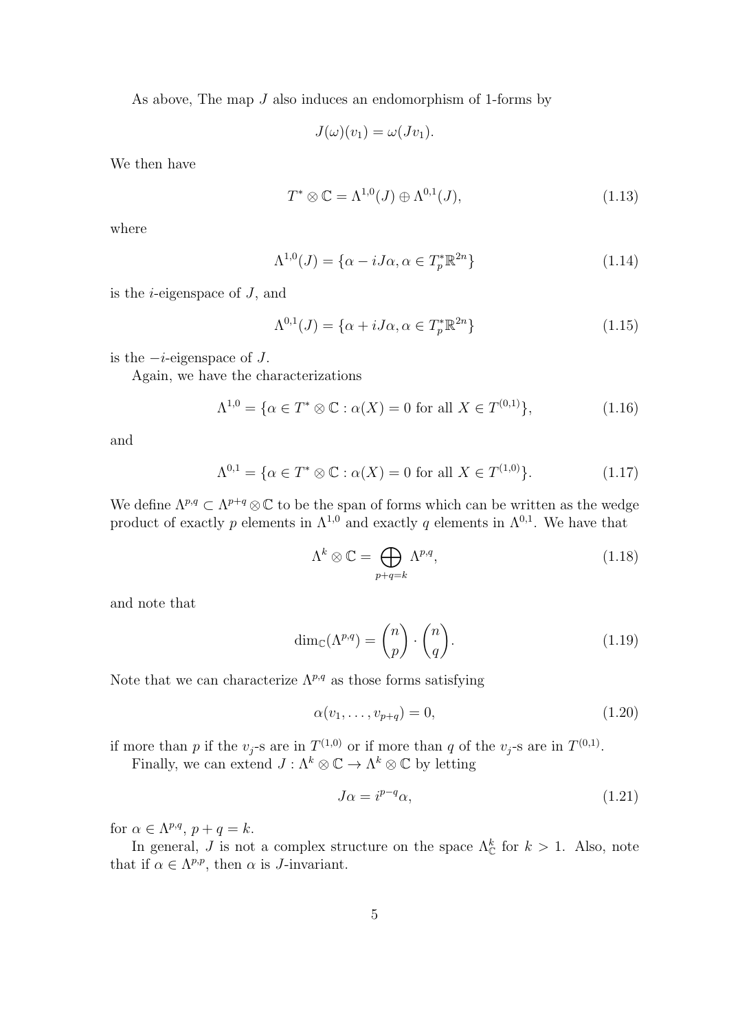As above, The map $J$ also induces an endomorphism of 1-forms by

$$J(\omega)(v_1) = \omega(Jv_1).$$

We then have

$$T^* \otimes \mathbb{C} = \Lambda^{1,0}(J) \oplus \Lambda^{0,1}(J), \tag{1.13}$$

where

$$\Lambda^{1,0}(J) = \{\alpha - iJ\alpha, \alpha \in T_p^*\mathbb{R}^{2n}\} \tag{1.14}$$

is the $i$-eigenspace of $J$, and

$$\Lambda^{0,1}(J) = \{\alpha + iJ\alpha, \alpha \in T_p^*\mathbb{R}^{2n}\} \tag{1.15}$$

is the $-i$-eigenspace of $J$.

Again, we have the characterizations

$$\Lambda^{1,0} = \{\alpha \in T^* \otimes \mathbb{C} : \alpha(X) = 0 \text{ for all } X \in T^{(0,1)}\}, \tag{1.16}$$

and

$$\Lambda^{0,1} = \{\alpha \in T^* \otimes \mathbb{C} : \alpha(X) = 0 \text{ for all } X \in T^{(1,0)}\}. \tag{1.17}$$

We define $\Lambda^{p,q} \subset \Lambda^{p+q} \otimes \mathbb{C}$ to be the span of forms which can be written as the wedge product of exactly $p$ elements in $\Lambda^{1,0}$ and exactly $q$ elements in $\Lambda^{0,1}$. We have that

$$\Lambda^k \otimes \mathbb{C} = \bigoplus_{p+q=k} \Lambda^{p,q}, \tag{1.18}$$

and note that

$$\dim_{\mathbb{C}}(\Lambda^{p,q}) = \binom{n}{p} \cdot \binom{n}{q}. \tag{1.19}$$

Note that we can characterize $\Lambda^{p,q}$ as those forms satisfying

$$\alpha(v_1, \ldots, v_{p+q}) = 0, \tag{1.20}$$

if more than $p$ if the $v_j$-s are in $T^{(1,0)}$ or if more than $q$ of the $v_j$-s are in $T^{(0,1)}$.

Finally, we can extend $J : \Lambda^k \otimes \mathbb{C} \to \Lambda^k \otimes \mathbb{C}$ by letting

$$J\alpha = i^{p-q}\alpha, \tag{1.21}$$

for $\alpha \in \Lambda^{p,q}$, $p + q = k$.

In general, $J$ is not a complex structure on the space $\Lambda^k_{\mathbb{C}}$ for $k > 1$. Also, note that if $\alpha \in \Lambda^{p,p}$, then $\alpha$ is $J$-invariant.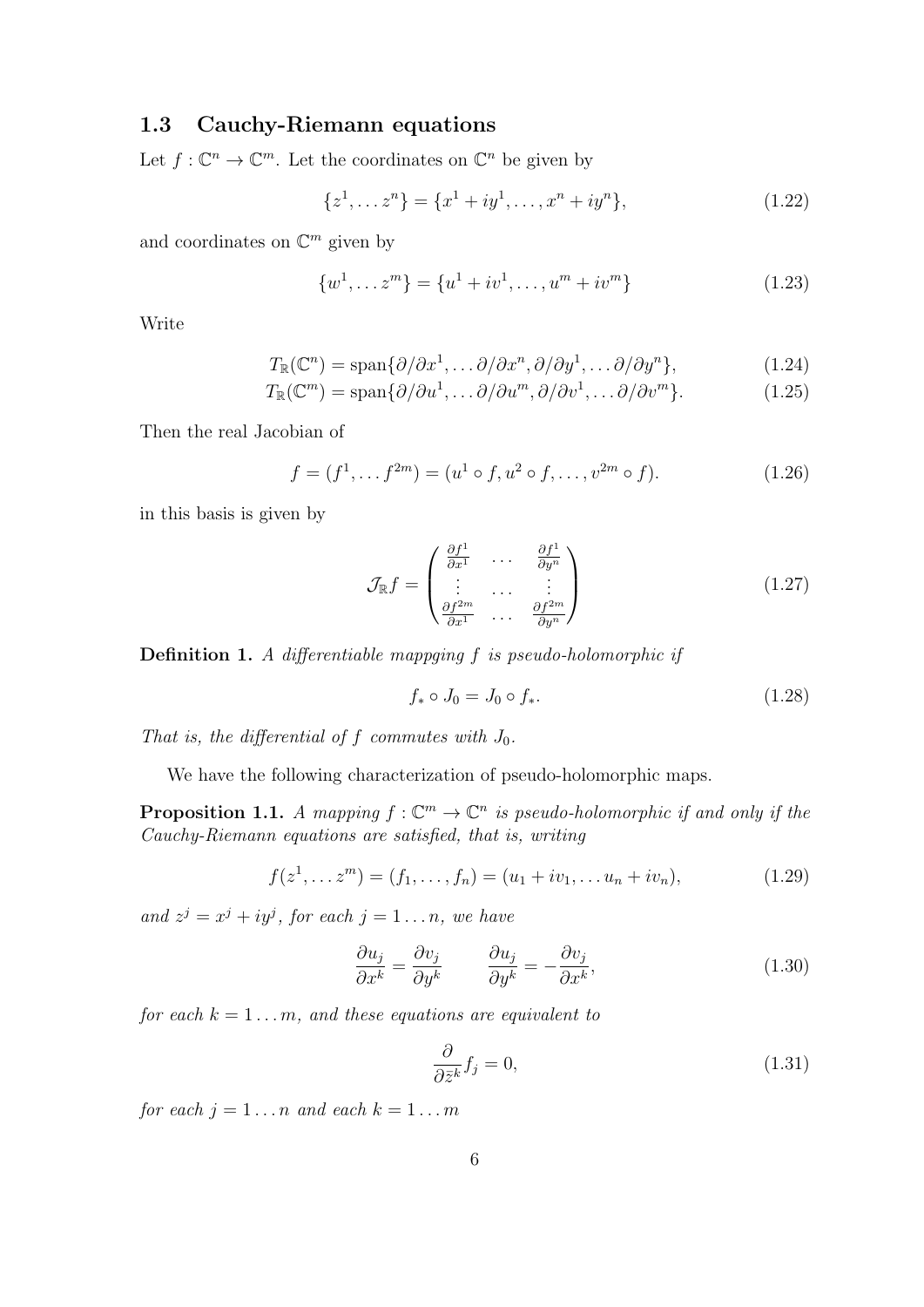### 1.3 Cauchy-Riemann equations

Let $f : \mathbb{C}^n \to \mathbb{C}^m$. Let the coordinates on $\mathbb{C}^n$ be given by

$$\{z^1, \dots z^n\} = \{x^1 + iy^1, \dots, x^n + iy^n\}, \tag{1.22}$$

and coordinates on $\mathbb{C}^m$ given by

$$\{w^1, \dots z^m\} = \{u^1 + iv^1, \dots, u^m + iv^m\} \tag{1.23}$$

Write

$$T_{\mathbb{R}}(\mathbb{C}^n) = \text{span}\{\partial/\partial x^1, \dots \partial/\partial x^n, \partial/\partial y^1, \dots \partial/\partial y^n\}, \tag{1.24}$$

$$T_{\mathbb{R}}(\mathbb{C}^m) = \text{span}\{\partial/\partial u^1, \dots \partial/\partial u^m, \partial/\partial v^1, \dots \partial/\partial v^m\}. \tag{1.25}$$

Then the real Jacobian of

$$f = (f^1, \dots f^{2m}) = (u^1 \circ f, u^2 \circ f, \dots, v^{2m} \circ f). \tag{1.26}$$

in this basis is given by

$$\mathcal{J}_{\mathbb{R}} f = \begin{pmatrix} \frac{\partial f^1}{\partial x^1} & \dots & \frac{\partial f^1}{\partial y^n} \\ \vdots & \dots & \vdots \\ \frac{\partial f^{2m}}{\partial x^1} & \dots & \frac{\partial f^{2m}}{\partial y^n} \end{pmatrix} \tag{1.27}$$

**Definition 1.** *A differentiable mappging $f$ is pseudo-holomorphic if*

$$f_* \circ J_0 = J_0 \circ f_*. \tag{1.28}$$

*That is, the differential of $f$ commutes with $J_0$.*

We have the following characterization of pseudo-holomorphic maps.

**Proposition 1.1.** *A mapping $f : \mathbb{C}^m \to \mathbb{C}^n$ is pseudo-holomorphic if and only if the Cauchy-Riemann equations are satisfied, that is, writing*

$$f(z^1, \dots z^m) = (f_1, \dots, f_n) = (u_1 + iv_1, \dots u_n + iv_n), \tag{1.29}$$

*and $z^j = x^j + iy^j$, for each $j = 1 \dots n$, we have*

$$\frac{\partial u_j}{\partial x^k} = \frac{\partial v_j}{\partial y^k} \qquad \frac{\partial u_j}{\partial y^k} = -\frac{\partial v_j}{\partial x^k}, \tag{1.30}$$

*for each $k = 1 \dots m$, and these equations are equivalent to*

$$\frac{\partial}{\partial \bar{z}^k} f_j = 0, \tag{1.31}$$

*for each $j = 1 \dots n$ and each $k = 1 \dots m$*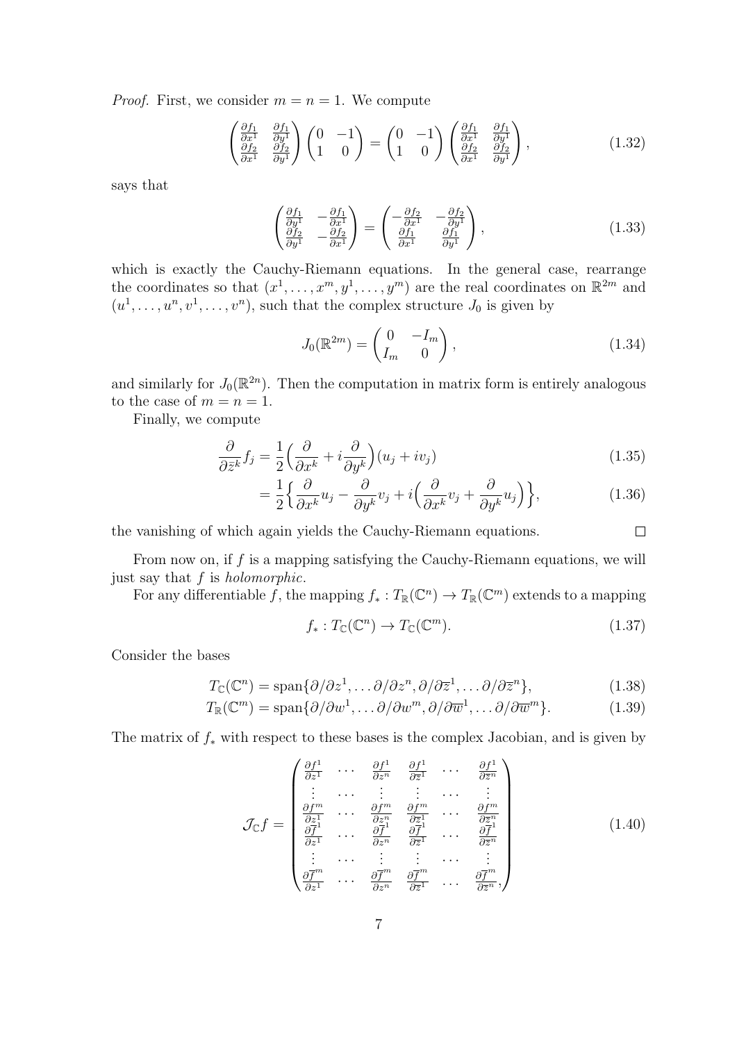*Proof.* First, we consider $m = n = 1$. We compute

$$\begin{pmatrix} \frac{\partial f_1}{\partial x^1} & \frac{\partial f_1}{\partial y^1} \\ \frac{\partial f_2}{\partial x^1} & \frac{\partial f_2}{\partial y^1} \end{pmatrix} \begin{pmatrix} 0 & -1 \\ 1 & 0 \end{pmatrix} = \begin{pmatrix} 0 & -1 \\ 1 & 0 \end{pmatrix} \begin{pmatrix} \frac{\partial f_1}{\partial x^1} & \frac{\partial f_1}{\partial y^1} \\ \frac{\partial f_2}{\partial x^1} & \frac{\partial f_2}{\partial y^1} \end{pmatrix}, \tag{1.32}$$

says that

$$\begin{pmatrix} \frac{\partial f_1}{\partial y^1} & -\frac{\partial f_1}{\partial x^1} \\ \frac{\partial f_2}{\partial y^1} & -\frac{\partial f_2}{\partial x^1} \end{pmatrix} = \begin{pmatrix} -\frac{\partial f_2}{\partial x^1} & -\frac{\partial f_2}{\partial y^1} \\ \frac{\partial f_1}{\partial x^1} & \frac{\partial f_1}{\partial y^1} \end{pmatrix}, \tag{1.33}$$

which is exactly the Cauchy-Riemann equations. In the general case, rearrange the coordinates so that $(x^1, \ldots, x^m, y^1, \ldots, y^m)$ are the real coordinates on $\mathbb{R}^{2m}$ and $(u^1, \ldots, u^n, v^1, \ldots, v^n)$, such that the complex structure $J_0$ is given by

$$J_0(\mathbb{R}^{2m}) = \begin{pmatrix} 0 & -I_m \\ I_m & 0 \end{pmatrix}, \tag{1.34}$$

and similarly for $J_0(\mathbb{R}^{2n})$. Then the computation in matrix form is entirely analogous to the case of $m = n = 1$.

Finally, we compute

$$\frac{\partial}{\partial \bar{z}^k} f_j = \frac{1}{2}\Big(\frac{\partial}{\partial x^k} + i\frac{\partial}{\partial y^k}\Big)(u_j + iv_j) \tag{1.35}$$

$$= \frac{1}{2}\Big\{\frac{\partial}{\partial x^k} u_j - \frac{\partial}{\partial y^k} v_j + i\Big(\frac{\partial}{\partial x^k} v_j + \frac{\partial}{\partial y^k} u_j\Big)\Big\}, \tag{1.36}$$

the vanishing of which again yields the Cauchy-Riemann equations. ∎

From now on, if $f$ is a mapping satisfying the Cauchy-Riemann equations, we will just say that $f$ is *holomorphic*.

For any differentiable $f$, the mapping $f_* : T_{\mathbb{R}}(\mathbb{C}^n) \to T_{\mathbb{R}}(\mathbb{C}^m)$ extends to a mapping

$$f_* : T_{\mathbb{C}}(\mathbb{C}^n) \to T_{\mathbb{C}}(\mathbb{C}^m). \tag{1.37}$$

Consider the bases

$$T_{\mathbb{C}}(\mathbb{C}^n) = \text{span}\{\partial/\partial z^1, \ldots \partial/\partial z^n, \partial/\partial \overline{z}^1, \ldots \partial/\partial \overline{z}^n\}, \tag{1.38}$$

$$T_{\mathbb{R}}(\mathbb{C}^m) = \text{span}\{\partial/\partial w^1, \ldots \partial/\partial w^m, \partial/\partial \overline{w}^1, \ldots \partial/\partial \overline{w}^m\}. \tag{1.39}$$

The matrix of $f_*$ with respect to these bases is the complex Jacobian, and is given by

$$\mathcal{J}_{\mathbb{C}} f = \begin{pmatrix} \frac{\partial f^1}{\partial z^1} & \cdots & \frac{\partial f^1}{\partial z^n} & \frac{\partial f^1}{\partial \overline{z}^1} & \cdots & \frac{\partial f^1}{\partial \overline{z}^n} \\ \vdots & \cdots & \vdots & \vdots & \cdots & \vdots \\ \frac{\partial f^m}{\partial z^1} & \cdots & \frac{\partial f^m}{\partial z^n} & \frac{\partial f^m}{\partial \overline{z}^1} & \cdots & \frac{\partial f^m}{\partial \overline{z}^n} \\ \frac{\partial \overline{f}^1}{\partial z^1} & \cdots & \frac{\partial \overline{f}^1}{\partial z^n} & \frac{\partial \overline{f}^1}{\partial \overline{z}^1} & \cdots & \frac{\partial \overline{f}^1}{\partial \overline{z}^n} \\ \vdots & \cdots & \vdots & \vdots & \cdots & \vdots \\ \frac{\partial \overline{f}^m}{\partial z^1} & \cdots & \frac{\partial \overline{f}^m}{\partial z^n} & \frac{\partial \overline{f}^m}{\partial \overline{z}^1} & \cdots & \frac{\partial \overline{f}^m}{\partial \overline{z}^n}, \end{pmatrix} \tag{1.40}$$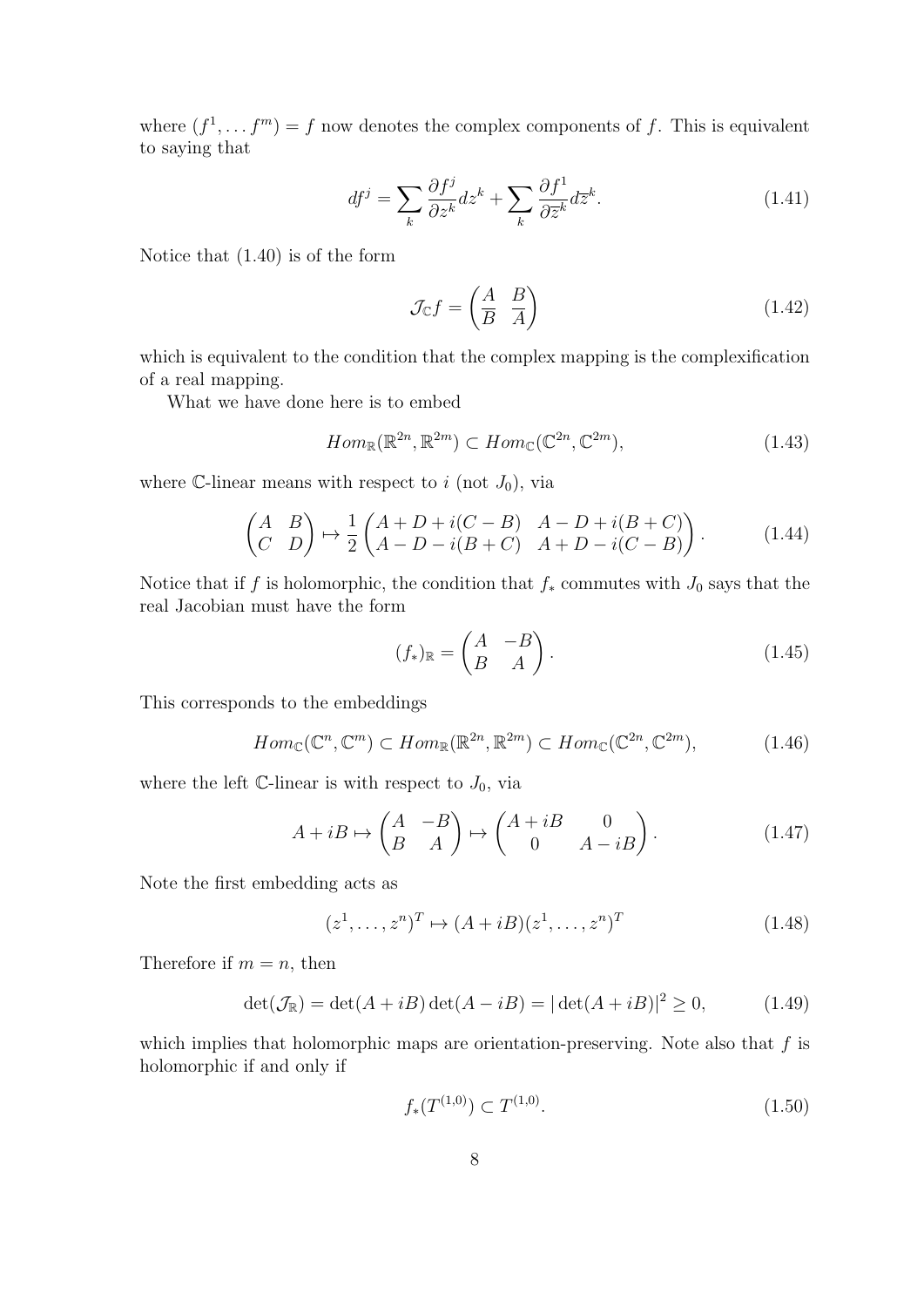where $(f^1, \dots f^m) = f$ now denotes the complex components of $f$. This is equivalent to saying that

$$df^j = \sum_k \frac{\partial f^j}{\partial z^k} dz^k + \sum_k \frac{\partial f^1}{\partial \overline{z}^k} d\overline{z}^k. \tag{1.41}$$

Notice that (1.40) is of the form

$$\mathcal{J}_{\mathbb{C}} f = \begin{pmatrix} A & B \\ \overline{B} & \overline{A} \end{pmatrix} \tag{1.42}$$

which is equivalent to the condition that the complex mapping is the complexification of a real mapping.

What we have done here is to embed

$$Hom_{\mathbb{R}}(\mathbb{R}^{2n}, \mathbb{R}^{2m}) \subset Hom_{\mathbb{C}}(\mathbb{C}^{2n}, \mathbb{C}^{2m}), \tag{1.43}$$

where $\mathbb{C}$-linear means with respect to $i$ (not $J_0$), via

$$\begin{pmatrix} A & B \\ C & D \end{pmatrix} \mapsto \frac{1}{2} \begin{pmatrix} A + D + i(C - B) & A - D + i(B + C) \\ A - D - i(B + C) & A + D - i(C - B) \end{pmatrix}. \tag{1.44}$$

Notice that if $f$ is holomorphic, the condition that $f_*$ commutes with $J_0$ says that the real Jacobian must have the form

$$(f_*)_{\mathbb{R}} = \begin{pmatrix} A & -B \\ B & A \end{pmatrix}. \tag{1.45}$$

This corresponds to the embeddings

$$Hom_{\mathbb{C}}(\mathbb{C}^n, \mathbb{C}^m) \subset Hom_{\mathbb{R}}(\mathbb{R}^{2n}, \mathbb{R}^{2m}) \subset Hom_{\mathbb{C}}(\mathbb{C}^{2n}, \mathbb{C}^{2m}), \tag{1.46}$$

where the left $\mathbb{C}$-linear is with respect to $J_0$, via

$$A + iB \mapsto \begin{pmatrix} A & -B \\ B & A \end{pmatrix} \mapsto \begin{pmatrix} A + iB & 0 \\ 0 & A - iB \end{pmatrix}. \tag{1.47}$$

Note the first embedding acts as

$$(z^1, \dots, z^n)^T \mapsto (A + iB)(z^1, \dots, z^n)^T \tag{1.48}$$

Therefore if $m = n$, then

$$\det(\mathcal{J}_{\mathbb{R}}) = \det(A + iB) \det(A - iB) = |\det(A + iB)|^2 \geq 0, \tag{1.49}$$

which implies that holomorphic maps are orientation-preserving. Note also that $f$ is holomorphic if and only if

$$f_*(T^{(1,0)}) \subset T^{(1,0)}. \tag{1.50}$$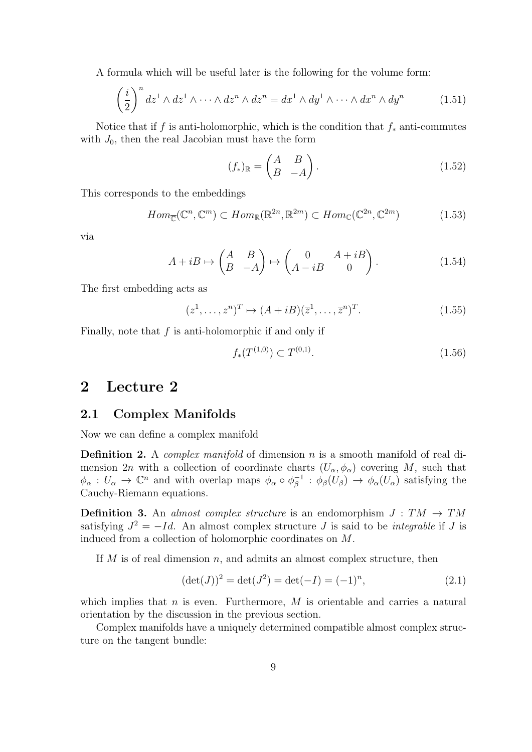A formula which will be useful later is the following for the volume form:

$$\left(\frac{i}{2}\right)^n dz^1 \wedge d\overline{z}^1 \wedge \cdots \wedge dz^n \wedge d\overline{z}^n = dx^1 \wedge dy^1 \wedge \cdots \wedge dx^n \wedge dy^n \tag{1.51}$$

Notice that if $f$ is anti-holomorphic, which is the condition that $f_*$ anti-commutes with $J_0$, then the real Jacobian must have the form

$$(f_*)_{\mathbb{R}} = \begin{pmatrix} A & B \\ B & -A \end{pmatrix}. \tag{1.52}$$

This corresponds to the embeddings

$$Hom_{\overline{\mathbb{C}}}(\mathbb{C}^n, \mathbb{C}^m) \subset Hom_{\mathbb{R}}(\mathbb{R}^{2n}, \mathbb{R}^{2m}) \subset Hom_{\mathbb{C}}(\mathbb{C}^{2n}, \mathbb{C}^{2m}) \tag{1.53}$$

via

$$A + iB \mapsto \begin{pmatrix} A & B \\ B & -A \end{pmatrix} \mapsto \begin{pmatrix} 0 & A + iB \\ A - iB & 0 \end{pmatrix}. \tag{1.54}$$

The first embedding acts as

$$(z^1, \ldots, z^n)^T \mapsto (A + iB)(\overline{z}^1, \ldots, \overline{z}^n)^T. \tag{1.55}$$

Finally, note that $f$ is anti-holomorphic if and only if

$$f_*(T^{(1,0)}) \subset T^{(0,1)}. \tag{1.56}$$

# 2 Lecture 2

## 2.1 Complex Manifolds

Now we can define a complex manifold

**Definition 2.** A *complex manifold* of dimension $n$ is a smooth manifold of real dimension $2n$ with a collection of coordinate charts $(U_\alpha, \phi_\alpha)$ covering $M$, such that $\phi_\alpha : U_\alpha \to \mathbb{C}^n$ and with overlap maps $\phi_\alpha \circ \phi_\beta^{-1} : \phi_\beta(U_\beta) \to \phi_\alpha(U_\alpha)$ satisfying the Cauchy-Riemann equations.

**Definition 3.** An *almost complex structure* is an endomorphism $J : TM \to TM$ satisfying $J^2 = -Id$. An almost complex structure $J$ is said to be *integrable* if $J$ is induced from a collection of holomorphic coordinates on $M$.

If $M$ is of real dimension $n$, and admits an almost complex structure, then

$$(\det(J))^2 = \det(J^2) = \det(-I) = (-1)^n, \tag{2.1}$$

which implies that $n$ is even. Furthermore, $M$ is orientable and carries a natural orientation by the discussion in the previous section.

Complex manifolds have a uniquely determined compatible almost complex structure on the tangent bundle: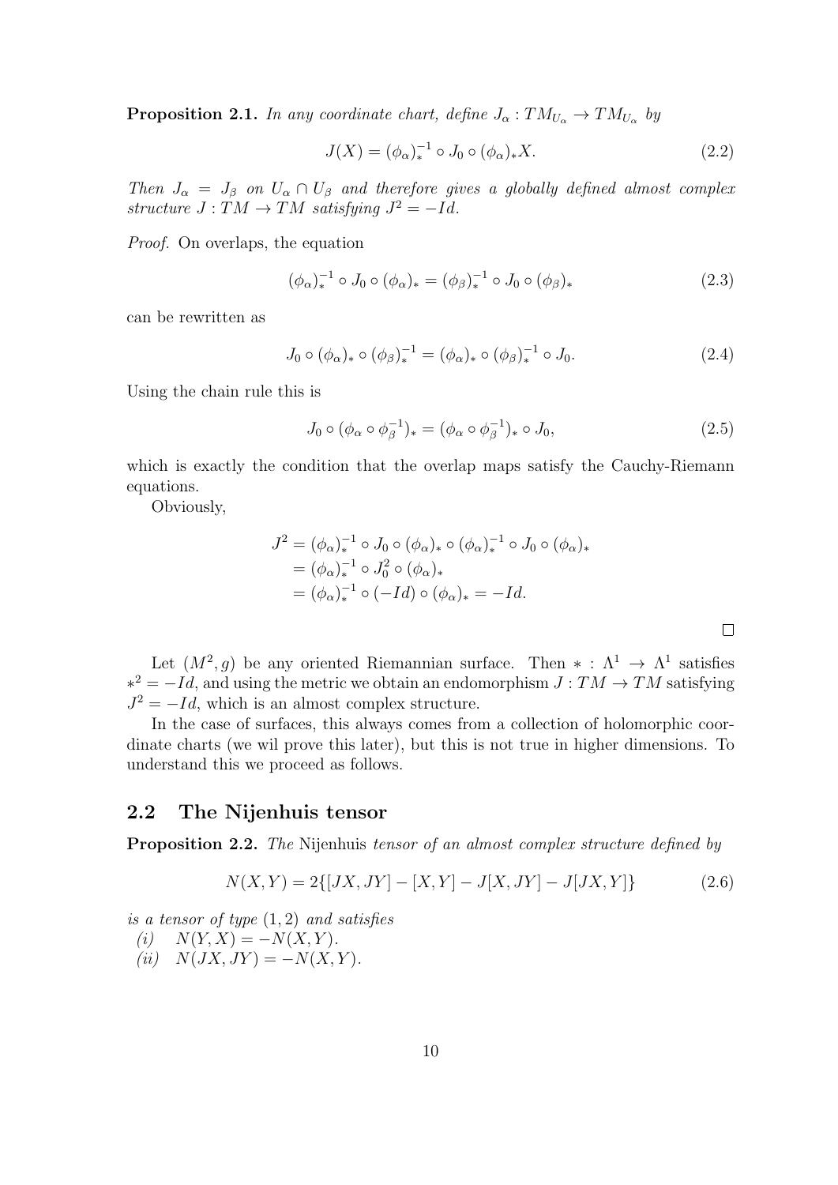**Proposition 2.1.** *In any coordinate chart, define $J_\alpha : TM_{U_\alpha} \to TM_{U_\alpha}$ by*

$$J(X) = (\phi_\alpha)_*^{-1} \circ J_0 \circ (\phi_\alpha)_* X. \tag{2.2}$$

*Then $J_\alpha = J_\beta$ on $U_\alpha \cap U_\beta$ and therefore gives a globally defined almost complex structure $J : TM \to TM$ satisfying $J^2 = -Id$.*

*Proof.* On overlaps, the equation

$$(\phi_\alpha)_*^{-1} \circ J_0 \circ (\phi_\alpha)_* = (\phi_\beta)_*^{-1} \circ J_0 \circ (\phi_\beta)_* \tag{2.3}$$

can be rewritten as

$$J_0 \circ (\phi_\alpha)_* \circ (\phi_\beta)_*^{-1} = (\phi_\alpha)_* \circ (\phi_\beta)_*^{-1} \circ J_0. \tag{2.4}$$

Using the chain rule this is

$$J_0 \circ (\phi_\alpha \circ \phi_\beta^{-1})_* = (\phi_\alpha \circ \phi_\beta^{-1})_* \circ J_0, \tag{2.5}$$

which is exactly the condition that the overlap maps satisfy the Cauchy-Riemann equations.

Obviously,

$$\begin{aligned}
J^2 &= (\phi_\alpha)_*^{-1} \circ J_0 \circ (\phi_\alpha)_* \circ (\phi_\alpha)_*^{-1} \circ J_0 \circ (\phi_\alpha)_* \\
&= (\phi_\alpha)_*^{-1} \circ J_0^2 \circ (\phi_\alpha)_* \\
&= (\phi_\alpha)_*^{-1} \circ (-Id) \circ (\phi_\alpha)_* = -Id.
\end{aligned}$$

□

Let $(M^2, g)$ be any oriented Riemannian surface. Then $* : \Lambda^1 \to \Lambda^1$ satisfies $*^2 = -Id$, and using the metric we obtain an endomorphism $J : TM \to TM$ satisfying $J^2 = -Id$, which is an almost complex structure.

In the case of surfaces, this always comes from a collection of holomorphic coordinate charts (we wil prove this later), but this is not true in higher dimensions. To understand this we proceed as follows.

## 2.2 The Nijenhuis tensor

**Proposition 2.2.** *The* Nijenhuis *tensor of an almost complex structure defined by*

$$N(X, Y) = 2\{[JX, JY] - [X, Y] - J[X, JY] - J[JX, Y]\} \tag{2.6}$$

*is a tensor of type $(1, 2)$ and satisfies*

*(i)* $\quad N(Y, X) = -N(X, Y)$.

*(ii)* $\quad N(JX, JY) = -N(X, Y)$.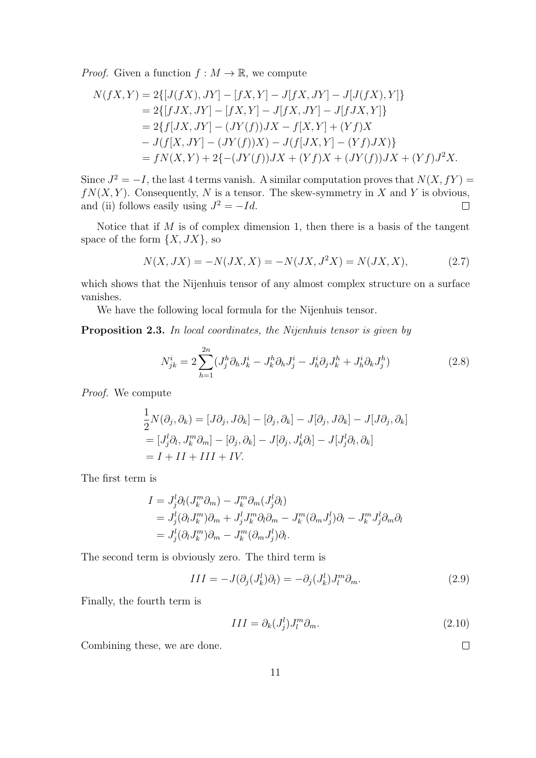*Proof.* Given a function $f : M \to \mathbb{R}$, we compute

$$
\begin{aligned}
N(fX, Y) &= 2\{[J(fX), JY] - [fX, Y] - J[fX, JY] - J[J(fX), Y]\} \\
&= 2\{[fJX, JY] - [fX, Y] - J[fX, JY] - J[fJX, Y]\} \\
&= 2\{f[JX, JY] - (JY(f))JX - f[X, Y] + (Yf)X \\
&\quad - J(f[X, JY] - (JY(f))X) - J(f[JX, Y] - (Yf)JX)\} \\
&= fN(X, Y) + 2\{-(JY(f))JX + (Yf)X + (JY(f))JX + (Yf)J^2X.
\end{aligned}
$$

Since $J^2 = -I$, the last 4 terms vanish. A similar computation proves that $N(X, fY) = fN(X, Y)$. Consequently, $N$ is a tensor. The skew-symmetry in $X$ and $Y$ is obvious, and (ii) follows easily using $J^2 = -Id$. $\square$

Notice that if $M$ is of complex dimension 1, then there is a basis of the tangent space of the form $\{X, JX\}$, so

$$
N(X, JX) = -N(JX, X) = -N(JX, J^2X) = N(JX, X), \tag{2.7}
$$

which shows that the Nijenhuis tensor of any almost complex structure on a surface vanishes.

We have the following local formula for the Nijenhuis tensor.

**Proposition 2.3.** *In local coordinates, the Nijenhuis tensor is given by*

$$
N^i_{jk} = 2\sum_{h=1}^{2n} (J^h_j \partial_h J^i_k - J^h_k \partial_h J^i_j - J^i_h \partial_j J^h_k + J^i_h \partial_k J^h_j) \tag{2.8}
$$

*Proof.* We compute

$$
\begin{aligned}
&\frac{1}{2}N(\partial_j, \partial_k) = [J\partial_j, J\partial_k] - [\partial_j, \partial_k] - J[\partial_j, J\partial_k] - J[J\partial_j, \partial_k] \\
&= [J^l_j\partial_l, J^m_k\partial_m] - [\partial_j, \partial_k] - J[\partial_j, J^l_k\partial_l] - J[J^l_j\partial_l, \partial_k] \\
&= I + II + III + IV.
\end{aligned}
$$

The first term is

$$
\begin{aligned}
I &= J^l_j\partial_l(J^m_k\partial_m) - J^m_k\partial_m(J^l_j\partial_l) \\
&= J^l_j(\partial_l J^m_k)\partial_m + J^l_j J^m_k \partial_l\partial_m - J^m_k(\partial_m J^l_j)\partial_l - J^m_k J^l_j \partial_m \partial_l \\
&= J^l_j(\partial_l J^m_k)\partial_m - J^m_k(\partial_m J^l_j)\partial_l.
\end{aligned}
$$

The second term is obviously zero. The third term is

$$
III = -J(\partial_j(J^l_k)\partial_l) = -\partial_j(J^l_k)J^m_l\partial_m. \tag{2.9}
$$

Finally, the fourth term is

$$
III = \partial_k(J^l_j)J^m_l\partial_m. \tag{2.10}
$$

Combining these, we are done. $\square$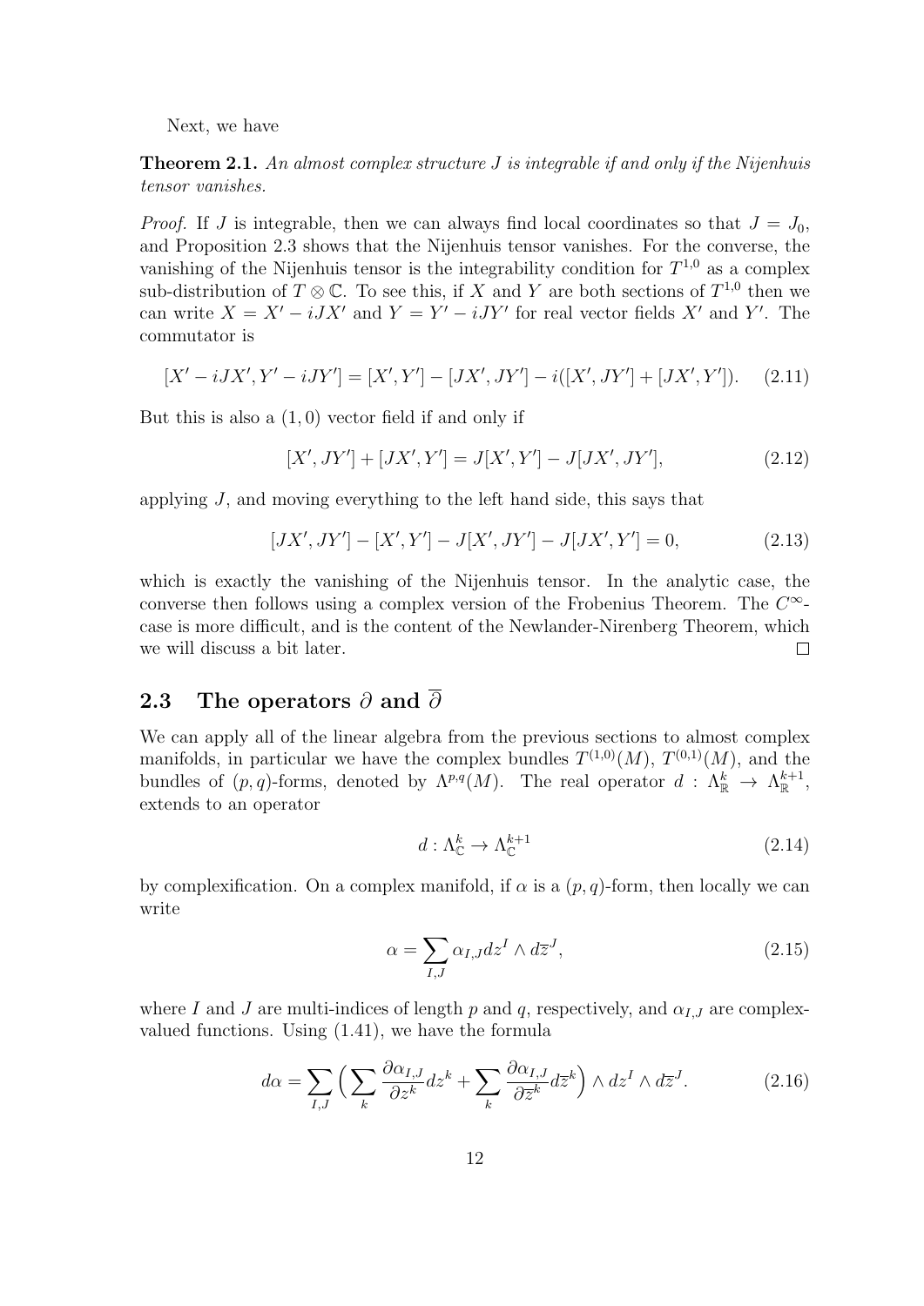Next, we have

**Theorem 2.1.** *An almost complex structure $J$ is integrable if and only if the Nijenhuis tensor vanishes.*

*Proof.* If $J$ is integrable, then we can always find local coordinates so that $J = J_0$, and Proposition 2.3 shows that the Nijenhuis tensor vanishes. For the converse, the vanishing of the Nijenhuis tensor is the integrability condition for $T^{1,0}$ as a complex sub-distribution of $T \otimes \mathbb{C}$. To see this, if $X$ and $Y$ are both sections of $T^{1,0}$ then we can write $X = X' - iJX'$ and $Y = Y' - iJY'$ for real vector fields $X'$ and $Y'$. The commutator is

$$[X' - iJX', Y' - iJY'] = [X', Y'] - [JX', JY'] - i([X', JY'] + [JX', Y']). \tag{2.11}$$

But this is also a $(1,0)$ vector field if and only if

$$[X', JY'] + [JX', Y'] = J[X', Y'] - J[JX', JY'], \tag{2.12}$$

applying $J$, and moving everything to the left hand side, this says that

$$[JX', JY'] - [X', Y'] - J[X', JY'] - J[JX', Y'] = 0, \tag{2.13}$$

which is exactly the vanishing of the Nijenhuis tensor. In the analytic case, the converse then follows using a complex version of the Frobenius Theorem. The $C^\infty$-case is more difficult, and is the content of the Newlander-Nirenberg Theorem, which we will discuss a bit later. $\square$

## 2.3 The operators $\partial$ and $\overline{\partial}$

We can apply all of the linear algebra from the previous sections to almost complex manifolds, in particular we have the complex bundles $T^{(1,0)}(M)$, $T^{(0,1)}(M)$, and the bundles of $(p,q)$-forms, denoted by $\Lambda^{p,q}(M)$. The real operator $d : \Lambda^k_{\mathbb{R}} \to \Lambda^{k+1}_{\mathbb{R}}$, extends to an operator

$$d : \Lambda^k_{\mathbb{C}} \to \Lambda^{k+1}_{\mathbb{C}} \tag{2.14}$$

by complexification. On a complex manifold, if $\alpha$ is a $(p,q)$-form, then locally we can write

$$\alpha = \sum_{I,J} \alpha_{I,J} dz^I \wedge d\overline{z}^J, \tag{2.15}$$

where $I$ and $J$ are multi-indices of length $p$ and $q$, respectively, and $\alpha_{I,J}$ are complex-valued functions. Using (1.41), we have the formula

$$d\alpha = \sum_{I,J} \Big( \sum_k \frac{\partial \alpha_{I,J}}{\partial z^k} dz^k + \sum_k \frac{\partial \alpha_{I,J}}{\partial \overline{z}^k} d\overline{z}^k \Big) \wedge dz^I \wedge d\overline{z}^J. \tag{2.16}$$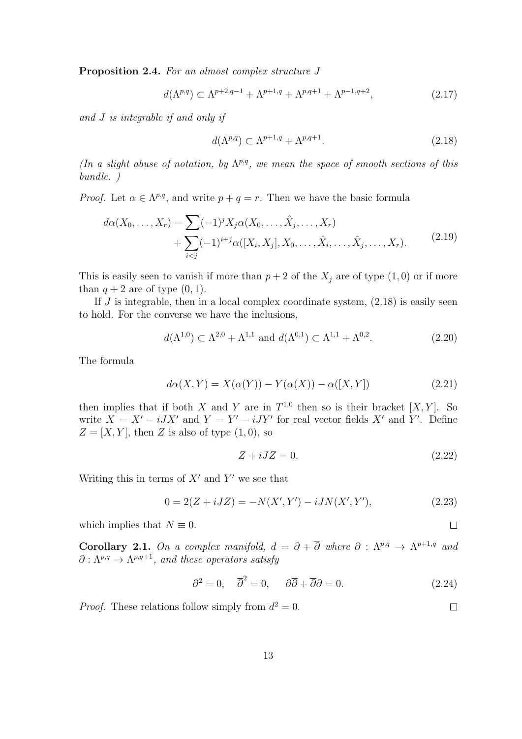**Proposition 2.4.** *For an almost complex structure $J$*

$$d(\Lambda^{p,q}) \subset \Lambda^{p+2,q-1} + \Lambda^{p+1,q} + \Lambda^{p,q+1} + \Lambda^{p-1,q+2}, \tag{2.17}$$

*and $J$ is integrable if and only if*

$$d(\Lambda^{p,q}) \subset \Lambda^{p+1,q} + \Lambda^{p,q+1}. \tag{2.18}$$

*(In a slight abuse of notation, by $\Lambda^{p,q}$, we mean the space of smooth sections of this bundle. )*

*Proof.* Let $\alpha \in \Lambda^{p,q}$, and write $p + q = r$. Then we have the basic formula

$$\begin{aligned} d\alpha(X_0, \ldots, X_r) &= \sum (-1)^j X_j \alpha(X_0, \ldots, \hat{X}_j, \ldots, X_r) \\ &+ \sum_{i<j} (-1)^{i+j} \alpha([X_i, X_j], X_0, \ldots, \hat{X}_i, \ldots, \hat{X}_j, \ldots, X_r). \end{aligned} \tag{2.19}$$

This is easily seen to vanish if more than $p + 2$ of the $X_j$ are of type $(1, 0)$ or if more than $q + 2$ are of type $(0, 1)$.

If $J$ is integrable, then in a local complex coordinate system, (2.18) is easily seen to hold. For the converse we have the inclusions,

$$d(\Lambda^{1,0}) \subset \Lambda^{2,0} + \Lambda^{1,1} \text{ and } d(\Lambda^{0,1}) \subset \Lambda^{1,1} + \Lambda^{0,2}. \tag{2.20}$$

The formula

$$d\alpha(X, Y) = X(\alpha(Y)) - Y(\alpha(X)) - \alpha([X, Y]) \tag{2.21}$$

then implies that if both $X$ and $Y$ are in $T^{1,0}$ then so is their bracket $[X, Y]$. So write $X = X' - iJX'$ and $Y = Y' - iJY'$ for real vector fields $X'$ and $Y'$. Define $Z = [X, Y]$, then $Z$ is also of type $(1, 0)$, so

$$Z + iJZ = 0. \tag{2.22}$$

Writing this in terms of $X'$ and $Y'$ we see that

$$0 = 2(Z + iJZ) = -N(X', Y') - iJN(X', Y'), \tag{2.23}$$

which implies that $N \equiv 0$. □

**Corollary 2.1.** *On a complex manifold, $d = \partial + \overline{\partial}$ where $\partial : \Lambda^{p,q} \to \Lambda^{p+1,q}$ and $\overline{\partial} : \Lambda^{p,q} \to \Lambda^{p,q+1}$, and these operators satisfy*

$$\partial^2 = 0, \quad \overline{\partial}^2 = 0, \quad \partial\overline{\partial} + \overline{\partial}\partial = 0. \tag{2.24}$$

*Proof.* These relations follow simply from $d^2 = 0$. □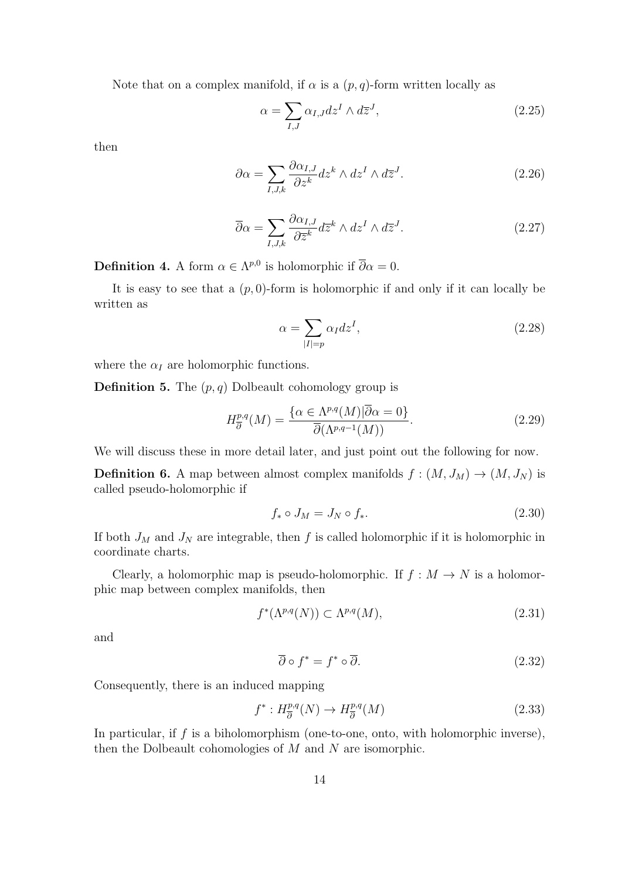Note that on a complex manifold, if $\alpha$ is a $(p, q)$-form written locally as

$$\alpha = \sum_{I,J} \alpha_{I,J} dz^I \wedge d\overline{z}^J, \tag{2.25}$$

then

$$\partial \alpha = \sum_{I,J,k} \frac{\partial \alpha_{I,J}}{\partial z^k} dz^k \wedge dz^I \wedge d\overline{z}^J. \tag{2.26}$$

$$\overline{\partial} \alpha = \sum_{I,J,k} \frac{\partial \alpha_{I,J}}{\partial \overline{z}^k} d\overline{z}^k \wedge dz^I \wedge d\overline{z}^J. \tag{2.27}$$

**Definition 4.** A form $\alpha \in \Lambda^{p,0}$ is holomorphic if $\overline{\partial} \alpha = 0$.

It is easy to see that a $(p, 0)$-form is holomorphic if and only if it can locally be written as

$$\alpha = \sum_{|I|=p} \alpha_I dz^I, \tag{2.28}$$

where the $\alpha_I$ are holomorphic functions.

**Definition 5.** The $(p, q)$ Dolbeault cohomology group is

$$H^{p,q}_{\overline{\partial}}(M) = \frac{\{\alpha \in \Lambda^{p,q}(M) | \overline{\partial} \alpha = 0\}}{\overline{\partial}(\Lambda^{p,q-1}(M))}. \tag{2.29}$$

We will discuss these in more detail later, and just point out the following for now.

**Definition 6.** A map between almost complex manifolds $f : (M, J_M) \to (M, J_N)$ is called pseudo-holomorphic if

$$f_* \circ J_M = J_N \circ f_*. \tag{2.30}$$

If both $J_M$ and $J_N$ are integrable, then $f$ is called holomorphic if it is holomorphic in coordinate charts.

Clearly, a holomorphic map is pseudo-holomorphic. If $f : M \to N$ is a holomorphic map between complex manifolds, then

$$f^*(\Lambda^{p,q}(N)) \subset \Lambda^{p,q}(M), \tag{2.31}$$

and

$$\overline{\partial} \circ f^* = f^* \circ \overline{\partial}. \tag{2.32}$$

Consequently, there is an induced mapping

$$f^* : H^{p,q}_{\overline{\partial}}(N) \to H^{p,q}_{\overline{\partial}}(M) \tag{2.33}$$

In particular, if $f$ is a biholomorphism (one-to-one, onto, with holomorphic inverse), then the Dolbeault cohomologies of $M$ and $N$ are isomorphic.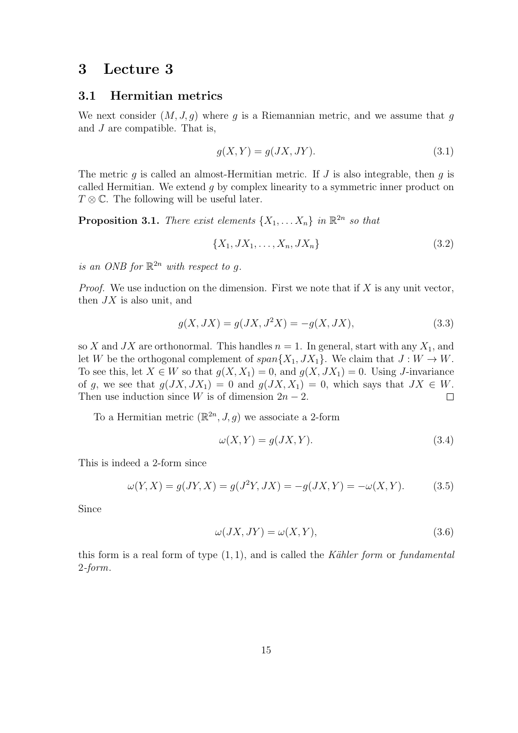# 3 Lecture 3

## 3.1 Hermitian metrics

We next consider $(M, J, g)$ where $g$ is a Riemannian metric, and we assume that $g$ and $J$ are compatible. That is,

$$g(X, Y) = g(JX, JY). \tag{3.1}$$

The metric $g$ is called an almost-Hermitian metric. If $J$ is also integrable, then $g$ is called Hermitian. We extend $g$ by complex linearity to a symmetric inner product on $T \otimes \mathbb{C}$. The following will be useful later.

**Proposition 3.1.** *There exist elements $\{X_1, \dots X_n\}$ in $\mathbb{R}^{2n}$ so that*

$$\{X_1, JX_1, \dots, X_n, JX_n\} \tag{3.2}$$

*is an ONB for $\mathbb{R}^{2n}$ with respect to $g$.*

*Proof.* We use induction on the dimension. First we note that if $X$ is any unit vector, then $JX$ is also unit, and

$$g(X, JX) = g(JX, J^2X) = -g(X, JX), \tag{3.3}$$

so $X$ and $JX$ are orthonormal. This handles $n = 1$. In general, start with any $X_1$, and let $W$ be the orthogonal complement of $span\{X_1, JX_1\}$. We claim that $J : W \to W$. To see this, let $X \in W$ so that $g(X, X_1) = 0$, and $g(X, JX_1) = 0$. Using $J$-invariance of $g$, we see that $g(JX, JX_1) = 0$ and $g(JX, X_1) = 0$, which says that $JX \in W$. Then use induction since $W$ is of dimension $2n - 2$. □

To a Hermitian metric $(\mathbb{R}^{2n}, J, g)$ we associate a 2-form

$$\omega(X, Y) = g(JX, Y). \tag{3.4}$$

This is indeed a 2-form since

$$\omega(Y, X) = g(JY, X) = g(J^2Y, JX) = -g(JX, Y) = -\omega(X, Y). \tag{3.5}$$

Since

$$\omega(JX, JY) = \omega(X, Y), \tag{3.6}$$

this form is a real form of type $(1, 1)$, and is called the *Kähler form* or *fundamental 2-form*.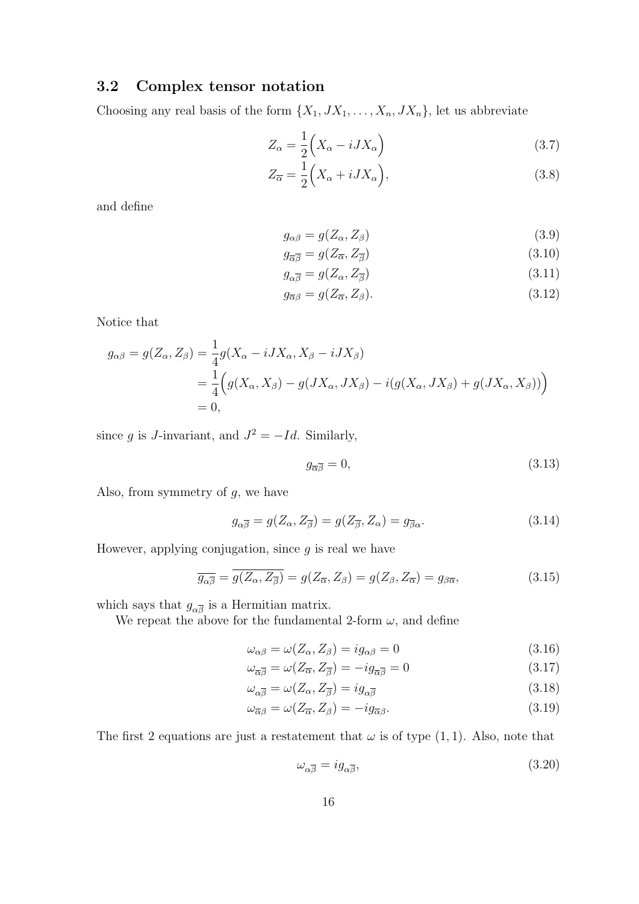### 3.2 Complex tensor notation

Choosing any real basis of the form $\{X_1, JX_1, \dots, X_n, JX_n\}$, let us abbreviate

$$Z_\alpha = \frac{1}{2}\Big(X_\alpha - iJX_\alpha\Big) \tag{3.7}$$

$$Z_{\overline{\alpha}} = \frac{1}{2}\Big(X_\alpha + iJX_\alpha\Big), \tag{3.8}$$

and define

$$g_{\alpha\beta} = g(Z_\alpha, Z_\beta) \tag{3.9}$$

$$g_{\overline{\alpha}\overline{\beta}} = g(Z_{\overline{\alpha}}, Z_{\overline{\beta}}) \tag{3.10}$$

$$g_{\alpha\overline{\beta}} = g(Z_\alpha, Z_{\overline{\beta}}) \tag{3.11}$$

$$g_{\overline{\alpha}\beta} = g(Z_{\overline{\alpha}}, Z_\beta). \tag{3.12}$$

Notice that

$$\begin{aligned}
g_{\alpha\beta} = g(Z_\alpha, Z_\beta) &= \frac{1}{4} g(X_\alpha - iJX_\alpha, X_\beta - iJX_\beta) \\
&= \frac{1}{4}\Big(g(X_\alpha, X_\beta) - g(JX_\alpha, JX_\beta) - i(g(X_\alpha, JX_\beta) + g(JX_\alpha, X_\beta))\Big) \\
&= 0,
\end{aligned}$$

since $g$ is $J$-invariant, and $J^2 = -Id$. Similarly,

$$g_{\overline{\alpha}\overline{\beta}} = 0, \tag{3.13}$$

Also, from symmetry of $g$, we have

$$g_{\alpha\overline{\beta}} = g(Z_\alpha, Z_{\overline{\beta}}) = g(Z_{\overline{\beta}}, Z_\alpha) = g_{\overline{\beta}\alpha}. \tag{3.14}$$

However, applying conjugation, since $g$ is real we have

$$\overline{g_{\alpha\overline{\beta}}} = \overline{g(Z_\alpha, Z_{\overline{\beta}})} = g(Z_{\overline{\alpha}}, Z_\beta) = g(Z_\beta, Z_{\overline{\alpha}}) = g_{\beta\overline{\alpha}}, \tag{3.15}$$

which says that $g_{\alpha\overline{\beta}}$ is a Hermitian matrix.

We repeat the above for the fundamental 2-form $\omega$, and define

$$\omega_{\alpha\beta} = \omega(Z_\alpha, Z_\beta) = ig_{\alpha\beta} = 0 \tag{3.16}$$

$$\omega_{\overline{\alpha}\overline{\beta}} = \omega(Z_{\overline{\alpha}}, Z_{\overline{\beta}}) = -ig_{\overline{\alpha}\overline{\beta}} = 0 \tag{3.17}$$

$$\omega_{\alpha\overline{\beta}} = \omega(Z_\alpha, Z_{\overline{\beta}}) = ig_{\alpha\overline{\beta}} \tag{3.18}$$

$$\omega_{\overline{\alpha}\beta} = \omega(Z_{\overline{\alpha}}, Z_\beta) = -ig_{\overline{\alpha}\beta}. \tag{3.19}$$

The first 2 equations are just a restatement that $\omega$ is of type $(1,1)$. Also, note that

$$\omega_{\alpha\overline{\beta}} = ig_{\alpha\overline{\beta}}, \tag{3.20}$$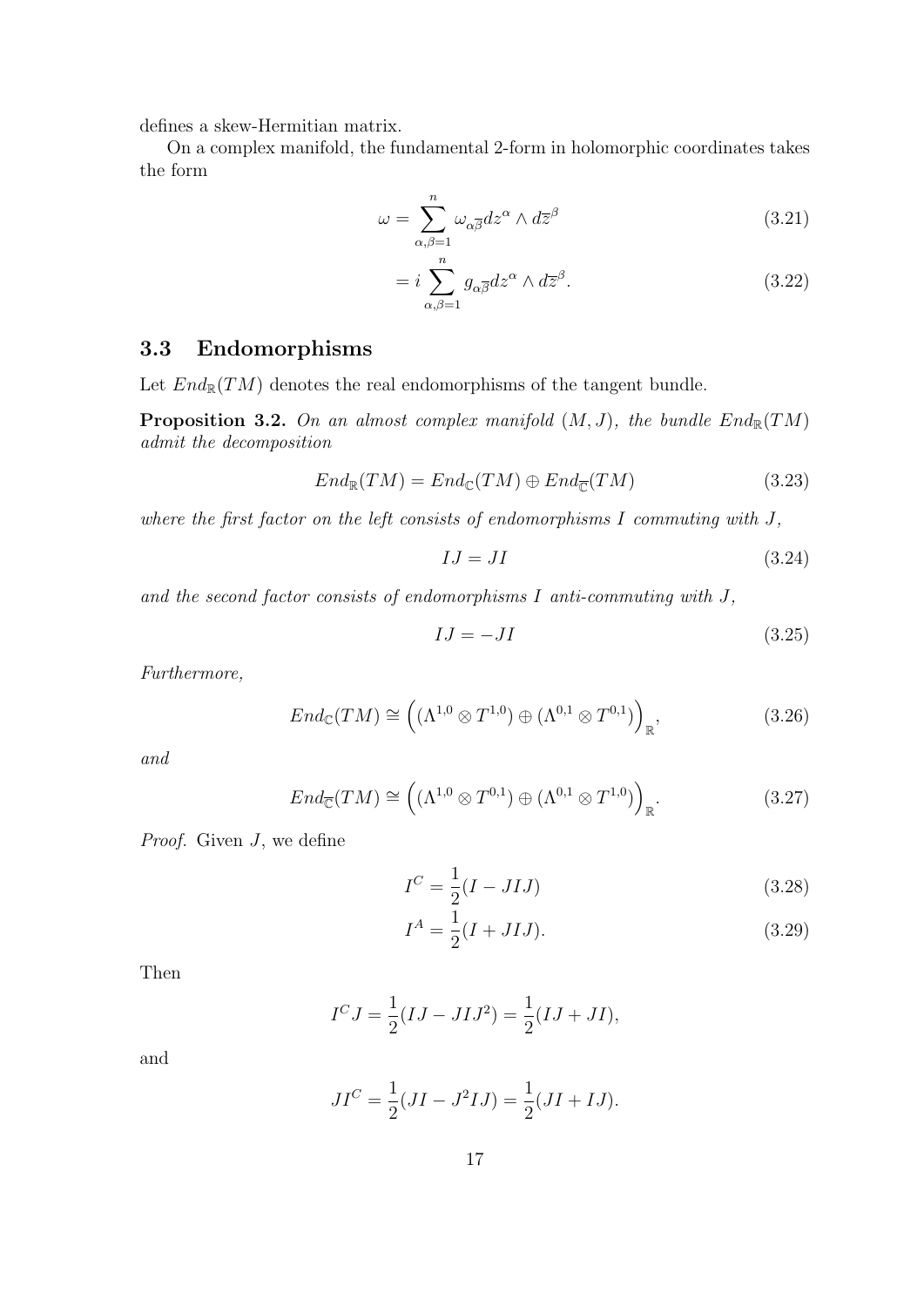defines a skew-Hermitian matrix.

On a complex manifold, the fundamental 2-form in holomorphic coordinates takes the form

$$\omega = \sum_{\alpha,\beta=1}^{n} \omega_{\alpha\overline{\beta}} dz^{\alpha} \wedge d\overline{z}^{\beta} \tag{3.21}$$

$$= i \sum_{\alpha,\beta=1}^{n} g_{\alpha\overline{\beta}} dz^{\alpha} \wedge d\overline{z}^{\beta}. \tag{3.22}$$

## 3.3 Endomorphisms

Let $End_{\mathbb{R}}(TM)$ denotes the real endomorphisms of the tangent bundle.

**Proposition 3.2.** *On an almost complex manifold $(M, J)$, the bundle $End_{\mathbb{R}}(TM)$ admit the decomposition*

$$End_{\mathbb{R}}(TM) = End_{\mathbb{C}}(TM) \oplus End_{\overline{\mathbb{C}}}(TM) \tag{3.23}$$

*where the first factor on the left consists of endomorphisms $I$ commuting with $J$,*

$$IJ = JI \tag{3.24}$$

*and the second factor consists of endomorphisms $I$ anti-commuting with $J$,*

$$IJ = -JI \tag{3.25}$$

*Furthermore,*

$$End_{\mathbb{C}}(TM) \cong \Big( (\Lambda^{1,0} \otimes T^{1,0}) \oplus (\Lambda^{0,1} \otimes T^{0,1}) \Big)_{\mathbb{R}}, \tag{3.26}$$

*and*

$$End_{\overline{\mathbb{C}}}(TM) \cong \Big( (\Lambda^{1,0} \otimes T^{0,1}) \oplus (\Lambda^{0,1} \otimes T^{1,0}) \Big)_{\mathbb{R}}. \tag{3.27}$$

*Proof.* Given $J$, we define

$$I^C = \frac{1}{2}(I - JIJ) \tag{3.28}$$

$$I^A = \frac{1}{2}(I + JIJ). \tag{3.29}$$

Then

$$I^C J = \frac{1}{2}(IJ - JIJ^2) = \frac{1}{2}(IJ + JI),$$

and

$$JI^C = \frac{1}{2}(JI - J^2 IJ) = \frac{1}{2}(JI + IJ).$$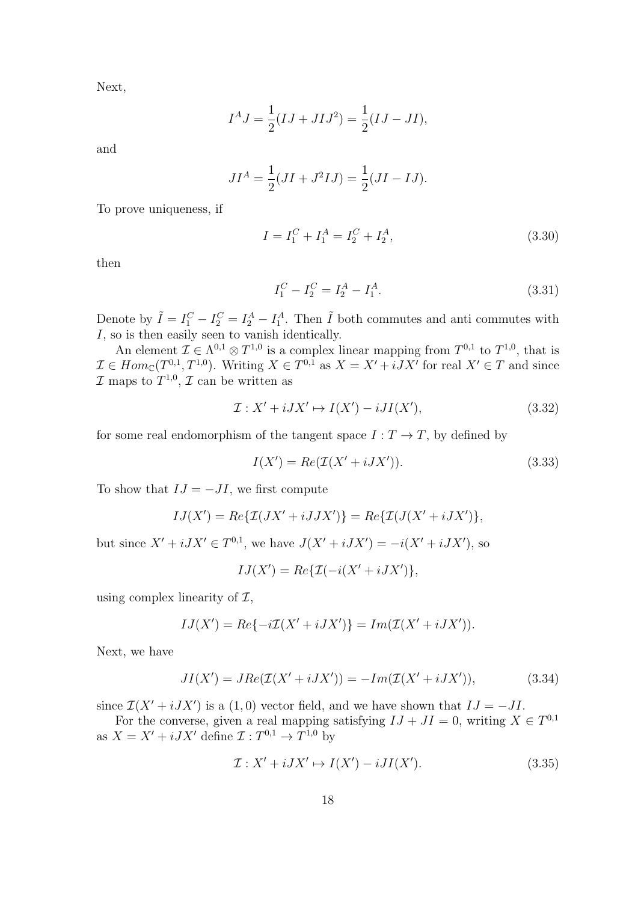Next,

$$I^A J = \frac{1}{2}(IJ + JIJ^2) = \frac{1}{2}(IJ - JI),$$

and

$$JI^A = \frac{1}{2}(JI + J^2 IJ) = \frac{1}{2}(JI - IJ).$$

To prove uniqueness, if

$$I = I_1^C + I_1^A = I_2^C + I_2^A, \tag{3.30}$$

then

$$I_1^C - I_2^C = I_2^A - I_1^A. \tag{3.31}$$

Denote by $\tilde{I} = I_1^C - I_2^C = I_2^A - I_1^A$. Then $\tilde{I}$ both commutes and anti commutes with $I$, so is then easily seen to vanish identically.

An element $\mathcal{I} \in \Lambda^{0,1} \otimes T^{1,0}$ is a complex linear mapping from $T^{0,1}$ to $T^{1,0}$, that is $\mathcal{I} \in Hom_{\mathbb{C}}(T^{0,1}, T^{1,0})$. Writing $X \in T^{0,1}$ as $X = X' + iJX'$ for real $X' \in T$ and since $\mathcal{I}$ maps to $T^{1,0}$, $\mathcal{I}$ can be written as

$$\mathcal{I} : X' + iJX' \mapsto I(X') - iJI(X'), \tag{3.32}$$

for some real endomorphism of the tangent space $I : T \to T$, by defined by

$$I(X') = Re(\mathcal{I}(X' + iJX')). \tag{3.33}$$

To show that $IJ = -JI$, we first compute

$$IJ(X') = Re\{\mathcal{I}(JX' + iJJX')\} = Re\{\mathcal{I}(J(X' + iJX')\},$$

but since $X' + iJX' \in T^{0,1}$, we have $J(X' + iJX') = -i(X' + iJX')$, so

$$IJ(X') = Re\{\mathcal{I}(-i(X' + iJX')\},$$

using complex linearity of $\mathcal{I}$,

$$IJ(X') = Re\{-i\mathcal{I}(X' + iJX')\} = Im(\mathcal{I}(X' + iJX')).$$

Next, we have

$$JI(X') = JRe(\mathcal{I}(X' + iJX')) = -Im(\mathcal{I}(X' + iJX')), \tag{3.34}$$

since $\mathcal{I}(X' + iJX')$ is a $(1,0)$ vector field, and we have shown that $IJ = -JI$.

For the converse, given a real mapping satisfying $IJ + JI = 0$, writing $X \in T^{0,1}$ as $X = X' + iJX'$ define $\mathcal{I} : T^{0,1} \to T^{1,0}$ by

$$\mathcal{I} : X' + iJX' \mapsto I(X') - iJI(X'). \tag{3.35}$$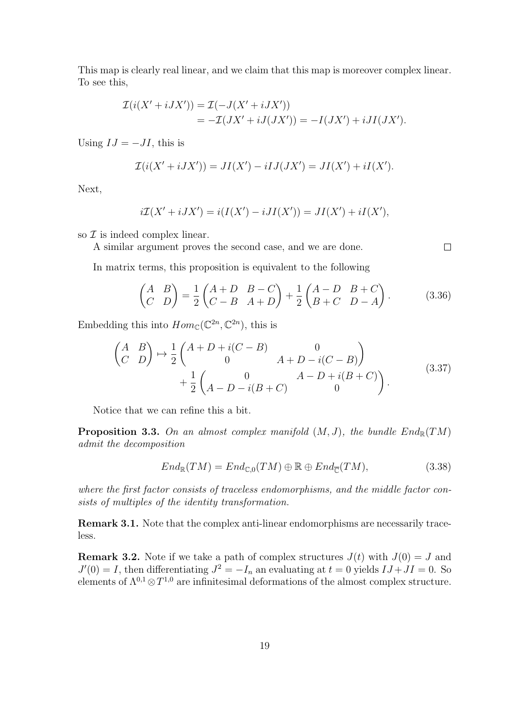This map is clearly real linear, and we claim that this map is moreover complex linear. To see this,

$$\begin{aligned}\mathcal{I}(i(X' + iJX')) &= \mathcal{I}(-J(X' + iJX')) \\ &= -\mathcal{I}(JX' + iJ(JX')) = -I(JX') + iJI(JX').\end{aligned}$$

Using $IJ = -JI$, this is

$$\mathcal{I}(i(X' + iJX')) = JI(X') - iIJ(JX') = JI(X') + iI(X').$$

Next,

$$i\mathcal{I}(X' + iJX') = i(I(X') - iJI(X')) = JI(X') + iI(X'),$$

so $\mathcal{I}$ is indeed complex linear.

A similar argument proves the second case, and we are done. $\square$

In matrix terms, this proposition is equivalent to the following

$$\begin{pmatrix} A & B \\ C & D \end{pmatrix} = \frac{1}{2}\begin{pmatrix} A+D & B-C \\ C-B & A+D \end{pmatrix} + \frac{1}{2}\begin{pmatrix} A-D & B+C \\ B+C & D-A \end{pmatrix}. \tag{3.36}$$

Embedding this into $Hom_{\mathbb{C}}(\mathbb{C}^{2n}, \mathbb{C}^{2n})$, this is

$$\begin{aligned}\begin{pmatrix} A & B \\ C & D \end{pmatrix} \mapsto \frac{1}{2}&\begin{pmatrix} A+D+i(C-B) & 0 \\ 0 & A+D-i(C-B) \end{pmatrix} \\ &+ \frac{1}{2}\begin{pmatrix} 0 & A-D+i(B+C) \\ A-D-i(B+C) & 0 \end{pmatrix}.\end{aligned} \tag{3.37}$$

Notice that we can refine this a bit.

**Proposition 3.3.** *On an almost complex manifold $(M, J)$, the bundle $End_{\mathbb{R}}(TM)$ admit the decomposition*

$$End_{\mathbb{R}}(TM) = End_{\mathbb{C},0}(TM) \oplus \mathbb{R} \oplus End_{\overline{\mathbb{C}}}(TM), \tag{3.38}$$

*where the first factor consists of traceless endomorphisms, and the middle factor consists of multiples of the identity transformation.*

**Remark 3.1.** Note that the complex anti-linear endomorphisms are necessarily traceless.

**Remark 3.2.** Note if we take a path of complex structures $J(t)$ with $J(0) = J$ and $J'(0) = I$, then differentiating $J^2 = -I_n$ an evaluating at $t = 0$ yields $IJ + JI = 0$. So elements of $\Lambda^{0,1} \otimes T^{1,0}$ are infinitesimal deformations of the almost complex structure.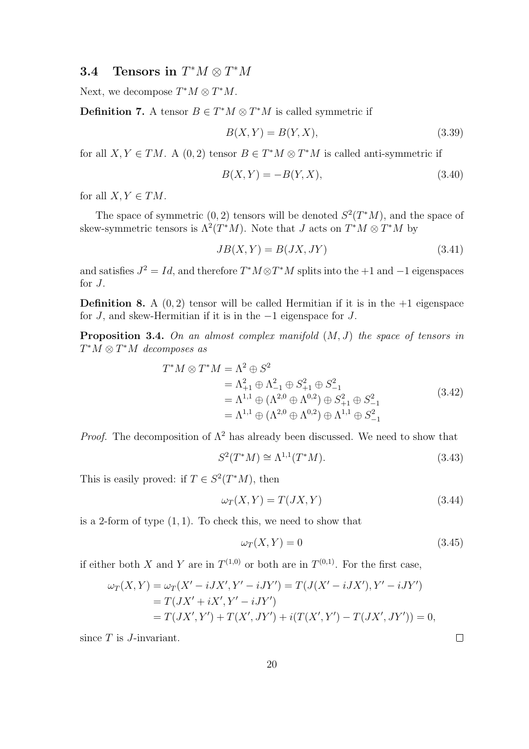## 3.4 Tensors in $T^*M \otimes T^*M$

Next, we decompose $T^*M \otimes T^*M$.

**Definition 7.** A tensor $B \in T^*M \otimes T^*M$ is called symmetric if

$$B(X,Y) = B(Y,X), \tag{3.39}$$

for all $X, Y \in TM$. A $(0,2)$ tensor $B \in T^*M \otimes T^*M$ is called anti-symmetric if

$$B(X,Y) = -B(Y,X), \tag{3.40}$$

for all $X, Y \in TM$.

The space of symmetric $(0,2)$ tensors will be denoted $S^2(T^*M)$, and the space of skew-symmetric tensors is $\Lambda^2(T^*M)$. Note that $J$ acts on $T^*M \otimes T^*M$ by

$$JB(X,Y) = B(JX, JY) \tag{3.41}$$

and satisfies $J^2 = Id$, and therefore $T^*M \otimes T^*M$ splits into the $+1$ and $-1$ eigenspaces for $J$.

**Definition 8.** A $(0,2)$ tensor will be called Hermitian if it is in the $+1$ eigenspace for $J$, and skew-Hermitian if it is in the $-1$ eigenspace for $J$.

**Proposition 3.4.** *On an almost complex manifold $(M, J)$ the space of tensors in $T^*M \otimes T^*M$ decomposes as*

$$\begin{aligned}
T^*M \otimes T^*M &= \Lambda^2 \oplus S^2 \\
&= \Lambda^2_{+1} \oplus \Lambda^2_{-1} \oplus S^2_{+1} \oplus S^2_{-1} \\
&= \Lambda^{1,1} \oplus (\Lambda^{2,0} \oplus \Lambda^{0,2}) \oplus S^2_{+1} \oplus S^2_{-1} \\
&= \Lambda^{1,1} \oplus (\Lambda^{2,0} \oplus \Lambda^{0,2}) \oplus \Lambda^{1,1} \oplus S^2_{-1}
\end{aligned} \tag{3.42}$$

*Proof.* The decomposition of $\Lambda^2$ has already been discussed. We need to show that

$$S^2(T^*M) \cong \Lambda^{1,1}(T^*M). \tag{3.43}$$

This is easily proved: if $T \in S^2(T^*M)$, then

$$\omega_T(X,Y) = T(JX, Y) \tag{3.44}$$

is a 2-form of type $(1,1)$. To check this, we need to show that

$$\omega_T(X,Y) = 0 \tag{3.45}$$

if either both $X$ and $Y$ are in $T^{(1,0)}$ or both are in $T^{(0,1)}$. For the first case,

$$\begin{aligned}
\omega_T(X,Y) &= \omega_T(X' - iJX', Y' - iJY') = T(J(X' - iJX'), Y' - iJY') \\
&= T(JX' + iX', Y' - iJY') \\
&= T(JX', Y') + T(X', JY') + i(T(X', Y') - T(JX', JY')) = 0,
\end{aligned}$$

since $T$ is $J$-invariant. $\square$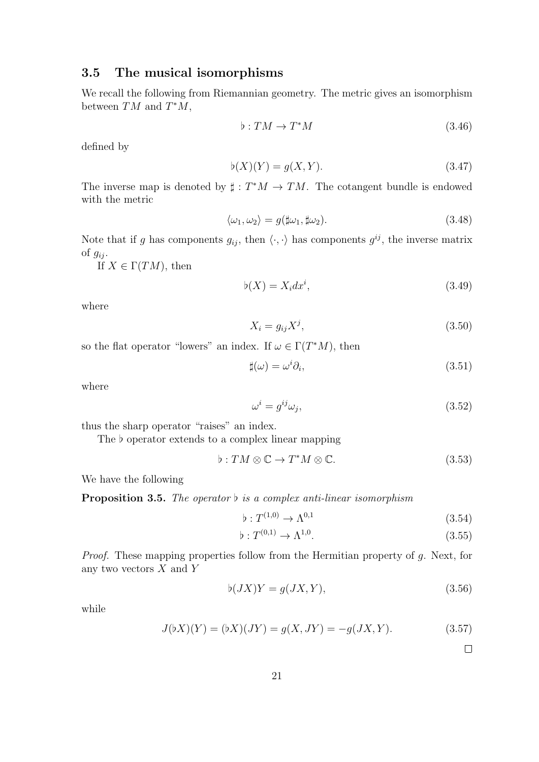### 3.5 The musical isomorphisms

We recall the following from Riemannian geometry. The metric gives an isomorphism between $TM$ and $T^*M$,

$$\flat : TM \to T^*M \tag{3.46}$$

defined by

$$\flat(X)(Y) = g(X, Y). \tag{3.47}$$

The inverse map is denoted by $\sharp : T^*M \to TM$. The cotangent bundle is endowed with the metric

$$\langle \omega_1, \omega_2 \rangle = g(\sharp\omega_1, \sharp\omega_2). \tag{3.48}$$

Note that if $g$ has components $g_{ij}$, then $\langle \cdot, \cdot \rangle$ has components $g^{ij}$, the inverse matrix of $g_{ij}$.

If $X \in \Gamma(TM)$, then

$$\flat(X) = X_i dx^i, \tag{3.49}$$

where

$$X_i = g_{ij} X^j, \tag{3.50}$$

so the flat operator "lowers" an index. If $\omega \in \Gamma(T^*M)$, then

$$\sharp(\omega) = \omega^i \partial_i, \tag{3.51}$$

where

$$\omega^i = g^{ij} \omega_j, \tag{3.52}$$

thus the sharp operator "raises" an index.

The $\flat$ operator extends to a complex linear mapping

$$\flat : TM \otimes \mathbb{C} \to T^*M \otimes \mathbb{C}. \tag{3.53}$$

We have the following

**Proposition 3.5.** *The operator $\flat$ is a complex anti-linear isomorphism*

$$\flat : T^{(1,0)} \to \Lambda^{0,1} \tag{3.54}$$

$$\flat : T^{(0,1)} \to \Lambda^{1,0}. \tag{3.55}$$

*Proof.* These mapping properties follow from the Hermitian property of $g$. Next, for any two vectors $X$ and $Y$

$$\flat(JX)Y = g(JX, Y), \tag{3.56}$$

while

$$J(\flat X)(Y) = (\flat X)(JY) = g(X, JY) = -g(JX, Y). \tag{3.57}$$

□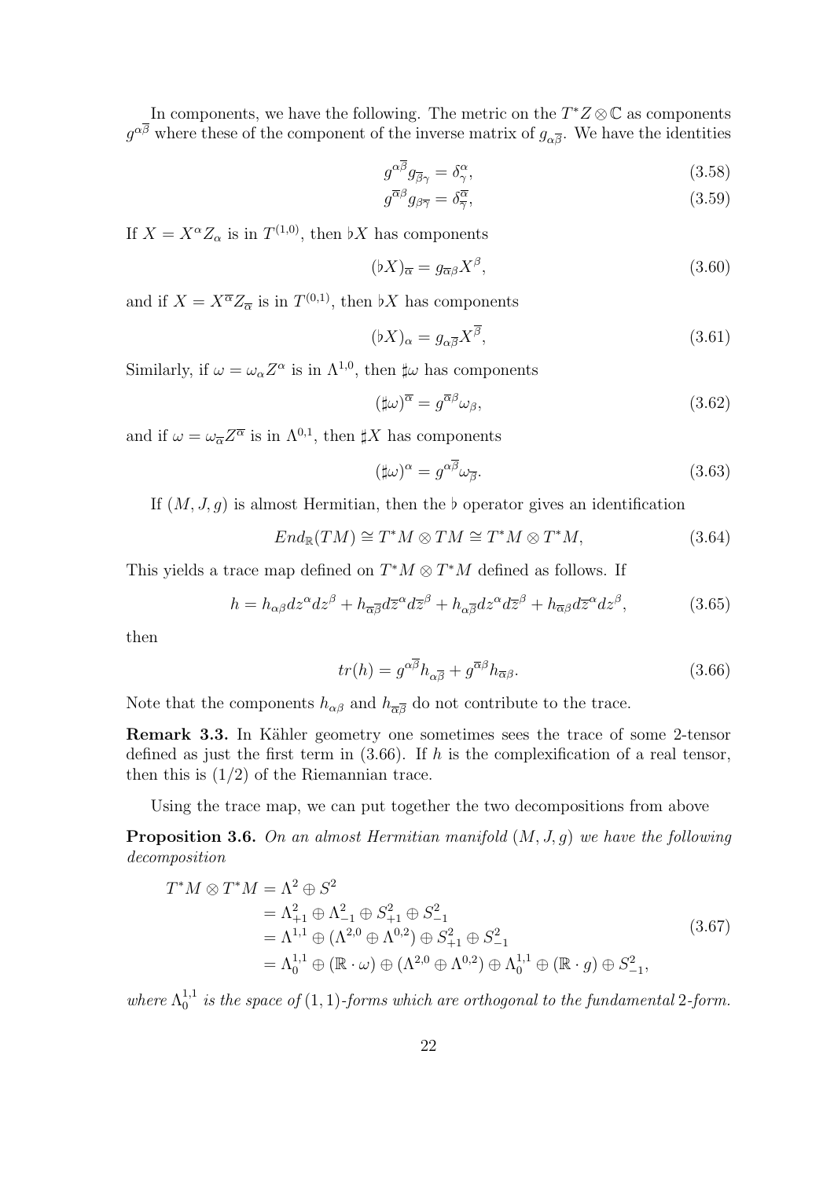In components, we have the following. The metric on the $T^*Z \otimes \mathbb{C}$ as components $g^{\alpha\overline{\beta}}$ where these of the component of the inverse matrix of $g_{\alpha\overline{\beta}}$. We have the identities

$$g^{\alpha\overline{\beta}} g_{\overline{\beta}\gamma} = \delta^{\alpha}_{\gamma}, \tag{3.58}$$

$$g^{\overline{\alpha}\beta} g_{\beta\overline{\gamma}} = \delta^{\overline{\alpha}}_{\overline{\gamma}}, \tag{3.59}$$

If $X = X^{\alpha} Z_{\alpha}$ is in $T^{(1,0)}$, then $\flat X$ has components

$$(\flat X)_{\overline{\alpha}} = g_{\overline{\alpha}\beta} X^{\beta}, \tag{3.60}$$

and if $X = X^{\overline{\alpha}} Z_{\overline{\alpha}}$ is in $T^{(0,1)}$, then $\flat X$ has components

$$(\flat X)_{\alpha} = g_{\alpha\overline{\beta}} X^{\overline{\beta}}, \tag{3.61}$$

Similarly, if $\omega = \omega_{\alpha} Z^{\alpha}$ is in $\Lambda^{1,0}$, then $\sharp\omega$ has components

$$(\sharp\omega)^{\overline{\alpha}} = g^{\overline{\alpha}\beta} \omega_{\beta}, \tag{3.62}$$

and if $\omega = \omega_{\overline{\alpha}} Z^{\overline{\alpha}}$ is in $\Lambda^{0,1}$, then $\sharp X$ has components

$$(\sharp\omega)^{\alpha} = g^{\alpha\overline{\beta}} \omega_{\overline{\beta}}. \tag{3.63}$$

If $(M, J, g)$ is almost Hermitian, then the $\flat$ operator gives an identification

$$End_{\mathbb{R}}(TM) \cong T^*M \otimes TM \cong T^*M \otimes T^*M, \tag{3.64}$$

This yields a trace map defined on $T^*M \otimes T^*M$ defined as follows. If

$$h = h_{\alpha\beta} dz^{\alpha} dz^{\beta} + h_{\overline{\alpha}\overline{\beta}} d\overline{z}^{\alpha} d\overline{z}^{\beta} + h_{\alpha\overline{\beta}} dz^{\alpha} d\overline{z}^{\beta} + h_{\overline{\alpha}\beta} d\overline{z}^{\alpha} dz^{\beta}, \tag{3.65}$$

then

$$tr(h) = g^{\alpha\overline{\beta}} h_{\alpha\overline{\beta}} + g^{\overline{\alpha}\beta} h_{\overline{\alpha}\beta}. \tag{3.66}$$

Note that the components $h_{\alpha\beta}$ and $h_{\overline{\alpha}\overline{\beta}}$ do not contribute to the trace.

**Remark 3.3.** In Kähler geometry one sometimes sees the trace of some 2-tensor defined as just the first term in (3.66). If $h$ is the complexification of a real tensor, then this is $(1/2)$ of the Riemannian trace.

Using the trace map, we can put together the two decompositions from above

**Proposition 3.6.** *On an almost Hermitian manifold $(M, J, g)$ we have the following decomposition*

$$\begin{aligned} T^*M \otimes T^*M &= \Lambda^2 \oplus S^2 \\ &= \Lambda^2_{+1} \oplus \Lambda^2_{-1} \oplus S^2_{+1} \oplus S^2_{-1} \\ &= \Lambda^{1,1} \oplus (\Lambda^{2,0} \oplus \Lambda^{0,2}) \oplus S^2_{+1} \oplus S^2_{-1} \\ &= \Lambda^{1,1}_0 \oplus (\mathbb{R} \cdot \omega) \oplus (\Lambda^{2,0} \oplus \Lambda^{0,2}) \oplus \Lambda^{1,1}_0 \oplus (\mathbb{R} \cdot g) \oplus S^2_{-1}, \end{aligned} \tag{3.67}$$

*where $\Lambda^{1,1}_0$ is the space of $(1,1)$-forms which are orthogonal to the fundamental 2-form.*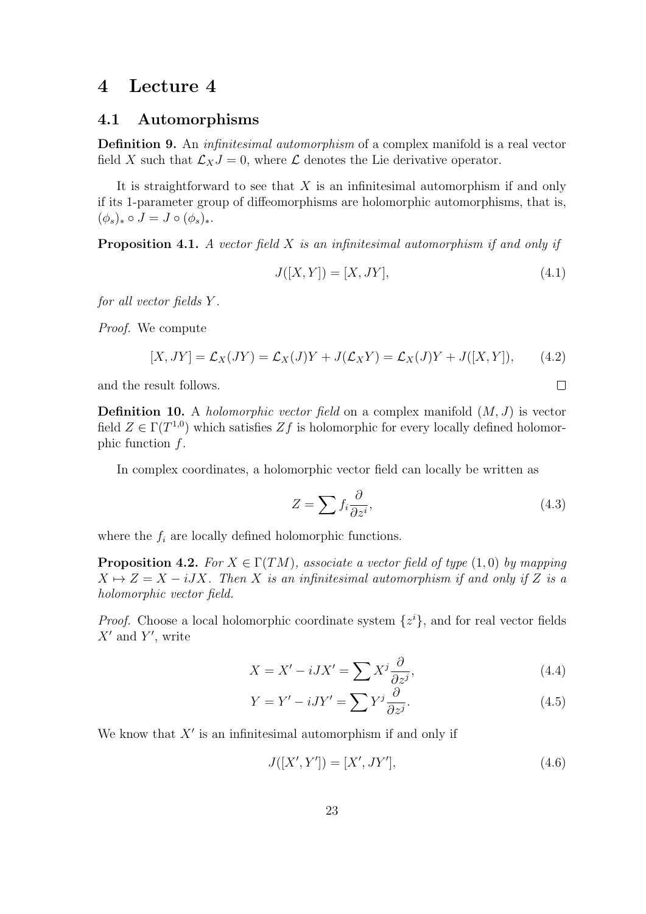# 4 Lecture 4

## 4.1 Automorphisms

**Definition 9.** An *infinitesimal automorphism* of a complex manifold is a real vector field $X$ such that $\mathcal{L}_X J = 0$, where $\mathcal{L}$ denotes the Lie derivative operator.

It is straightforward to see that $X$ is an infinitesimal automorphism if and only if its 1-parameter group of diffeomorphisms are holomorphic automorphisms, that is, $(\phi_s)_* \circ J = J \circ (\phi_s)_*$.

**Proposition 4.1.** *A vector field $X$ is an infinitesimal automorphism if and only if*

$$J([X, Y]) = [X, JY], \tag{4.1}$$

*for all vector fields $Y$.*

*Proof.* We compute

$$[X, JY] = \mathcal{L}_X(JY) = \mathcal{L}_X(J)Y + J(\mathcal{L}_X Y) = \mathcal{L}_X(J)Y + J([X, Y]), \tag{4.2}$$

and the result follows. $\square$

**Definition 10.** A *holomorphic vector field* on a complex manifold $(M, J)$ is vector field $Z \in \Gamma(T^{1,0})$ which satisfies $Zf$ is holomorphic for every locally defined holomorphic function $f$.

In complex coordinates, a holomorphic vector field can locally be written as

$$Z = \sum f_i \frac{\partial}{\partial z^i}, \tag{4.3}$$

where the $f_i$ are locally defined holomorphic functions.

**Proposition 4.2.** *For $X \in \Gamma(TM)$, associate a vector field of type $(1,0)$ by mapping $X \mapsto Z = X - iJX$. Then $X$ is an infinitesimal automorphism if and only if $Z$ is a holomorphic vector field.*

*Proof.* Choose a local holomorphic coordinate system $\{z^i\}$, and for real vector fields $X'$ and $Y'$, write

$$X = X' - iJX' = \sum X^j \frac{\partial}{\partial z^j}, \tag{4.4}$$

$$Y = Y' - iJY' = \sum Y^j \frac{\partial}{\partial z^j}. \tag{4.5}$$

We know that $X'$ is an infinitesimal automorphism if and only if

$$J([X', Y']) = [X', JY'], \tag{4.6}$$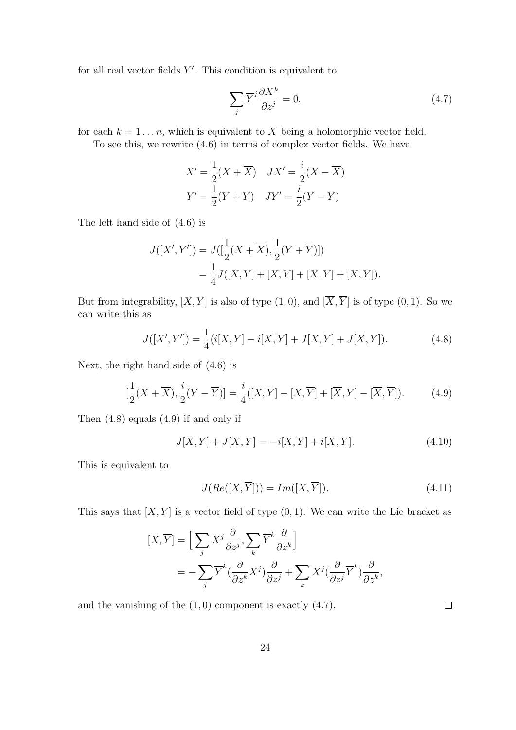for all real vector fields $Y'$. This condition is equivalent to

$$\sum_j \overline{Y}^j \frac{\partial X^k}{\partial \overline{z}^j} = 0, \tag{4.7}$$

for each $k = 1 \dots n$, which is equivalent to $X$ being a holomorphic vector field.

To see this, we rewrite (4.6) in terms of complex vector fields. We have

$$X' = \frac{1}{2}(X + \overline{X}) \quad JX' = \frac{i}{2}(X - \overline{X})$$
$$Y' = \frac{1}{2}(Y + \overline{Y}) \quad JY' = \frac{i}{2}(Y - \overline{Y})$$

The left hand side of (4.6) is

$$\begin{aligned} J([X', Y']) &= J([\frac{1}{2}(X + \overline{X}), \frac{1}{2}(Y + \overline{Y})]) \\ &= \frac{1}{4} J([X, Y] + [X, \overline{Y}] + [\overline{X}, Y] + [\overline{X}, \overline{Y}]). \end{aligned}$$

But from integrability, $[X, Y]$ is also of type $(1,0)$, and $[\overline{X}, \overline{Y}]$ is of type $(0,1)$. So we can write this as

$$J([X', Y']) = \frac{1}{4}(i[X, Y] - i[\overline{X}, \overline{Y}] + J[X, \overline{Y}] + J[\overline{X}, Y]). \tag{4.8}$$

Next, the right hand side of (4.6) is

$$[\frac{1}{2}(X + \overline{X}), \frac{i}{2}(Y - \overline{Y})] = \frac{i}{4}([X, Y] - [X, \overline{Y}] + [\overline{X}, Y] - [\overline{X}, \overline{Y}]). \tag{4.9}$$

Then (4.8) equals (4.9) if and only if

$$J[X, \overline{Y}] + J[\overline{X}, Y] = -i[X, \overline{Y}] + i[\overline{X}, Y]. \tag{4.10}$$

This is equivalent to

$$J(Re([X, \overline{Y}])) = Im([X, \overline{Y}]). \tag{4.11}$$

This says that $[X, \overline{Y}]$ is a vector field of type $(0,1)$. We can write the Lie bracket as

$$\begin{aligned} [X, \overline{Y}] &= \Big[ \sum_j X^j \frac{\partial}{\partial z^j}, \sum_k \overline{Y}^k \frac{\partial}{\partial \overline{z}^k} \Big] \\ &= - \sum_j \overline{Y}^k (\frac{\partial}{\partial \overline{z}^k} X^j) \frac{\partial}{\partial z^j} + \sum_k X^j (\frac{\partial}{\partial z^j} \overline{Y}^k) \frac{\partial}{\partial \overline{z}^k}, \end{aligned}$$

and the vanishing of the $(1,0)$ component is exactly (4.7). □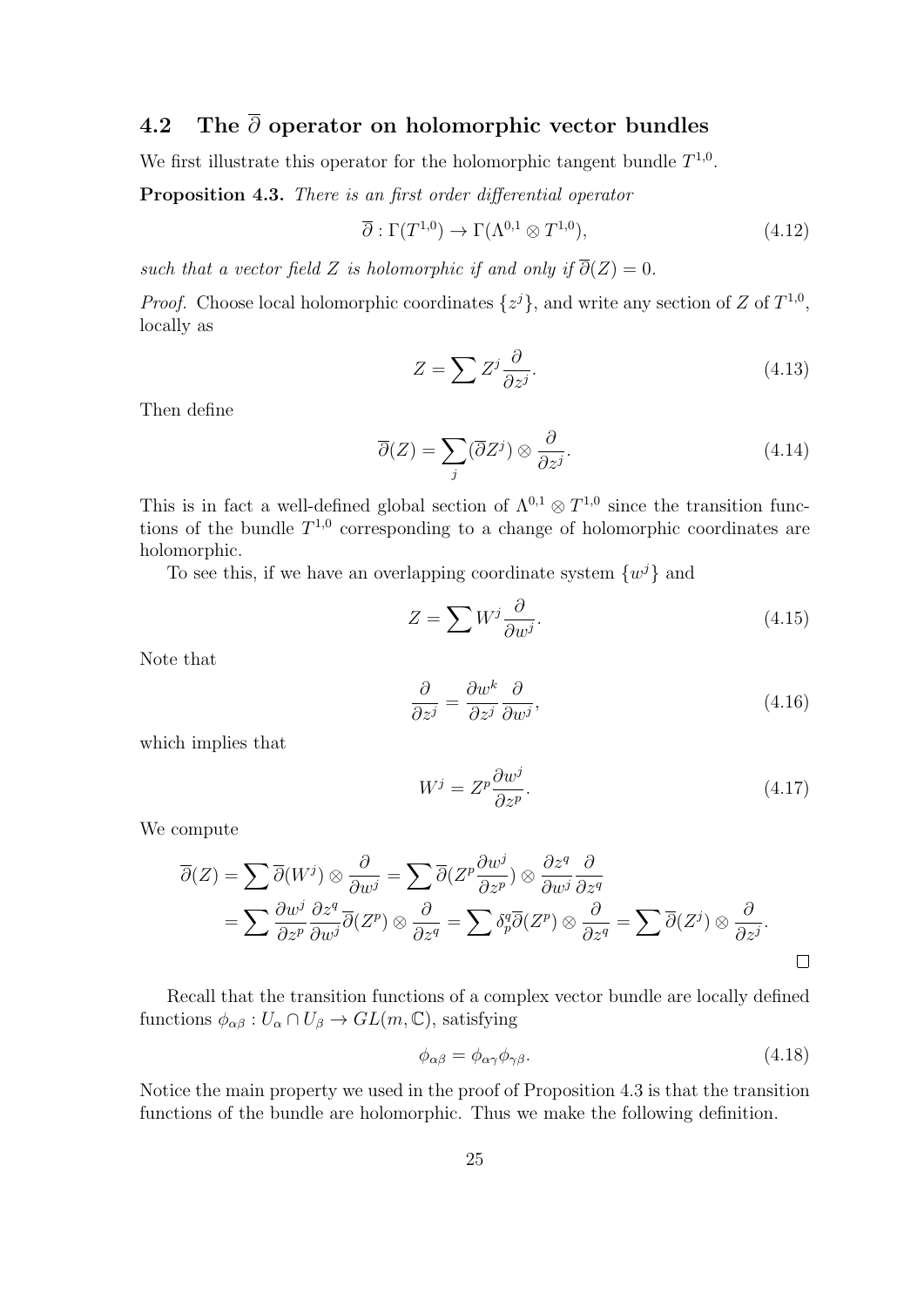## 4.2 The $\overline{\partial}$ operator on holomorphic vector bundles

We first illustrate this operator for the holomorphic tangent bundle $T^{1,0}$.

**Proposition 4.3.** *There is an first order differential operator*

$$\overline{\partial} : \Gamma(T^{1,0}) \to \Gamma(\Lambda^{0,1} \otimes T^{1,0}), \tag{4.12}$$

*such that a vector field $Z$ is holomorphic if and only if $\overline{\partial}(Z) = 0$.*

*Proof.* Choose local holomorphic coordinates $\{z^j\}$, and write any section of $Z$ of $T^{1,0}$, locally as

$$Z = \sum Z^j \frac{\partial}{\partial z^j}. \tag{4.13}$$

Then define

$$\overline{\partial}(Z) = \sum_j (\overline{\partial} Z^j) \otimes \frac{\partial}{\partial z^j}. \tag{4.14}$$

This is in fact a well-defined global section of $\Lambda^{0,1} \otimes T^{1,0}$ since the transition functions of the bundle $T^{1,0}$ corresponding to a change of holomorphic coordinates are holomorphic.

To see this, if we have an overlapping coordinate system $\{w^j\}$ and

$$Z = \sum W^j \frac{\partial}{\partial w^j}. \tag{4.15}$$

Note that

$$\frac{\partial}{\partial z^j} = \frac{\partial w^k}{\partial z^j} \frac{\partial}{\partial w^j}, \tag{4.16}$$

which implies that

$$W^j = Z^p \frac{\partial w^j}{\partial z^p}. \tag{4.17}$$

We compute

$$\begin{aligned}
\overline{\partial}(Z) &= \sum \overline{\partial}(W^j) \otimes \frac{\partial}{\partial w^j} = \sum \overline{\partial}(Z^p \frac{\partial w^j}{\partial z^p}) \otimes \frac{\partial z^q}{\partial w^j} \frac{\partial}{\partial z^q} \\
&= \sum \frac{\partial w^j}{\partial z^p} \frac{\partial z^q}{\partial w^j} \overline{\partial}(Z^p) \otimes \frac{\partial}{\partial z^q} = \sum \delta^q_p \overline{\partial}(Z^p) \otimes \frac{\partial}{\partial z^q} = \sum \overline{\partial}(Z^j) \otimes \frac{\partial}{\partial z^j}.
\end{aligned}$$

□

Recall that the transition functions of a complex vector bundle are locally defined functions $\phi_{\alpha\beta} : U_\alpha \cap U_\beta \to GL(m, \mathbb{C})$, satisfying

$$\phi_{\alpha\beta} = \phi_{\alpha\gamma} \phi_{\gamma\beta}. \tag{4.18}$$

Notice the main property we used in the proof of Proposition 4.3 is that the transition functions of the bundle are holomorphic. Thus we make the following definition.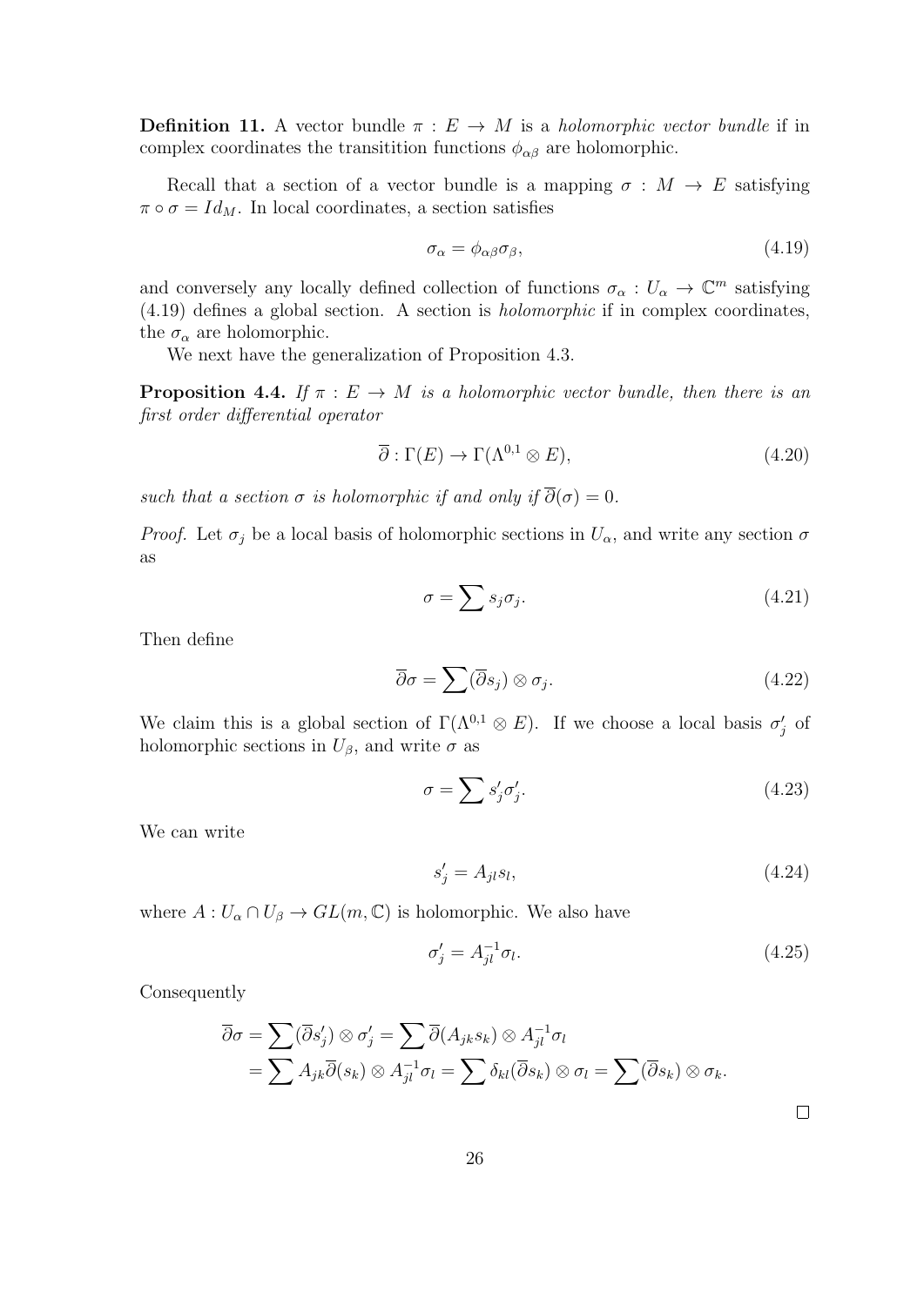**Definition 11.** A vector bundle $\pi : E \to M$ is a *holomorphic vector bundle* if in complex coordinates the transitition functions $\phi_{\alpha\beta}$ are holomorphic.

Recall that a section of a vector bundle is a mapping $\sigma : M \to E$ satisfying $\pi \circ \sigma = Id_M$. In local coordinates, a section satisfies

$$\sigma_\alpha = \phi_{\alpha\beta}\sigma_\beta, \tag{4.19}$$

and conversely any locally defined collection of functions $\sigma_\alpha : U_\alpha \to \mathbb{C}^m$ satisfying (4.19) defines a global section. A section is *holomorphic* if in complex coordinates, the $\sigma_\alpha$ are holomorphic.

We next have the generalization of Proposition 4.3.

**Proposition 4.4.** *If $\pi : E \to M$ is a holomorphic vector bundle, then there is an first order differential operator*

$$\overline{\partial} : \Gamma(E) \to \Gamma(\Lambda^{0,1} \otimes E), \tag{4.20}$$

*such that a section $\sigma$ is holomorphic if and only if $\overline{\partial}(\sigma) = 0$.*

*Proof.* Let $\sigma_j$ be a local basis of holomorphic sections in $U_\alpha$, and write any section $\sigma$ as

$$\sigma = \sum s_j \sigma_j. \tag{4.21}$$

Then define

$$\overline{\partial}\sigma = \sum (\overline{\partial} s_j) \otimes \sigma_j. \tag{4.22}$$

We claim this is a global section of $\Gamma(\Lambda^{0,1} \otimes E)$. If we choose a local basis $\sigma'_j$ of holomorphic sections in $U_\beta$, and write $\sigma$ as

$$\sigma = \sum s'_j \sigma'_j. \tag{4.23}$$

We can write

$$s'_j = A_{jl} s_l, \tag{4.24}$$

where $A : U_\alpha \cap U_\beta \to GL(m, \mathbb{C})$ is holomorphic. We also have

$$\sigma'_j = A^{-1}_{jl} \sigma_l. \tag{4.25}$$

Consequently

$$\begin{aligned}
\overline{\partial}\sigma &= \sum (\overline{\partial} s'_j) \otimes \sigma'_j = \sum \overline{\partial}(A_{jk} s_k) \otimes A^{-1}_{jl} \sigma_l \\
&= \sum A_{jk} \overline{\partial}(s_k) \otimes A^{-1}_{jl} \sigma_l = \sum \delta_{kl} (\overline{\partial} s_k) \otimes \sigma_l = \sum (\overline{\partial} s_k) \otimes \sigma_k.
\end{aligned}$$

□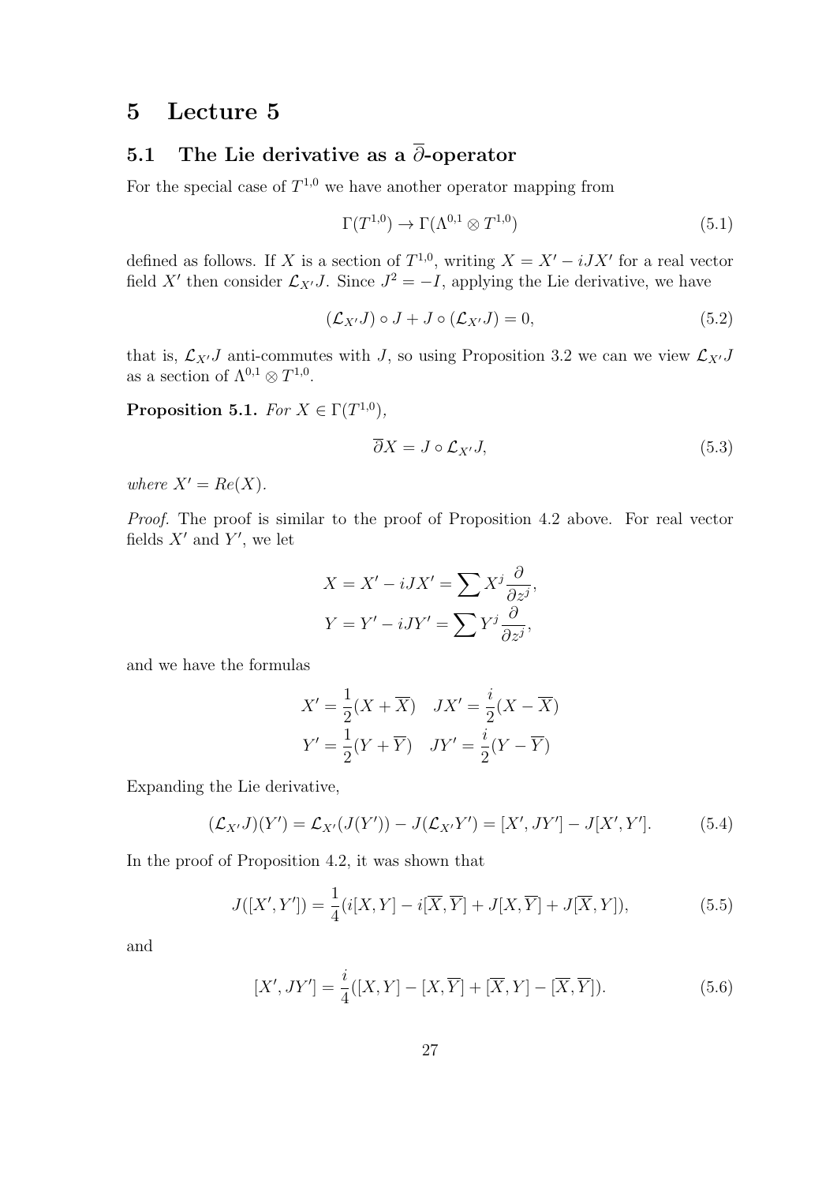# 5 Lecture 5

## 5.1 The Lie derivative as a $\overline{\partial}$-operator

For the special case of $T^{1,0}$ we have another operator mapping from

$$\Gamma(T^{1,0}) \to \Gamma(\Lambda^{0,1} \otimes T^{1,0}) \tag{5.1}$$

defined as follows. If $X$ is a section of $T^{1,0}$, writing $X = X' - iJX'$ for a real vector field $X'$ then consider $\mathcal{L}_{X'}J$. Since $J^2 = -I$, applying the Lie derivative, we have

$$(\mathcal{L}_{X'}J) \circ J + J \circ (\mathcal{L}_{X'}J) = 0, \tag{5.2}$$

that is, $\mathcal{L}_{X'}J$ anti-commutes with $J$, so using Proposition 3.2 we can we view $\mathcal{L}_{X'}J$ as a section of $\Lambda^{0,1} \otimes T^{1,0}$.

**Proposition 5.1.** *For $X \in \Gamma(T^{1,0})$,*

$$\overline{\partial} X = J \circ \mathcal{L}_{X'}J, \tag{5.3}$$

*where $X' = Re(X)$.*

*Proof.* The proof is similar to the proof of Proposition 4.2 above. For real vector fields $X'$ and $Y'$, we let

$$X = X' - iJX' = \sum X^j \frac{\partial}{\partial z^j},$$
$$Y = Y' - iJY' = \sum Y^j \frac{\partial}{\partial z^j},$$

and we have the formulas

$$X' = \frac{1}{2}(X + \overline{X}) \quad JX' = \frac{i}{2}(X - \overline{X})$$
$$Y' = \frac{1}{2}(Y + \overline{Y}) \quad JY' = \frac{i}{2}(Y - \overline{Y})$$

Expanding the Lie derivative,

$$(\mathcal{L}_{X'}J)(Y') = \mathcal{L}_{X'}(J(Y')) - J(\mathcal{L}_{X'}Y') = [X', JY'] - J[X', Y']. \tag{5.4}$$

In the proof of Proposition 4.2, it was shown that

$$J([X', Y']) = \frac{1}{4}(i[X, Y] - i[\overline{X}, \overline{Y}] + J[X, \overline{Y}] + J[\overline{X}, Y]), \tag{5.5}$$

and

$$[X', JY'] = \frac{i}{4}([X, Y] - [X, \overline{Y}] + [\overline{X}, Y] - [\overline{X}, \overline{Y}]). \tag{5.6}$$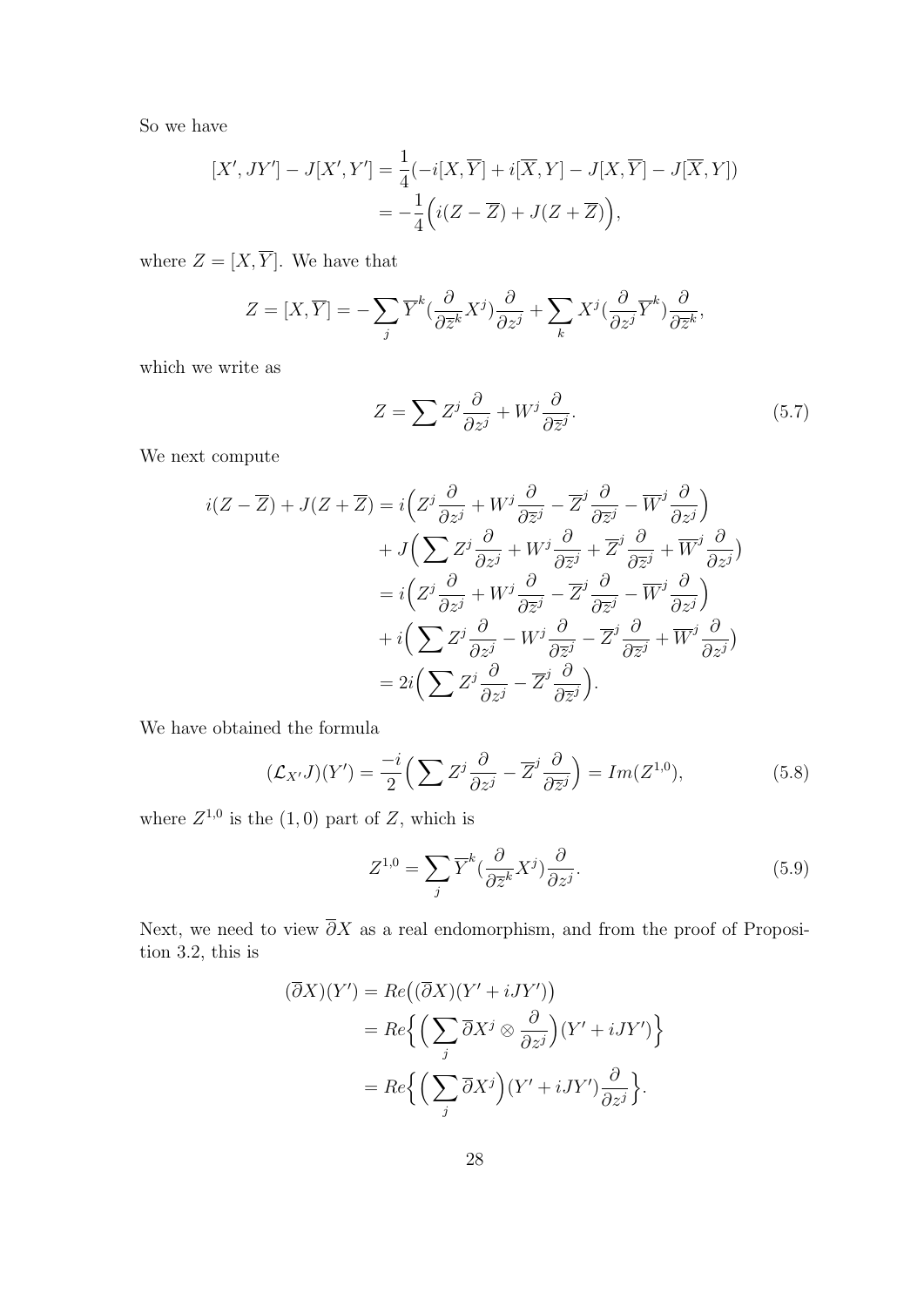So we have

$$
\begin{aligned}
[X', JY'] - J[X', Y'] &= \frac{1}{4}(-i[X, \overline{Y}] + i[\overline{X}, Y] - J[X, \overline{Y}] - J[\overline{X}, Y]) \\
&= -\frac{1}{4}\Big(i(Z - \overline{Z}) + J(Z + \overline{Z})\Big),
\end{aligned}
$$

where $Z = [X, \overline{Y}]$. We have that

$$
Z = [X, \overline{Y}] = -\sum_j \overline{Y}^k (\frac{\partial}{\partial \overline{z}^k} X^j) \frac{\partial}{\partial z^j} + \sum_k X^j (\frac{\partial}{\partial z^j} \overline{Y}^k) \frac{\partial}{\partial \overline{z}^k},
$$

which we write as

$$
Z = \sum Z^j \frac{\partial}{\partial z^j} + W^j \frac{\partial}{\partial \overline{z}^j}. \tag{5.7}
$$

We next compute

$$
\begin{aligned}
i(Z - \overline{Z}) + J(Z + \overline{Z}) &= i\Big(Z^j \frac{\partial}{\partial z^j} + W^j \frac{\partial}{\partial \overline{z}^j} - \overline{Z}^j \frac{\partial}{\partial \overline{z}^j} - \overline{W}^j \frac{\partial}{\partial z^j}\Big) \\
&\quad + J\Big(\sum Z^j \frac{\partial}{\partial z^j} + W^j \frac{\partial}{\partial \overline{z}^j} + \overline{Z}^j \frac{\partial}{\partial \overline{z}^j} + \overline{W}^j \frac{\partial}{\partial z^j}\Big) \\
&= i\Big(Z^j \frac{\partial}{\partial z^j} + W^j \frac{\partial}{\partial \overline{z}^j} - \overline{Z}^j \frac{\partial}{\partial \overline{z}^j} - \overline{W}^j \frac{\partial}{\partial z^j}\Big) \\
&\quad + i\Big(\sum Z^j \frac{\partial}{\partial z^j} - W^j \frac{\partial}{\partial \overline{z}^j} - \overline{Z}^j \frac{\partial}{\partial \overline{z}^j} + \overline{W}^j \frac{\partial}{\partial z^j}\Big) \\
&= 2i\Big(\sum Z^j \frac{\partial}{\partial z^j} - \overline{Z}^j \frac{\partial}{\partial \overline{z}^j}\Big).
\end{aligned}
$$

We have obtained the formula

$$
(\mathcal{L}_{X'} J)(Y') = \frac{-i}{2}\Big(\sum Z^j \frac{\partial}{\partial z^j} - \overline{Z}^j \frac{\partial}{\partial \overline{z}^j}\Big) = Im(Z^{1,0}), \tag{5.8}
$$

where $Z^{1,0}$ is the $(1,0)$ part of $Z$, which is

$$
Z^{1,0} = \sum_j \overline{Y}^k (\frac{\partial}{\partial \overline{z}^k} X^j) \frac{\partial}{\partial z^j}. \tag{5.9}
$$

Next, we need to view $\overline{\partial} X$ as a real endomorphism, and from the proof of Proposition 3.2, this is

$$
\begin{aligned}
(\overline{\partial} X)(Y') &= Re\big((\overline{\partial} X)(Y' + iJY')\big) \\
&= Re\Big\{\Big(\sum_j \overline{\partial} X^j \otimes \frac{\partial}{\partial z^j}\Big)(Y' + iJY')\Big\} \\
&= Re\Big\{\Big(\sum_j \overline{\partial} X^j\Big)(Y' + iJY') \frac{\partial}{\partial z^j}\Big\}.
\end{aligned}
$$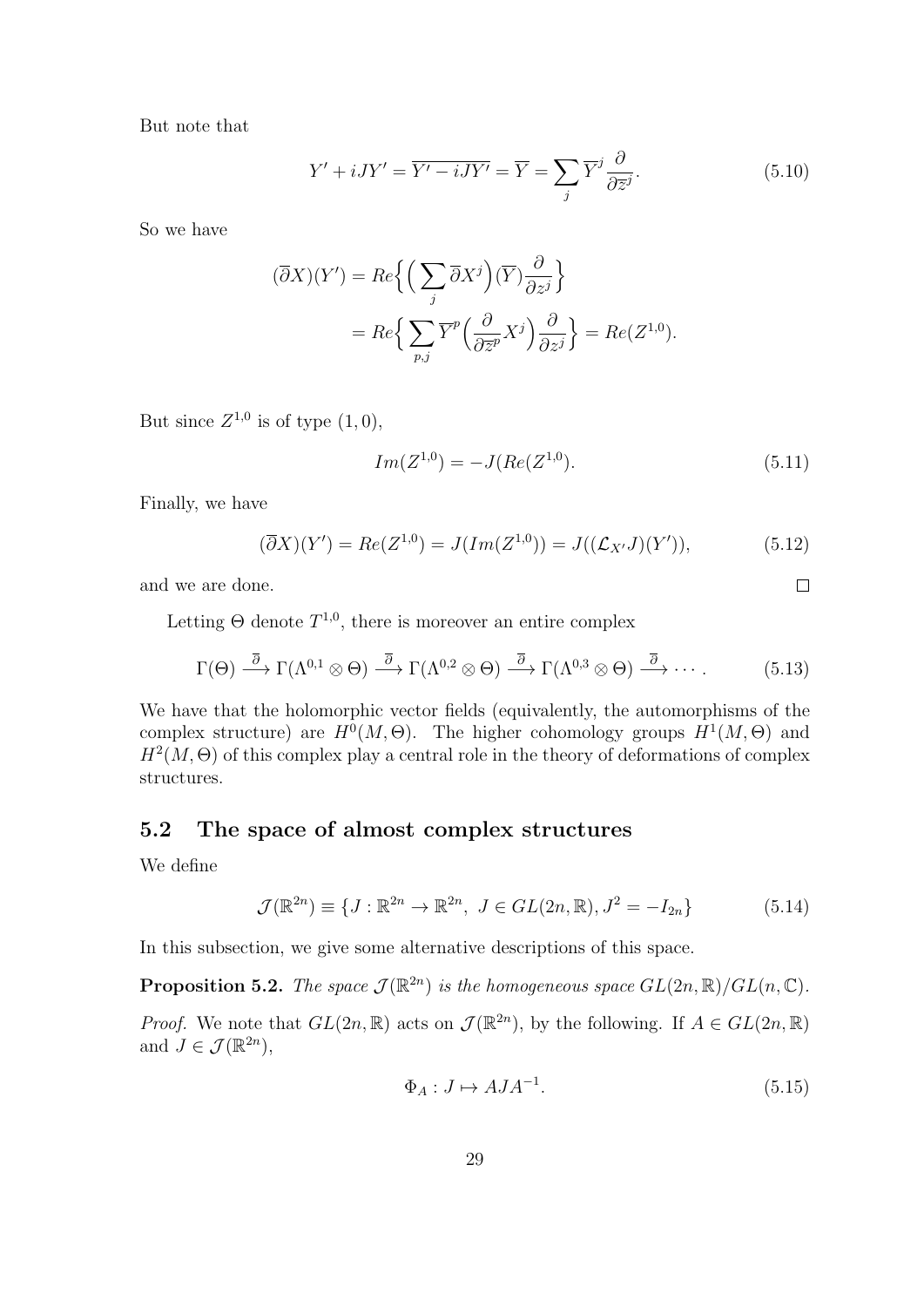But note that

$$Y' + iJY' = \overline{Y' - iJY'} = \overline{Y} = \sum_j \overline{Y}^j \frac{\partial}{\partial \overline{z}^j}. \tag{5.10}$$

So we have

$$\begin{aligned}
(\overline{\partial} X)(Y') &= Re\Big\{ \Big( \sum_j \overline{\partial} X^j \Big)(\overline{Y}) \frac{\partial}{\partial z^j} \Big\} \\
&= Re\Big\{ \sum_{p,j} \overline{Y}^p \Big( \frac{\partial}{\partial \overline{z}^p} X^j \Big) \frac{\partial}{\partial z^j} \Big\} = Re(Z^{1,0}).
\end{aligned}$$

But since $Z^{1,0}$ is of type $(1,0)$,

$$Im(Z^{1,0}) = -J(Re(Z^{1,0}). \tag{5.11}$$

Finally, we have

$$(\overline{\partial} X)(Y') = Re(Z^{1,0}) = J(Im(Z^{1,0})) = J((\mathcal{L}_{X'} J)(Y')), \tag{5.12}$$

and we are done. $\square$

Letting $\Theta$ denote $T^{1,0}$, there is moreover an entire complex

$$\Gamma(\Theta) \xrightarrow{\overline{\partial}} \Gamma(\Lambda^{0,1} \otimes \Theta) \xrightarrow{\overline{\partial}} \Gamma(\Lambda^{0,2} \otimes \Theta) \xrightarrow{\overline{\partial}} \Gamma(\Lambda^{0,3} \otimes \Theta) \xrightarrow{\overline{\partial}} \cdots. \tag{5.13}$$

We have that the holomorphic vector fields (equivalently, the automorphisms of the complex structure) are $H^0(M, \Theta)$. The higher cohomology groups $H^1(M, \Theta)$ and $H^2(M, \Theta)$ of this complex play a central role in the theory of deformations of complex structures.

## 5.2 The space of almost complex structures

We define

$$\mathcal{J}(\mathbb{R}^{2n}) \equiv \{ J : \mathbb{R}^{2n} \to \mathbb{R}^{2n}, \ J \in GL(2n, \mathbb{R}), J^2 = -I_{2n} \} \tag{5.14}$$

In this subsection, we give some alternative descriptions of this space.

**Proposition 5.2.** *The space $\mathcal{J}(\mathbb{R}^{2n})$ is the homogeneous space $GL(2n, \mathbb{R})/GL(n, \mathbb{C})$.*

*Proof.* We note that $GL(2n, \mathbb{R})$ acts on $\mathcal{J}(\mathbb{R}^{2n})$, by the following. If $A \in GL(2n, \mathbb{R})$ and $J \in \mathcal{J}(\mathbb{R}^{2n})$,

$$\Phi_A : J \mapsto AJA^{-1}. \tag{5.15}$$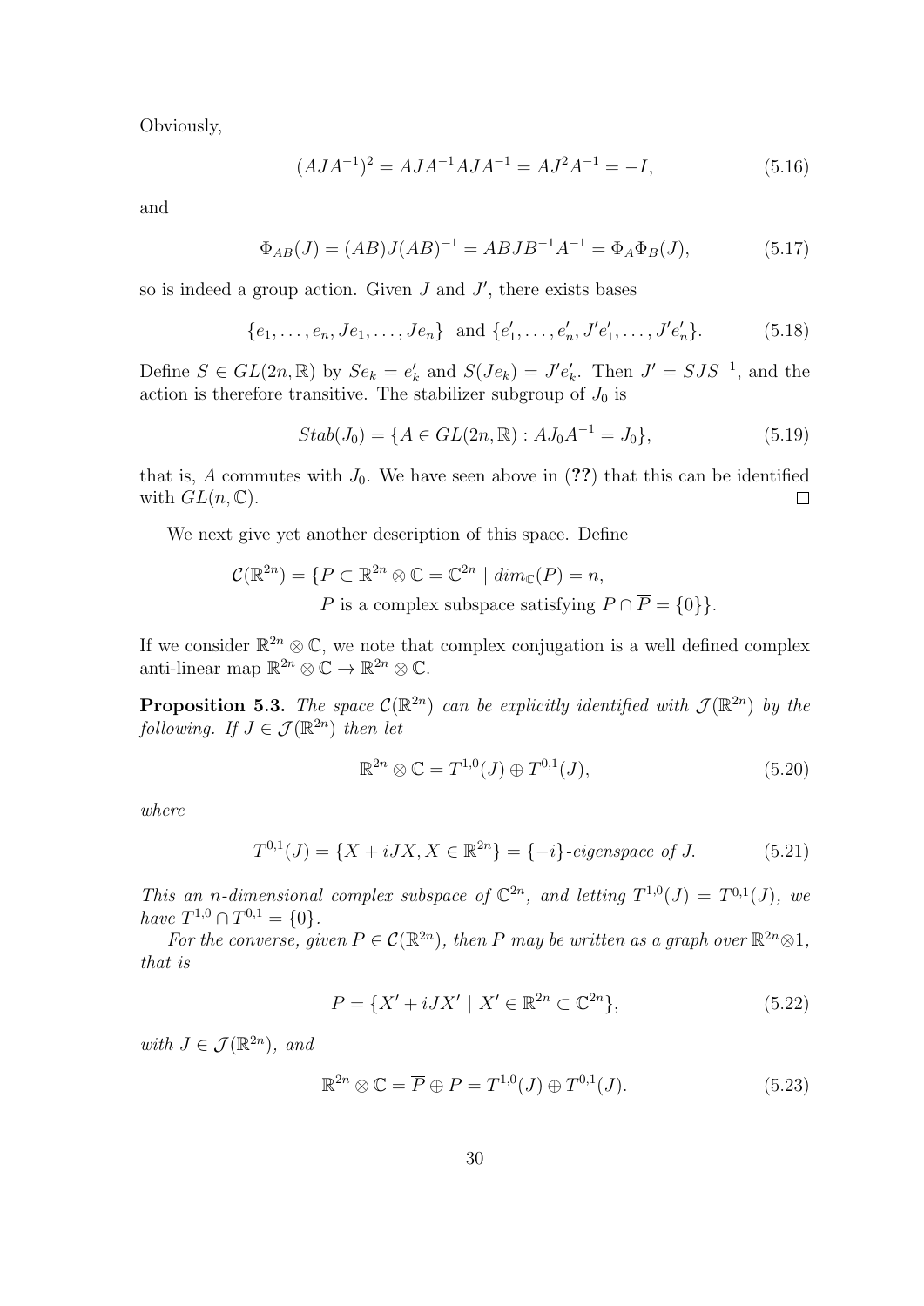Obviously,

$$(AJA^{-1})^2 = AJA^{-1}AJA^{-1} = AJ^2A^{-1} = -I, \tag{5.16}$$

and

$$\Phi_{AB}(J) = (AB)J(AB)^{-1} = ABJB^{-1}A^{-1} = \Phi_A\Phi_B(J), \tag{5.17}$$

so is indeed a group action. Given $J$ and $J'$, there exists bases

$$\{e_1, \ldots, e_n, Je_1, \ldots, Je_n\} \text{ and } \{e'_1, \ldots, e'_n, J'e'_1, \ldots, J'e'_n\}. \tag{5.18}$$

Define $S \in GL(2n, \mathbb{R})$ by $Se_k = e'_k$ and $S(Je_k) = J'e'_k$. Then $J' = SJS^{-1}$, and the action is therefore transitive. The stabilizer subgroup of $J_0$ is

$$Stab(J_0) = \{A \in GL(2n, \mathbb{R}) : AJ_0A^{-1} = J_0\}, \tag{5.19}$$

that is, $A$ commutes with $J_0$. We have seen above in (**??**) that this can be identified with $GL(n, \mathbb{C})$. ☐

We next give yet another description of this space. Define

$$\begin{aligned}\mathcal{C}(\mathbb{R}^{2n}) = \{P \subset \mathbb{R}^{2n} \otimes \mathbb{C} = \mathbb{C}^{2n} \mid dim_{\mathbb{C}}(P) = n,\\ P \text{ is a complex subspace satisfying } P \cap \overline{P} = \{0\}\}.\end{aligned}$$

If we consider $\mathbb{R}^{2n} \otimes \mathbb{C}$, we note that complex conjugation is a well defined complex anti-linear map $\mathbb{R}^{2n} \otimes \mathbb{C} \to \mathbb{R}^{2n} \otimes \mathbb{C}$.

**Proposition 5.3.** *The space $\mathcal{C}(\mathbb{R}^{2n})$ can be explicitly identified with $\mathcal{J}(\mathbb{R}^{2n})$ by the following. If $J \in \mathcal{J}(\mathbb{R}^{2n})$ then let*

$$\mathbb{R}^{2n} \otimes \mathbb{C} = T^{1,0}(J) \oplus T^{0,1}(J), \tag{5.20}$$

*where*

$$T^{0,1}(J) = \{X + iJX, X \in \mathbb{R}^{2n}\} = \{-i\}\text{-eigenspace of } J. \tag{5.21}$$

*This an $n$-dimensional complex subspace of $\mathbb{C}^{2n}$, and letting $T^{1,0}(J) = \overline{T^{0,1}(J)}$, we have $T^{1,0} \cap T^{0,1} = \{0\}$.*

*For the converse, given $P \in \mathcal{C}(\mathbb{R}^{2n})$, then $P$ may be written as a graph over $\mathbb{R}^{2n} \otimes 1$, that is*

$$P = \{X' + iJX' \mid X' \in \mathbb{R}^{2n} \subset \mathbb{C}^{2n}\}, \tag{5.22}$$

*with $J \in \mathcal{J}(\mathbb{R}^{2n})$, and*

$$\mathbb{R}^{2n} \otimes \mathbb{C} = \overline{P} \oplus P = T^{1,0}(J) \oplus T^{0,1}(J). \tag{5.23}$$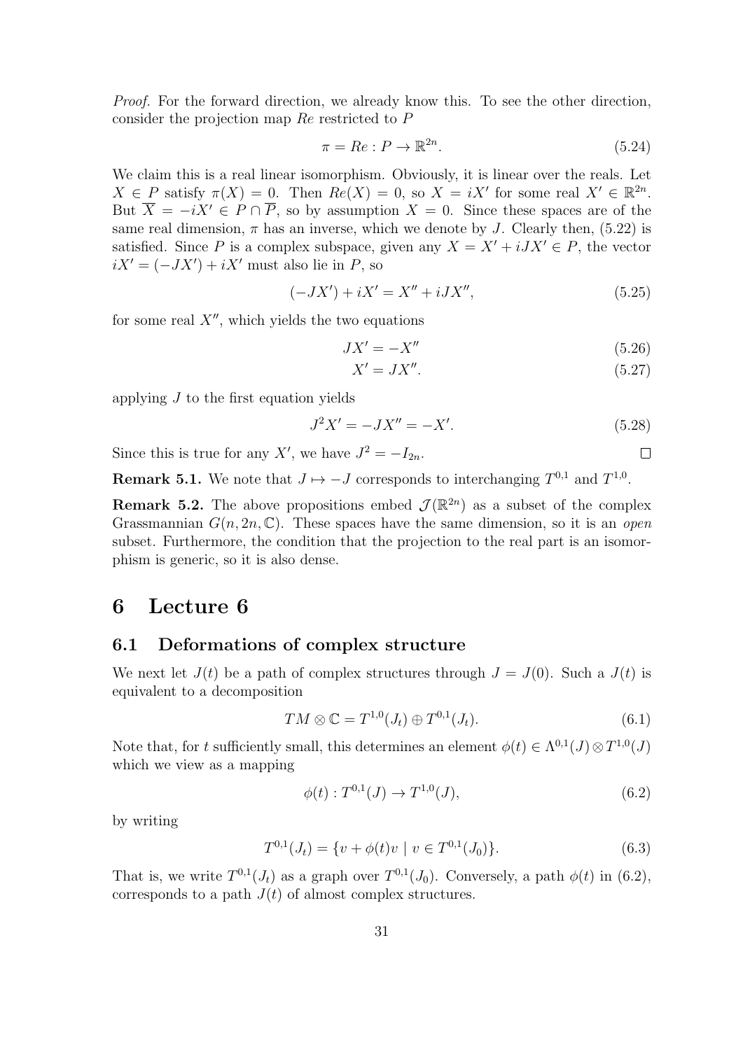*Proof.* For the forward direction, we already know this. To see the other direction, consider the projection map $Re$ restricted to $P$

$$\pi = Re : P \to \mathbb{R}^{2n}. \tag{5.24}$$

We claim this is a real linear isomorphism. Obviously, it is linear over the reals. Let $X \in P$ satisfy $\pi(X) = 0$. Then $Re(X) = 0$, so $X = iX'$ for some real $X' \in \mathbb{R}^{2n}$. But $\overline{X} = -iX' \in P \cap \overline{P}$, so by assumption $X = 0$. Since these spaces are of the same real dimension, $\pi$ has an inverse, which we denote by $J$. Clearly then, (5.22) is satisfied. Since $P$ is a complex subspace, given any $X = X' + iJX' \in P$, the vector $iX' = (-JX') + iX'$ must also lie in $P$, so

$$(-JX') + iX' = X'' + iJX'', \tag{5.25}$$

for some real $X''$, which yields the two equations

$$JX' = -X'' \tag{5.26}$$

$$X' = JX''. \tag{5.27}$$

applying $J$ to the first equation yields

$$J^2 X' = -JX'' = -X'. \tag{5.28}$$

Since this is true for any $X'$, we have $J^2 = -I_{2n}$. □

**Remark 5.1.** We note that $J \mapsto -J$ corresponds to interchanging $T^{0,1}$ and $T^{1,0}$.

**Remark 5.2.** The above propositions embed $\mathcal{J}(\mathbb{R}^{2n})$ as a subset of the complex Grassmannian $G(n, 2n, \mathbb{C})$. These spaces have the same dimension, so it is an *open* subset. Furthermore, the condition that the projection to the real part is an isomorphism is generic, so it is also dense.

# 6 Lecture 6

## 6.1 Deformations of complex structure

We next let $J(t)$ be a path of complex structures through $J = J(0)$. Such a $J(t)$ is equivalent to a decomposition

$$TM \otimes \mathbb{C} = T^{1,0}(J_t) \oplus T^{0,1}(J_t). \tag{6.1}$$

Note that, for $t$ sufficiently small, this determines an element $\phi(t) \in \Lambda^{0,1}(J) \otimes T^{1,0}(J)$ which we view as a mapping

$$\phi(t) : T^{0,1}(J) \to T^{1,0}(J), \tag{6.2}$$

by writing

$$T^{0,1}(J_t) = \{v + \phi(t)v \mid v \in T^{0,1}(J_0)\}. \tag{6.3}$$

That is, we write $T^{0,1}(J_t)$ as a graph over $T^{0,1}(J_0)$. Conversely, a path $\phi(t)$ in (6.2), corresponds to a path $J(t)$ of almost complex structures.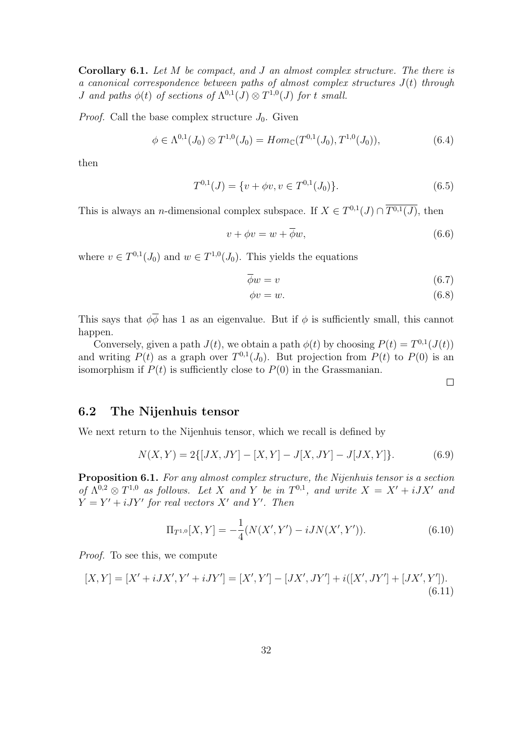**Corollary 6.1.** *Let $M$ be compact, and $J$ an almost complex structure. The there is a canonical correspondence between paths of almost complex structures $J(t)$ through $J$ and paths $\phi(t)$ of sections of $\Lambda^{0,1}(J) \otimes T^{1,0}(J)$ for $t$ small.*

*Proof.* Call the base complex structure $J_0$. Given

$$\phi \in \Lambda^{0,1}(J_0) \otimes T^{1,0}(J_0) = Hom_{\mathbb{C}}(T^{0,1}(J_0), T^{1,0}(J_0)), \tag{6.4}$$

then

$$T^{0,1}(J) = \{v + \phi v, v \in T^{0,1}(J_0)\}. \tag{6.5}$$

This is always an $n$-dimensional complex subspace. If $X \in T^{0,1}(J) \cap \overline{T^{0,1}(J)}$, then

$$v + \phi v = w + \overline{\phi} w, \tag{6.6}$$

where $v \in T^{0,1}(J_0)$ and $w \in T^{1,0}(J_0)$. This yields the equations

$$\overline{\phi} w = v \tag{6.7}$$

$$\phi v = w. \tag{6.8}$$

This says that $\phi\overline{\phi}$ has 1 as an eigenvalue. But if $\phi$ is sufficiently small, this cannot happen.

Conversely, given a path $J(t)$, we obtain a path $\phi(t)$ by choosing $P(t) = T^{0,1}(J(t))$ and writing $P(t)$ as a graph over $T^{0,1}(J_0)$. But projection from $P(t)$ to $P(0)$ is an isomorphism if $P(t)$ is sufficiently close to $P(0)$ in the Grassmanian.

□

## 6.2 The Nijenhuis tensor

We next return to the Nijenhuis tensor, which we recall is defined by

$$N(X, Y) = 2\{[JX, JY] - [X, Y] - J[X, JY] - J[JX, Y]\}. \tag{6.9}$$

**Proposition 6.1.** *For any almost complex structure, the Nijenhuis tensor is a section of $\Lambda^{0,2} \otimes T^{1,0}$ as follows. Let $X$ and $Y$ be in $T^{0,1}$, and write $X = X' + iJX'$ and $Y = Y' + iJY'$ for real vectors $X'$ and $Y'$. Then*

$$\Pi_{T^{1,0}}[X, Y] = -\frac{1}{4}(N(X', Y') - iJN(X', Y')). \tag{6.10}$$

*Proof.* To see this, we compute

$$[X, Y] = [X' + iJX', Y' + iJY'] = [X', Y'] - [JX', JY'] + i([X', JY'] + [JX', Y']). \tag{6.11}$$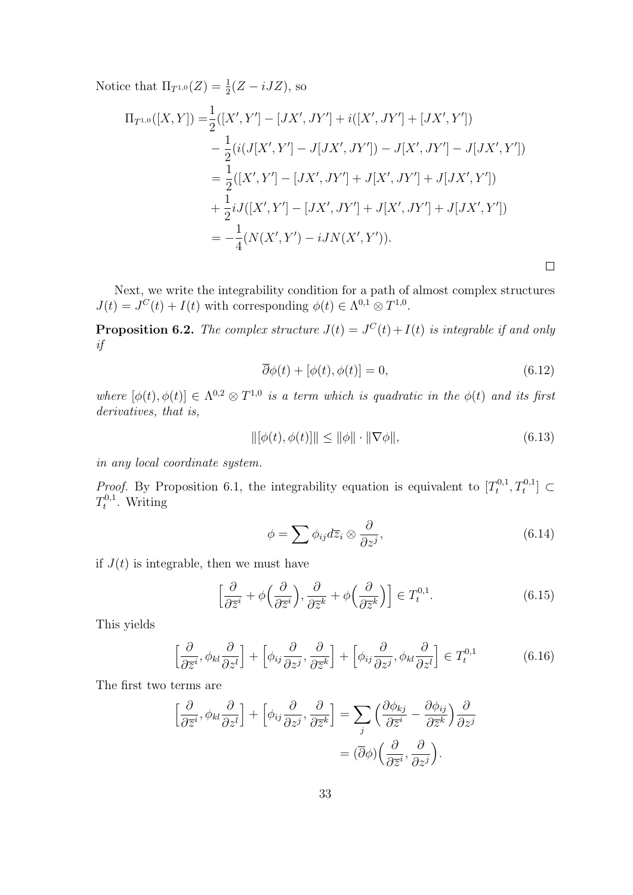Notice that $\Pi_{T^{1,0}}(Z) = \frac{1}{2}(Z - iJZ)$, so

$$
\begin{aligned}
\Pi_{T^{1,0}}([X,Y]) =& \frac{1}{2}([X',Y'] - [JX',JY'] + i([X',JY'] + [JX',Y']) \\
&- \frac{1}{2}(i(J[X',Y'] - J[JX',JY']) - J[X',JY'] - J[JX',Y']) \\
=& \frac{1}{2}([X',Y'] - [JX',JY'] + J[X',JY'] + J[JX',Y']) \\
&+ \frac{1}{2}iJ([X',Y'] - [JX',JY'] + J[X',JY'] + J[JX',Y']) \\
=& -\frac{1}{4}(N(X',Y') - iJN(X',Y')).
\end{aligned}
$$

□

Next, we write the integrability condition for a path of almost complex structures $J(t) = J^C(t) + I(t)$ with corresponding $\phi(t) \in \Lambda^{0,1} \otimes T^{1,0}$.

**Proposition 6.2.** *The complex structure $J(t) = J^C(t) + I(t)$ is integrable if and only if*

$$\overline{\partial}\phi(t) + [\phi(t), \phi(t)] = 0, \tag{6.12}$$

*where $[\phi(t), \phi(t)] \in \Lambda^{0,2} \otimes T^{1,0}$ is a term which is quadratic in the $\phi(t)$ and its first derivatives, that is,*

$$\|[\phi(t), \phi(t)]\| \leq \|\phi\| \cdot \|\nabla \phi\|, \tag{6.13}$$

*in any local coordinate system.*

*Proof.* By Proposition 6.1, the integrability equation is equivalent to $[T_t^{0,1}, T_t^{0,1}] \subset T_t^{0,1}$. Writing

$$\phi = \sum \phi_{ij} d\overline{z}_i \otimes \frac{\partial}{\partial z^j}, \tag{6.14}$$

if $J(t)$ is integrable, then we must have

$$\Big[\frac{\partial}{\partial \overline{z}^i} + \phi\Big(\frac{\partial}{\partial \overline{z}^i}\Big), \frac{\partial}{\partial \overline{z}^k} + \phi\Big(\frac{\partial}{\partial \overline{z}^k}\Big)\Big] \in T_t^{0,1}. \tag{6.15}$$

This yields

$$\Big[\frac{\partial}{\partial \overline{z}^i}, \phi_{kl}\frac{\partial}{\partial z^l}\Big] + \Big[\phi_{ij}\frac{\partial}{\partial z^j}, \frac{\partial}{\partial \overline{z}^k}\Big] + \Big[\phi_{ij}\frac{\partial}{\partial z^j}, \phi_{kl}\frac{\partial}{\partial z^l}\Big] \in T_t^{0,1} \tag{6.16}$$

The first two terms are

$$
\begin{aligned}
\Big[\frac{\partial}{\partial \overline{z}^i}, \phi_{kl}\frac{\partial}{\partial z^l}\Big] + \Big[\phi_{ij}\frac{\partial}{\partial z^j}, \frac{\partial}{\partial \overline{z}^k}\Big] &= \sum_j \Big(\frac{\partial \phi_{kj}}{\partial \overline{z}^i} - \frac{\partial \phi_{ij}}{\partial \overline{z}^k}\Big)\frac{\partial}{\partial z^j} \\
&= (\overline{\partial}\phi)\Big(\frac{\partial}{\partial \overline{z}^i}, \frac{\partial}{\partial z^j}\Big).
\end{aligned}
$$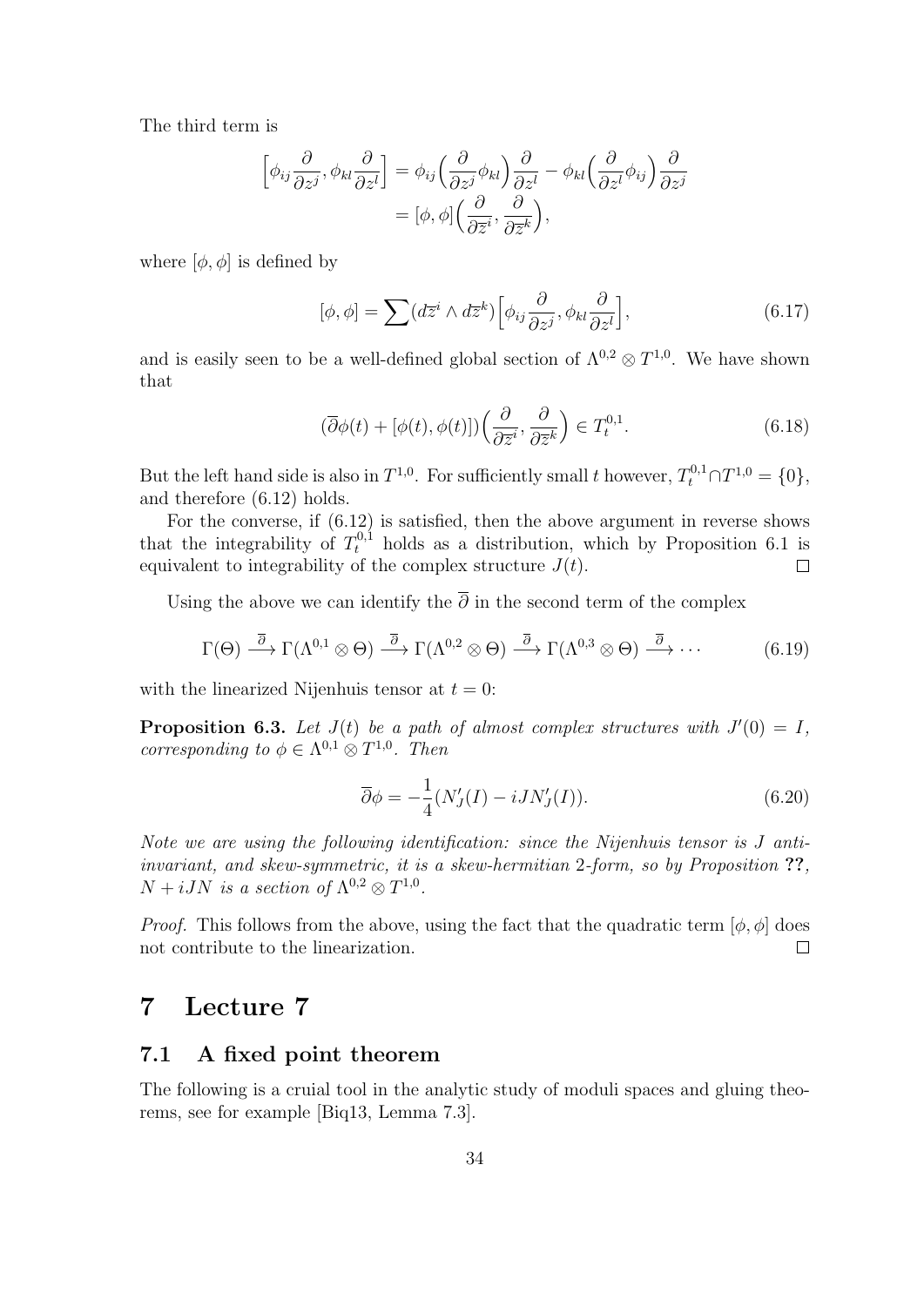The third term is

$$
\begin{aligned}
\Big[\phi_{ij}\frac{\partial}{\partial z^j}, \phi_{kl}\frac{\partial}{\partial z^l}\Big] &= \phi_{ij}\Big(\frac{\partial}{\partial z^j}\phi_{kl}\Big)\frac{\partial}{\partial z^l} - \phi_{kl}\Big(\frac{\partial}{\partial z^l}\phi_{ij}\Big)\frac{\partial}{\partial z^j} \\
&= [\phi, \phi]\Big(\frac{\partial}{\partial \overline{z}^i}, \frac{\partial}{\partial \overline{z}^k}\Big),
\end{aligned}
$$

where $[\phi, \phi]$ is defined by

$$
[\phi, \phi] = \sum (d\overline{z}^i \wedge d\overline{z}^k)\Big[\phi_{ij}\frac{\partial}{\partial z^j}, \phi_{kl}\frac{\partial}{\partial z^l}\Big], \tag{6.17}
$$

and is easily seen to be a well-defined global section of $\Lambda^{0,2} \otimes T^{1,0}$. We have shown that

$$
(\overline{\partial}\phi(t) + [\phi(t), \phi(t)])\Big(\frac{\partial}{\partial \overline{z}^i}, \frac{\partial}{\partial \overline{z}^k}\Big) \in T^{0,1}_t. \tag{6.18}
$$

But the left hand side is also in $T^{1,0}$. For sufficiently small $t$ however, $T^{0,1}_t \cap T^{1,0} = \{0\}$, and therefore (6.12) holds.

For the converse, if (6.12) is satisfied, then the above argument in reverse shows that the integrability of $T^{0,1}_t$ holds as a distribution, which by Proposition 6.1 is equivalent to integrability of the complex structure $J(t)$. $\square$

Using the above we can identify the $\overline{\partial}$ in the second term of the complex

$$
\Gamma(\Theta) \xrightarrow{\overline{\partial}} \Gamma(\Lambda^{0,1} \otimes \Theta) \xrightarrow{\overline{\partial}} \Gamma(\Lambda^{0,2} \otimes \Theta) \xrightarrow{\overline{\partial}} \Gamma(\Lambda^{0,3} \otimes \Theta) \xrightarrow{\overline{\partial}} \cdots \tag{6.19}
$$

with the linearized Nijenhuis tensor at $t = 0$:

**Proposition 6.3.** *Let $J(t)$ be a path of almost complex structures with $J'(0) = I$, corresponding to $\phi \in \Lambda^{0,1} \otimes T^{1,0}$. Then*

$$
\overline{\partial}\phi = -\frac{1}{4}(N'_J(I) - iJN'_J(I)). \tag{6.20}
$$

*Note we are using the following identification: since the Nijenhuis tensor is $J$ anti-invariant, and skew-symmetric, it is a skew-hermitian 2-form, so by Proposition **??**, $N + iJN$ is a section of $\Lambda^{0,2} \otimes T^{1,0}$.*

*Proof.* This follows from the above, using the fact that the quadratic term $[\phi, \phi]$ does not contribute to the linearization. $\square$

# 7 Lecture 7

## 7.1 A fixed point theorem

The following is a cruial tool in the analytic study of moduli spaces and gluing theorems, see for example [Biq13, Lemma 7.3].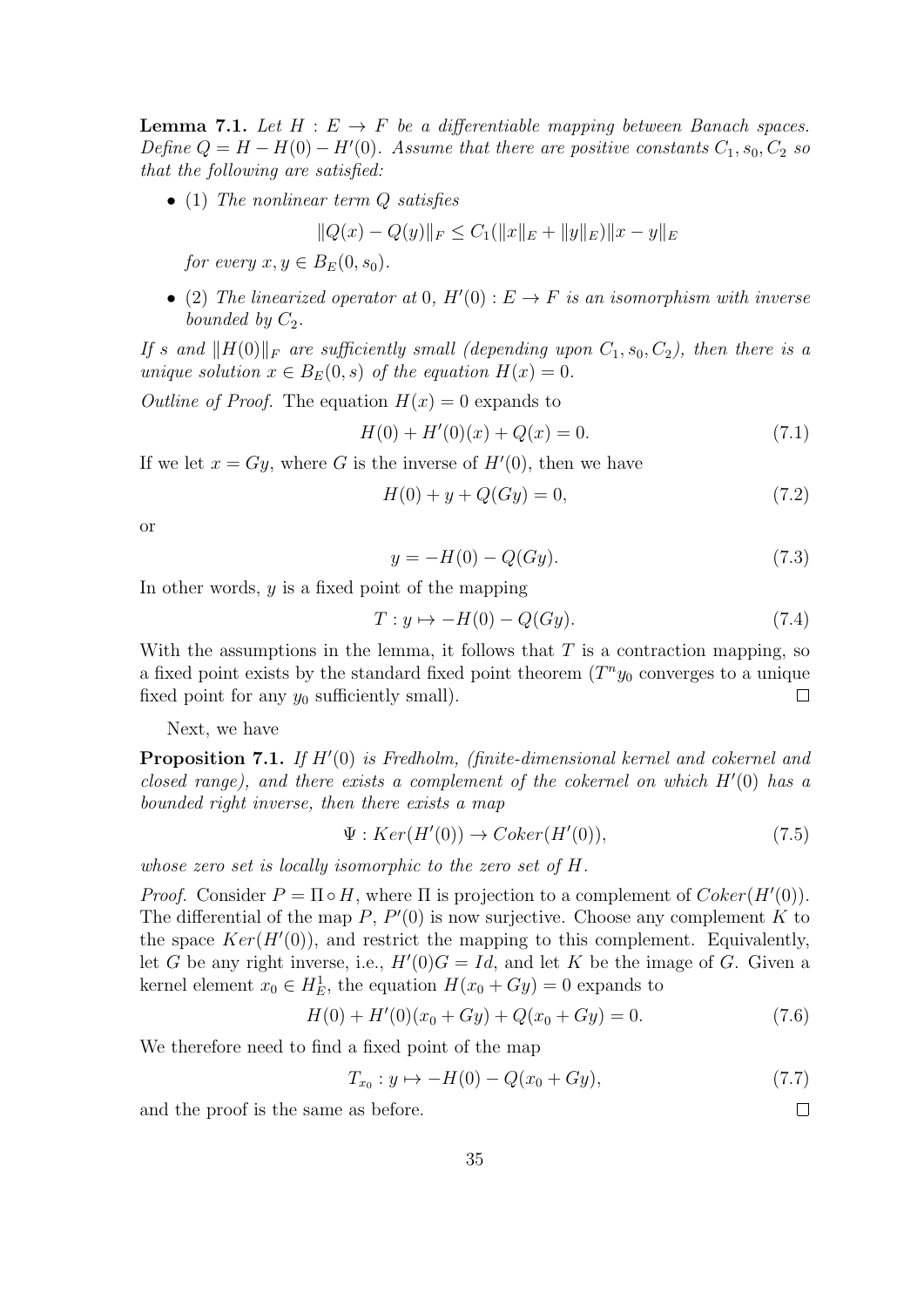**Lemma 7.1.** *Let $H : E \to F$ be a differentiable mapping between Banach spaces. Define $Q = H - H(0) - H'(0)$. Assume that there are positive constants $C_1, s_0, C_2$ so that the following are satisfied:*

- (1) *The nonlinear term $Q$ satisfies*

$$\|Q(x) - Q(y)\|_F \leq C_1(\|x\|_E + \|y\|_E)\|x - y\|_E$$

*for every $x, y \in B_E(0, s_0)$.*

- (2) *The linearized operator at 0, $H'(0) : E \to F$ is an isomorphism with inverse bounded by $C_2$.*

*If $s$ and $\|H(0)\|_F$ are sufficiently small (depending upon $C_1, s_0, C_2$), then there is a unique solution $x \in B_E(0, s)$ of the equation $H(x) = 0$.*

*Outline of Proof.* The equation $H(x) = 0$ expands to

$$H(0) + H'(0)(x) + Q(x) = 0. \tag{7.1}$$

If we let $x = Gy$, where $G$ is the inverse of $H'(0)$, then we have

$$H(0) + y + Q(Gy) = 0, \tag{7.2}$$

or

$$y = -H(0) - Q(Gy). \tag{7.3}$$

In other words, $y$ is a fixed point of the mapping

$$T : y \mapsto -H(0) - Q(Gy). \tag{7.4}$$

With the assumptions in the lemma, it follows that $T$ is a contraction mapping, so a fixed point exists by the standard fixed point theorem ($T^n y_0$ converges to a unique fixed point for any $y_0$ sufficiently small). $\square$

Next, we have

**Proposition 7.1.** *If $H'(0)$ is Fredholm, (finite-dimensional kernel and cokernel and closed range), and there exists a complement of the cokernel on which $H'(0)$ has a bounded right inverse, then there exists a map*

$$\Psi : Ker(H'(0)) \to Coker(H'(0)), \tag{7.5}$$

*whose zero set is locally isomorphic to the zero set of $H$.*

*Proof.* Consider $P = \Pi \circ H$, where $\Pi$ is projection to a complement of $Coker(H'(0))$. The differential of the map $P$, $P'(0)$ is now surjective. Choose any complement $K$ to the space $Ker(H'(0))$, and restrict the mapping to this complement. Equivalently, let $G$ be any right inverse, i.e., $H'(0)G = Id$, and let $K$ be the image of $G$. Given a kernel element $x_0 \in H^1_E$, the equation $H(x_0 + Gy) = 0$ expands to

$$H(0) + H'(0)(x_0 + Gy) + Q(x_0 + Gy) = 0. \tag{7.6}$$

We therefore need to find a fixed point of the map

$$T_{x_0} : y \mapsto -H(0) - Q(x_0 + Gy), \tag{7.7}$$

and the proof is the same as before. $\square$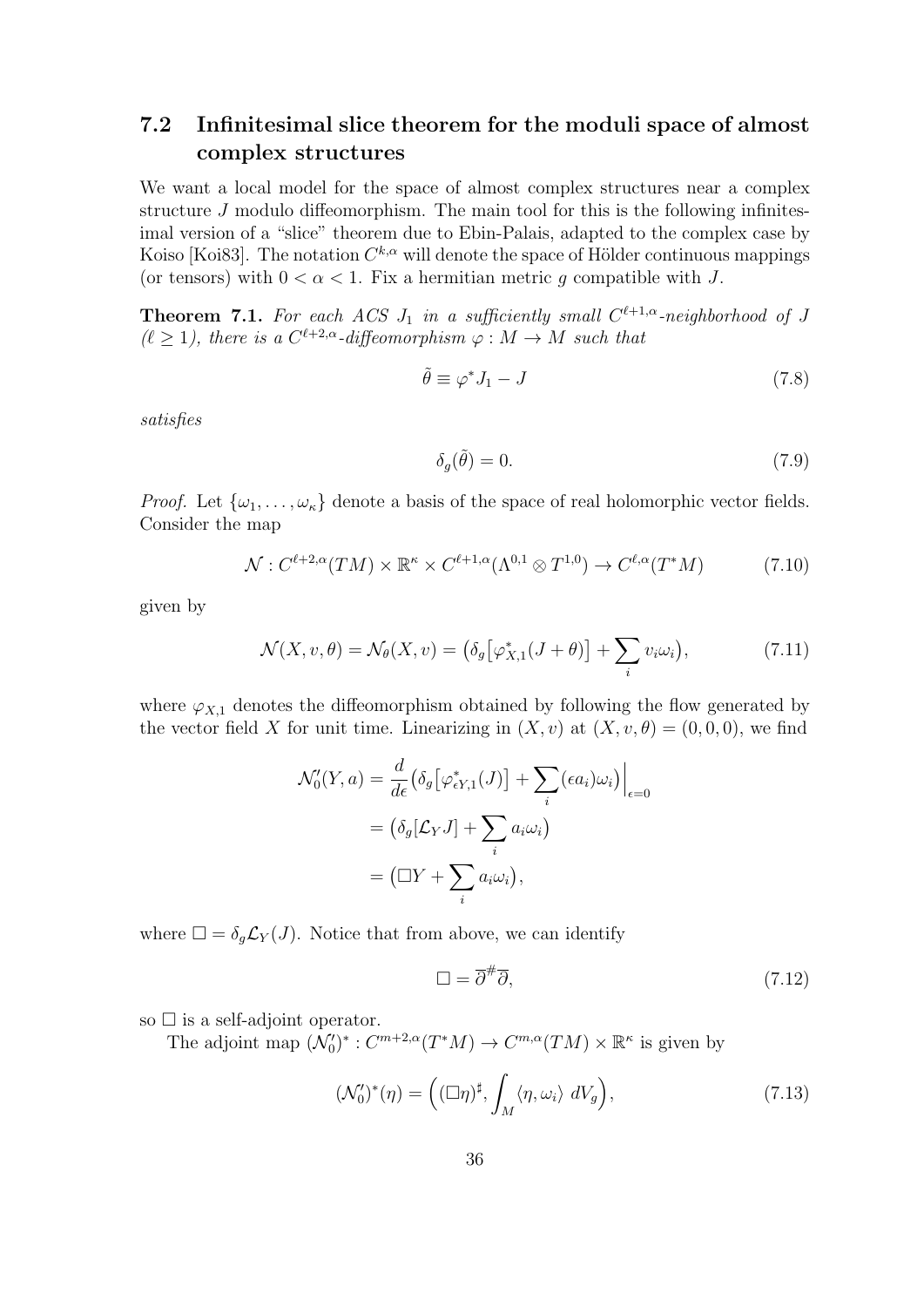### 7.2 Infinitesimal slice theorem for the moduli space of almost complex structures

We want a local model for the space of almost complex structures near a complex structure $J$ modulo diffeomorphism. The main tool for this is the following infinitesimal version of a "slice" theorem due to Ebin-Palais, adapted to the complex case by Koiso [Koi83]. The notation $C^{k,\alpha}$ will denote the space of Hölder continuous mappings (or tensors) with $0 < \alpha < 1$. Fix a hermitian metric $g$ compatible with $J$.

**Theorem 7.1.** *For each ACS $J_1$ in a sufficiently small $C^{\ell+1,\alpha}$-neighborhood of $J$ ($\ell \geq 1$), there is a $C^{\ell+2,\alpha}$-diffeomorphism $\varphi : M \to M$ such that*

$$\tilde{\theta} \equiv \varphi^* J_1 - J \tag{7.8}$$

*satisfies*

$$\delta_g(\tilde{\theta}) = 0. \tag{7.9}$$

*Proof.* Let $\{\omega_1, \ldots, \omega_\kappa\}$ denote a basis of the space of real holomorphic vector fields. Consider the map

$$\mathcal{N} : C^{\ell+2,\alpha}(TM) \times \mathbb{R}^\kappa \times C^{\ell+1,\alpha}(\Lambda^{0,1} \otimes T^{1,0}) \to C^{\ell,\alpha}(T^*M) \tag{7.10}$$

given by

$$\mathcal{N}(X, v, \theta) = \mathcal{N}_\theta(X, v) = \big(\delta_g\big[\varphi_{X,1}^*(J + \theta)\big] + \sum_i v_i \omega_i\big), \tag{7.11}$$

where $\varphi_{X,1}$ denotes the diffeomorphism obtained by following the flow generated by the vector field $X$ for unit time. Linearizing in $(X, v)$ at $(X, v, \theta) = (0, 0, 0)$, we find

$$\begin{aligned}
\mathcal{N}_0'(Y, a) &= \frac{d}{d\epsilon}\big(\delta_g\big[\varphi_{\epsilon Y,1}^*(J)\big] + \sum_i (\epsilon a_i)\omega_i\big)\Big|_{\epsilon=0} \\
&= \big(\delta_g[\mathcal{L}_Y J] + \sum_i a_i \omega_i\big) \\
&= \big(\Box Y + \sum_i a_i \omega_i\big),
\end{aligned}$$

where $\Box = \delta_g \mathcal{L}_Y(J)$. Notice that from above, we can identify

$$\Box = \overline{\partial}^{\#}\overline{\partial}, \tag{7.12}$$

so $\Box$ is a self-adjoint operator.

The adjoint map $(\mathcal{N}_0')^* : C^{m+2,\alpha}(T^*M) \to C^{m,\alpha}(TM) \times \mathbb{R}^\kappa$ is given by

$$(\mathcal{N}_0')^*(\eta) = \Big((\Box\eta)^\sharp, \int_M \langle \eta, \omega_i \rangle \; dV_g\Big), \tag{7.13}$$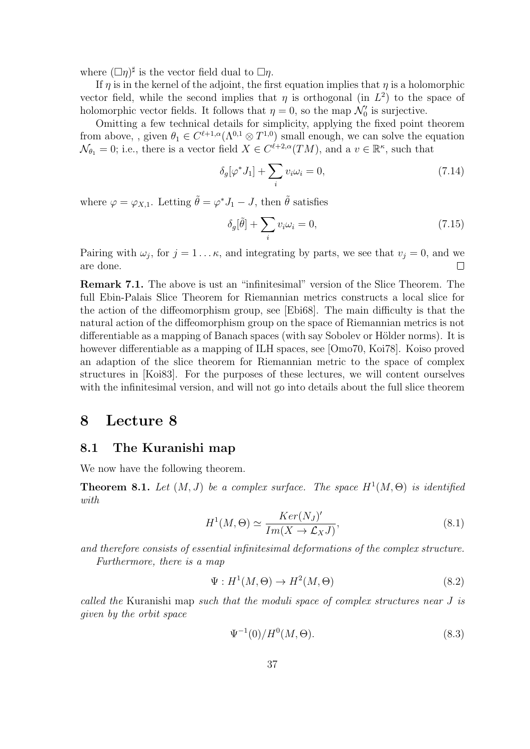where $(\Box\eta)^\sharp$ is the vector field dual to $\Box\eta$.

If $\eta$ is in the kernel of the adjoint, the first equation implies that $\eta$ is a holomorphic vector field, while the second implies that $\eta$ is orthogonal (in $L^2$) to the space of holomorphic vector fields. It follows that $\eta = 0$, so the map $\mathcal{N}_0'$ is surjective.

Omitting a few technical details for simplicity, applying the fixed point theorem from above, , given $\theta_1 \in C^{\ell+1,\alpha}(\Lambda^{0,1} \otimes T^{1,0})$ small enough, we can solve the equation $\mathcal{N}_{\theta_1} = 0$; i.e., there is a vector field $X \in C^{\ell+2,\alpha}(TM)$, and a $v \in \mathbb{R}^\kappa$, such that

$$\delta_g[\varphi^* J_1] + \sum_i v_i \omega_i = 0, \tag{7.14}$$

where $\varphi = \varphi_{X,1}$. Letting $\tilde{\theta} = \varphi^* J_1 - J$, then $\tilde{\theta}$ satisfies

$$\delta_g[\tilde{\theta}] + \sum_i v_i \omega_i = 0, \tag{7.15}$$

Pairing with $\omega_j$, for $j = 1 \dots \kappa$, and integrating by parts, we see that $v_j = 0$, and we are done. □

**Remark 7.1.** The above is ust an "infinitesimal" version of the Slice Theorem. The full Ebin-Palais Slice Theorem for Riemannian metrics constructs a local slice for the action of the diffeomorphism group, see [Ebi68]. The main difficulty is that the natural action of the diffeomorphism group on the space of Riemannian metrics is not differentiable as a mapping of Banach spaces (with say Sobolev or Hölder norms). It is however differentiable as a mapping of ILH spaces, see [Omo70, Koi78]. Koiso proved an adaption of the slice theorem for Riemannian metric to the space of complex structures in [Koi83]. For the purposes of these lectures, we will content ourselves with the infinitesimal version, and will not go into details about the full slice theorem

# 8 Lecture 8

## 8.1 The Kuranishi map

We now have the following theorem.

**Theorem 8.1.** *Let $(M, J)$ be a complex surface. The space $H^1(M, \Theta)$ is identified with*

$$H^1(M, \Theta) \simeq \frac{Ker(N_J)'}{Im(X \to \mathcal{L}_X J)}, \tag{8.1}$$

*and therefore consists of essential infinitesimal deformations of the complex structure.*

*Furthermore, there is a map*

$$\Psi : H^1(M, \Theta) \to H^2(M, \Theta) \tag{8.2}$$

*called the* Kuranishi map *such that the moduli space of complex structures near $J$ is given by the orbit space*

$$\Psi^{-1}(0)/H^0(M, \Theta). \tag{8.3}$$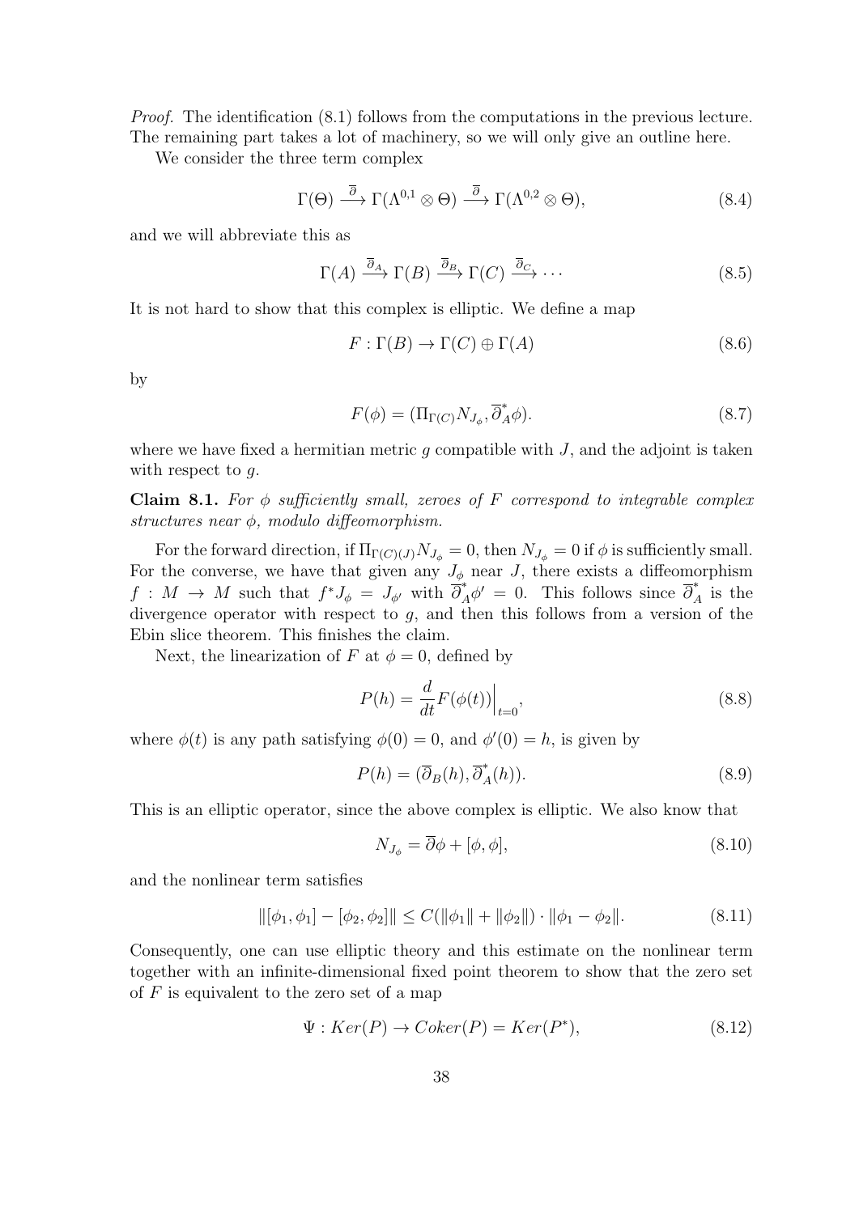*Proof.* The identification (8.1) follows from the computations in the previous lecture. The remaining part takes a lot of machinery, so we will only give an outline here.

We consider the three term complex

$$\Gamma(\Theta) \xrightarrow{\overline{\partial}} \Gamma(\Lambda^{0,1} \otimes \Theta) \xrightarrow{\overline{\partial}} \Gamma(\Lambda^{0,2} \otimes \Theta), \tag{8.4}$$

and we will abbreviate this as

$$\Gamma(A) \xrightarrow{\overline{\partial}_A} \Gamma(B) \xrightarrow{\overline{\partial}_B} \Gamma(C) \xrightarrow{\overline{\partial}_C} \cdots \tag{8.5}$$

It is not hard to show that this complex is elliptic. We define a map

$$F : \Gamma(B) \to \Gamma(C) \oplus \Gamma(A) \tag{8.6}$$

by

$$F(\phi) = (\Pi_{\Gamma(C)} N_{J_\phi}, \overline{\partial}_A^* \phi). \tag{8.7}$$

where we have fixed a hermitian metric $g$ compatible with $J$, and the adjoint is taken with respect to $g$.

**Claim 8.1.** *For $\phi$ sufficiently small, zeroes of $F$ correspond to integrable complex structures near $\phi$, modulo diffeomorphism.*

For the forward direction, if $\Pi_{\Gamma(C)(J)} N_{J_\phi} = 0$, then $N_{J_\phi} = 0$ if $\phi$ is sufficiently small. For the converse, we have that given any $J_\phi$ near $J$, there exists a diffeomorphism $f : M \to M$ such that $f^* J_\phi = J_{\phi'}$ with $\overline{\partial}_A^* \phi' = 0$. This follows since $\overline{\partial}_A^*$ is the divergence operator with respect to $g$, and then this follows from a version of the Ebin slice theorem. This finishes the claim.

Next, the linearization of $F$ at $\phi = 0$, defined by

$$P(h) = \frac{d}{dt} F(\phi(t)) \Big|_{t=0}, \tag{8.8}$$

where $\phi(t)$ is any path satisfying $\phi(0) = 0$, and $\phi'(0) = h$, is given by

$$P(h) = (\overline{\partial}_B(h), \overline{\partial}_A^*(h)). \tag{8.9}$$

This is an elliptic operator, since the above complex is elliptic. We also know that

$$N_{J_\phi} = \overline{\partial}\phi + [\phi, \phi], \tag{8.10}$$

and the nonlinear term satisfies

$$\|[\phi_1, \phi_1] - [\phi_2, \phi_2]\| \leq C(\|\phi_1\| + \|\phi_2\|) \cdot \|\phi_1 - \phi_2\|. \tag{8.11}$$

Consequently, one can use elliptic theory and this estimate on the nonlinear term together with an infinite-dimensional fixed point theorem to show that the zero set of $F$ is equivalent to the zero set of a map

$$\Psi : Ker(P) \to Coker(P) = Ker(P^*), \tag{8.12}$$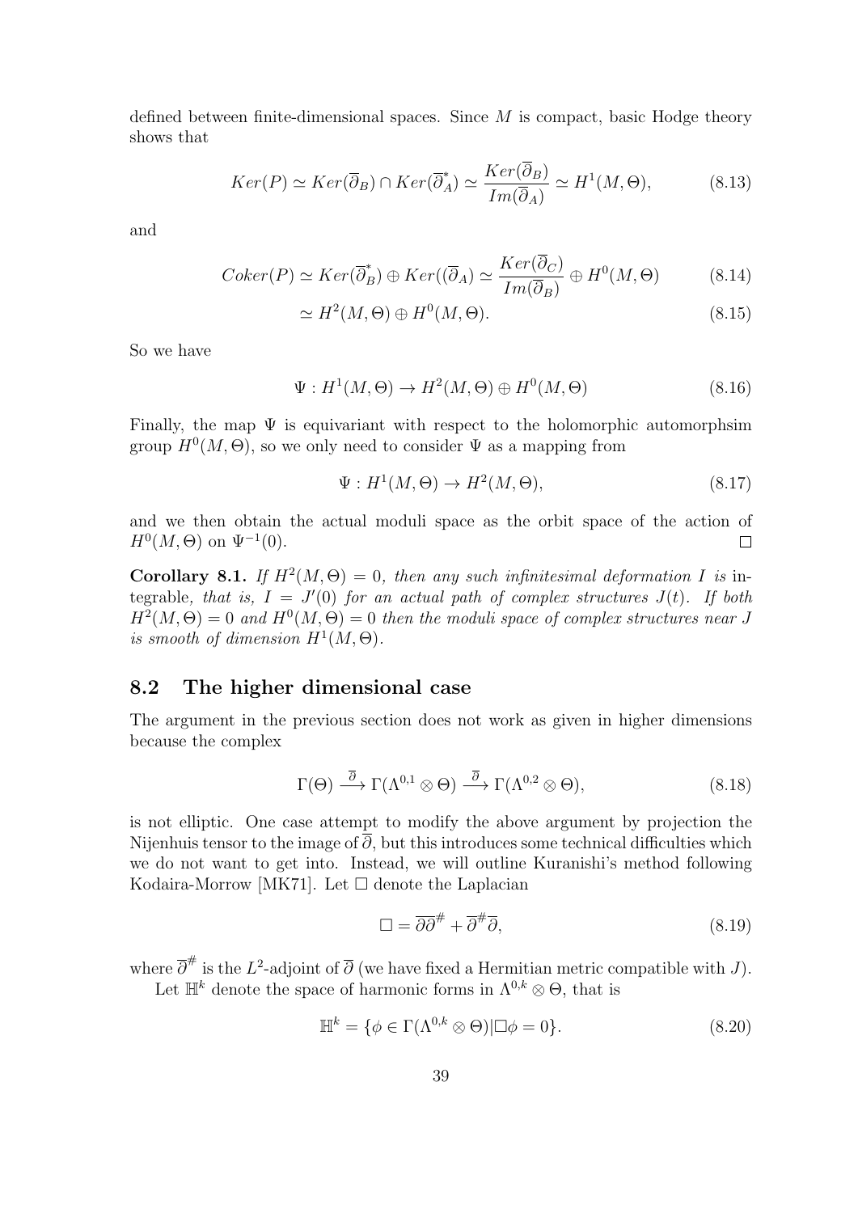defined between finite-dimensional spaces. Since $M$ is compact, basic Hodge theory shows that

$$Ker(P) \simeq Ker(\overline{\partial}_B) \cap Ker(\overline{\partial}_A^*) \simeq \frac{Ker(\overline{\partial}_B)}{Im(\overline{\partial}_A)} \simeq H^1(M, \Theta), \tag{8.13}$$

and

$$Coker(P) \simeq Ker(\overline{\partial}_B^*) \oplus Ker((\overline{\partial}_A) \simeq \frac{Ker(\overline{\partial}_C)}{Im(\overline{\partial}_B)} \oplus H^0(M, \Theta) \tag{8.14}$$

$$\simeq H^2(M, \Theta) \oplus H^0(M, \Theta). \tag{8.15}$$

So we have

$$\Psi : H^1(M, \Theta) \to H^2(M, \Theta) \oplus H^0(M, \Theta) \tag{8.16}$$

Finally, the map $\Psi$ is equivariant with respect to the holomorphic automorphsim group $H^0(M, \Theta)$, so we only need to consider $\Psi$ as a mapping from

$$\Psi : H^1(M, \Theta) \to H^2(M, \Theta), \tag{8.17}$$

and we then obtain the actual moduli space as the orbit space of the action of $H^0(M, \Theta)$ on $\Psi^{-1}(0)$. □

**Corollary 8.1.** *If $H^2(M, \Theta) = 0$, then any such infinitesimal deformation $I$ is* integrable*, that is, $I = J'(0)$ for an actual path of complex structures $J(t)$. If both $H^2(M, \Theta) = 0$ and $H^0(M, \Theta) = 0$ then the moduli space of complex structures near $J$ is smooth of dimension $H^1(M, \Theta)$.*

## 8.2 The higher dimensional case

The argument in the previous section does not work as given in higher dimensions because the complex

$$\Gamma(\Theta) \xrightarrow{\overline{\partial}} \Gamma(\Lambda^{0,1} \otimes \Theta) \xrightarrow{\overline{\partial}} \Gamma(\Lambda^{0,2} \otimes \Theta), \tag{8.18}$$

is not elliptic. One case attempt to modify the above argument by projection the Nijenhuis tensor to the image of $\overline{\partial}$, but this introduces some technical difficulties which we do not want to get into. Instead, we will outline Kuranishi's method following Kodaira-Morrow [MK71]. Let $\Box$ denote the Laplacian

$$\Box = \overline{\partial}\overline{\partial}^{\#} + \overline{\partial}^{\#}\overline{\partial}, \tag{8.19}$$

where $\overline{\partial}^{\#}$ is the $L^2$-adjoint of $\overline{\partial}$ (we have fixed a Hermitian metric compatible with $J$).

Let $\mathbb{H}^k$ denote the space of harmonic forms in $\Lambda^{0,k} \otimes \Theta$, that is

$$\mathbb{H}^k = \{\phi \in \Gamma(\Lambda^{0,k} \otimes \Theta) | \Box\phi = 0\}. \tag{8.20}$$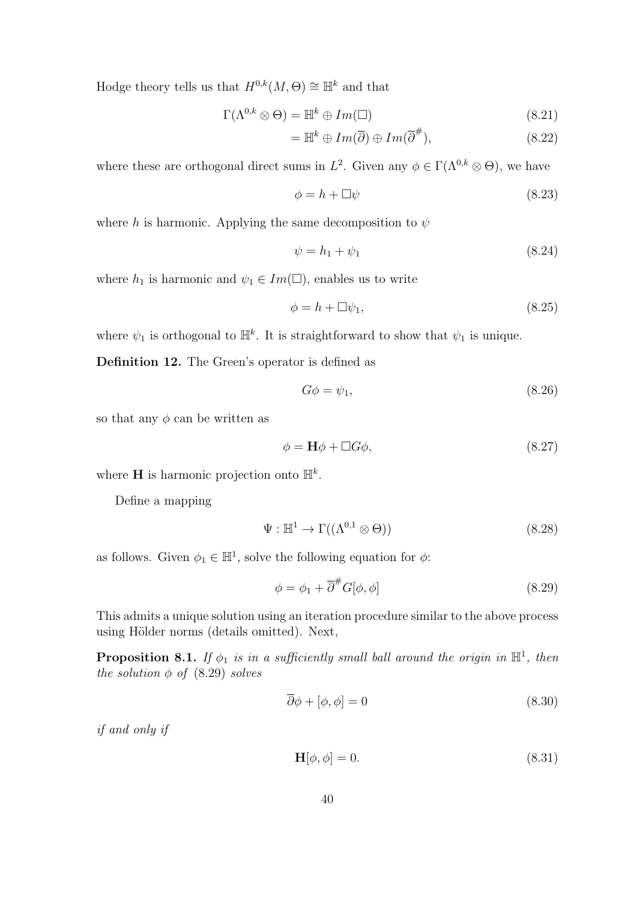Hodge theory tells us that $H^{0,k}(M, \Theta) \cong \mathbb{H}^k$ and that

$$\Gamma(\Lambda^{0,k} \otimes \Theta) = \mathbb{H}^k \oplus Im(\Box) \tag{8.21}$$

$$= \mathbb{H}^k \oplus Im(\overline{\partial}) \oplus Im(\overline{\partial}^{\#}), \tag{8.22}$$

where these are orthogonal direct sums in $L^2$. Given any $\phi \in \Gamma(\Lambda^{0,k} \otimes \Theta)$, we have

$$\phi = h + \Box\psi \tag{8.23}$$

where $h$ is harmonic. Applying the same decomposition to $\psi$

$$\psi = h_1 + \psi_1 \tag{8.24}$$

where $h_1$ is harmonic and $\psi_1 \in Im(\Box)$, enables us to write

$$\phi = h + \Box\psi_1, \tag{8.25}$$

where $\psi_1$ is orthogonal to $\mathbb{H}^k$. It is straightforward to show that $\psi_1$ is unique.

**Definition 12.** The Green's operator is defined as

$$G\phi = \psi_1, \tag{8.26}$$

so that any $\phi$ can be written as

$$\phi = \mathbf{H}\phi + \Box G\phi, \tag{8.27}$$

where $\mathbf{H}$ is harmonic projection onto $\mathbb{H}^k$.

Define a mapping

$$\Psi : \mathbb{H}^1 \to \Gamma((\Lambda^{0,1} \otimes \Theta)) \tag{8.28}$$

as follows. Given $\phi_1 \in \mathbb{H}^1$, solve the following equation for $\phi$:

$$\phi = \phi_1 + \overline{\partial}^{\#} G[\phi, \phi] \tag{8.29}$$

This admits a unique solution using an iteration procedure similar to the above process using Hölder norms (details omitted). Next,

**Proposition 8.1.** *If $\phi_1$ is in a sufficiently small ball around the origin in $\mathbb{H}^1$, then the solution $\phi$ of* (8.29) *solves*

$$\overline{\partial}\phi + [\phi, \phi] = 0 \tag{8.30}$$

*if and only if*

$$\mathbf{H}[\phi, \phi] = 0. \tag{8.31}$$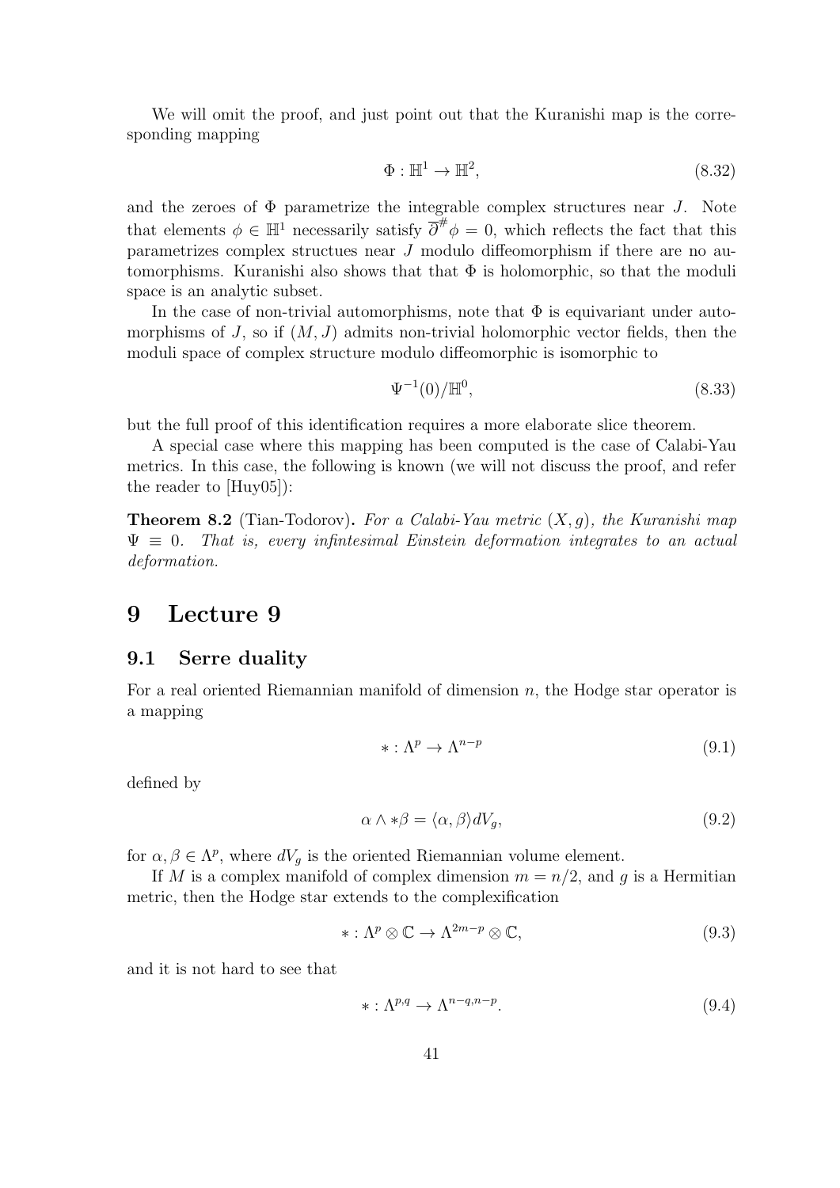We will omit the proof, and just point out that the Kuranishi map is the corresponding mapping

$$\Phi : \mathbb{H}^1 \to \mathbb{H}^2, \tag{8.32}$$

and the zeroes of $\Phi$ parametrize the integrable complex structures near $J$. Note that elements $\phi \in \mathbb{H}^1$ necessarily satisfy $\overline{\partial}^{\#}\phi = 0$, which reflects the fact that this parametrizes complex structues near $J$ modulo diffeomorphism if there are no automorphisms. Kuranishi also shows that that $\Phi$ is holomorphic, so that the moduli space is an analytic subset.

In the case of non-trivial automorphisms, note that $\Phi$ is equivariant under automorphisms of $J$, so if $(M, J)$ admits non-trivial holomorphic vector fields, then the moduli space of complex structure modulo diffeomorphic is isomorphic to

$$\Psi^{-1}(0)/\mathbb{H}^0, \tag{8.33}$$

but the full proof of this identification requires a more elaborate slice theorem.

A special case where this mapping has been computed is the case of Calabi-Yau metrics. In this case, the following is known (we will not discuss the proof, and refer the reader to [Huy05]):

**Theorem 8.2** (Tian-Todorov)**.** *For a Calabi-Yau metric $(X, g)$, the Kuranishi map $\Psi \equiv 0$. That is, every infintesimal Einstein deformation integrates to an actual deformation.*

# 9 Lecture 9

## 9.1 Serre duality

For a real oriented Riemannian manifold of dimension $n$, the Hodge star operator is a mapping

$$* : \Lambda^p \to \Lambda^{n-p} \tag{9.1}$$

defined by

$$\alpha \wedge *\beta = \langle \alpha, \beta \rangle dV_g, \tag{9.2}$$

for $\alpha, \beta \in \Lambda^p$, where $dV_g$ is the oriented Riemannian volume element.

If $M$ is a complex manifold of complex dimension $m = n/2$, and $g$ is a Hermitian metric, then the Hodge star extends to the complexification

$$* : \Lambda^p \otimes \mathbb{C} \to \Lambda^{2m-p} \otimes \mathbb{C}, \tag{9.3}$$

and it is not hard to see that

$$* : \Lambda^{p,q} \to \Lambda^{n-q,n-p}. \tag{9.4}$$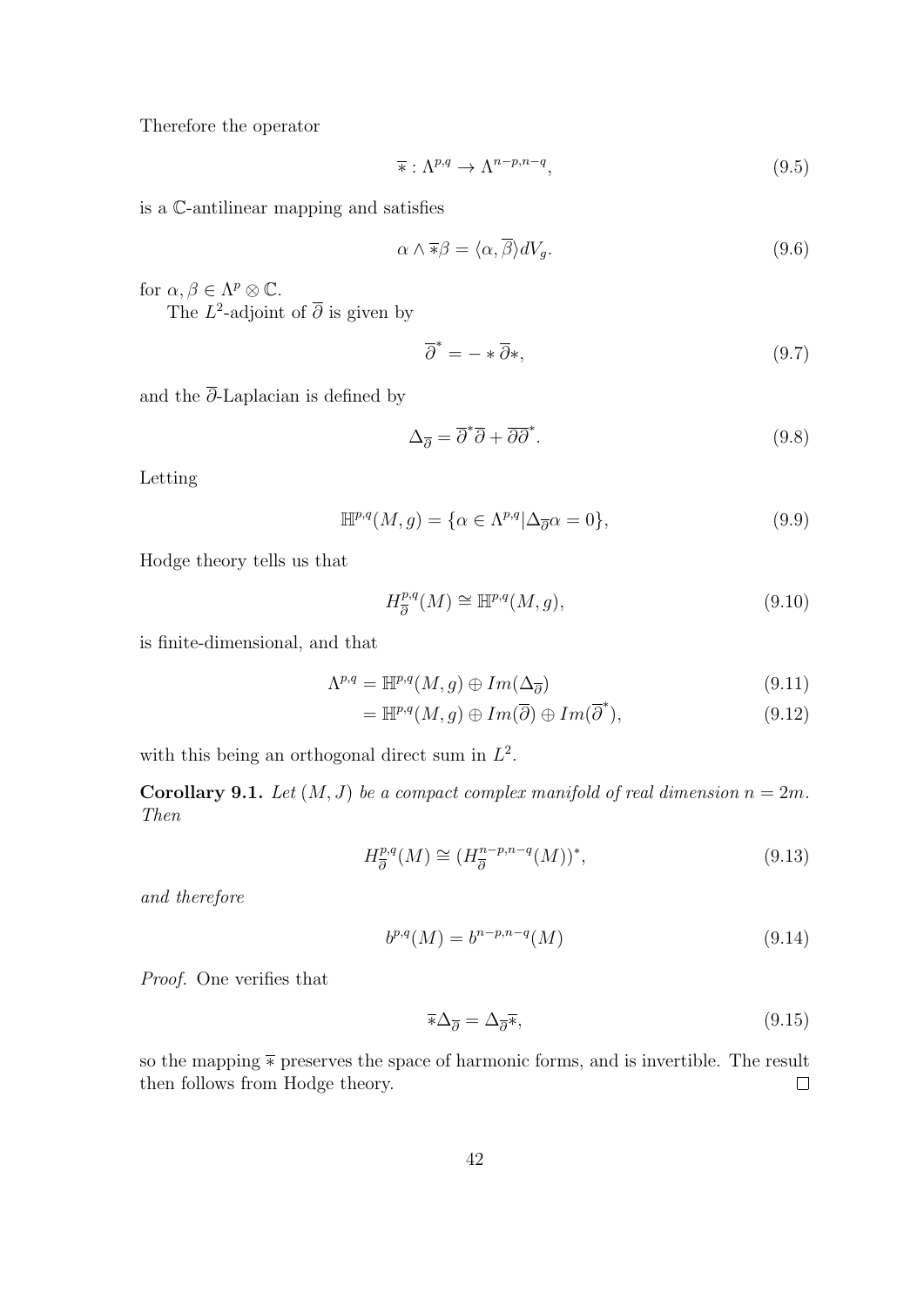Therefore the operator

$$\overline{*} : \Lambda^{p,q} \to \Lambda^{n-p,n-q}, \tag{9.5}$$

is a $\mathbb{C}$-antilinear mapping and satisfies

$$\alpha \wedge \overline{*}\beta = \langle \alpha, \overline{\beta} \rangle dV_g. \tag{9.6}$$

for $\alpha, \beta \in \Lambda^p \otimes \mathbb{C}$.

The $L^2$-adjoint of $\overline{\partial}$ is given by

$$\overline{\partial}^* = - * \overline{\partial} *, \tag{9.7}$$

and the $\overline{\partial}$-Laplacian is defined by

$$\Delta_{\overline{\partial}} = \overline{\partial}^* \overline{\partial} + \overline{\partial}\overline{\partial}^*. \tag{9.8}$$

Letting

$$\mathbb{H}^{p,q}(M, g) = \{\alpha \in \Lambda^{p,q} | \Delta_{\overline{\partial}} \alpha = 0\}, \tag{9.9}$$

Hodge theory tells us that

$$H^{p,q}_{\overline{\partial}}(M) \cong \mathbb{H}^{p,q}(M, g), \tag{9.10}$$

is finite-dimensional, and that

$$\Lambda^{p,q} = \mathbb{H}^{p,q}(M, g) \oplus Im(\Delta_{\overline{\partial}}) \tag{9.11}$$

$$= \mathbb{H}^{p,q}(M, g) \oplus Im(\overline{\partial}) \oplus Im(\overline{\partial}^*), \tag{9.12}$$

with this being an orthogonal direct sum in $L^2$.

**Corollary 9.1.** *Let $(M, J)$ be a compact complex manifold of real dimension $n = 2m$. Then*

$$H^{p,q}_{\overline{\partial}}(M) \cong (H^{n-p,n-q}_{\overline{\partial}}(M))^*, \tag{9.13}$$

*and therefore*

$$b^{p,q}(M) = b^{n-p,n-q}(M) \tag{9.14}$$

*Proof.* One verifies that

$$\overline{*}\Delta_{\overline{\partial}} = \Delta_{\overline{\partial}}\overline{*}, \tag{9.15}$$

so the mapping $\overline{*}$ preserves the space of harmonic forms, and is invertible. The result then follows from Hodge theory. □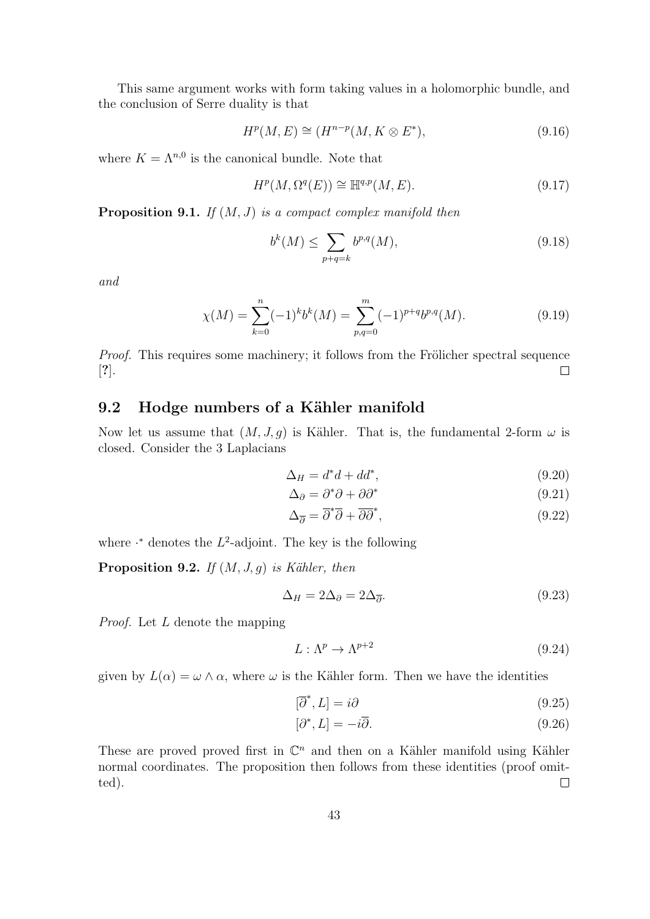This same argument works with form taking values in a holomorphic bundle, and the conclusion of Serre duality is that

$$H^p(M, E) \cong (H^{n-p}(M, K \otimes E^*), \tag{9.16}$$

where $K = \Lambda^{n,0}$ is the canonical bundle. Note that

$$H^p(M, \Omega^q(E)) \cong \mathbb{H}^{q,p}(M, E). \tag{9.17}$$

**Proposition 9.1.** *If $(M, J)$ is a compact complex manifold then*

$$b^k(M) \leq \sum_{p+q=k} b^{p,q}(M), \tag{9.18}$$

*and*

$$\chi(M) = \sum_{k=0}^{n} (-1)^k b^k(M) = \sum_{p,q=0}^{m} (-1)^{p+q} b^{p,q}(M). \tag{9.19}$$

*Proof.* This requires some machinery; it follows from the Frölicher spectral sequence [**?**]. □

## 9.2 Hodge numbers of a Kähler manifold

Now let us assume that $(M, J, g)$ is Kähler. That is, the fundamental 2-form $\omega$ is closed. Consider the 3 Laplacians

$$\Delta_H = d^* d + d d^*, \tag{9.20}$$

$$\Delta_\partial = \partial^* \partial + \partial \partial^* \tag{9.21}$$

$$\Delta_{\overline{\partial}} = \overline{\partial}^* \overline{\partial} + \overline{\partial} \overline{\partial}^*, \tag{9.22}$$

where $\cdot^*$ denotes the $L^2$-adjoint. The key is the following

**Proposition 9.2.** *If $(M, J, g)$ is Kähler, then*

$$\Delta_H = 2\Delta_\partial = 2\Delta_{\overline{\partial}}. \tag{9.23}$$

*Proof.* Let $L$ denote the mapping

$$L : \Lambda^p \to \Lambda^{p+2} \tag{9.24}$$

given by $L(\alpha) = \omega \wedge \alpha$, where $\omega$ is the Kähler form. Then we have the identities

$$[\overline{\partial}^*, L] = i\partial \tag{9.25}$$

$$[\partial^*, L] = -i\overline{\partial}. \tag{9.26}$$

These are proved proved first in $\mathbb{C}^n$ and then on a Kähler manifold using Kähler normal coordinates. The proposition then follows from these identities (proof omitted). □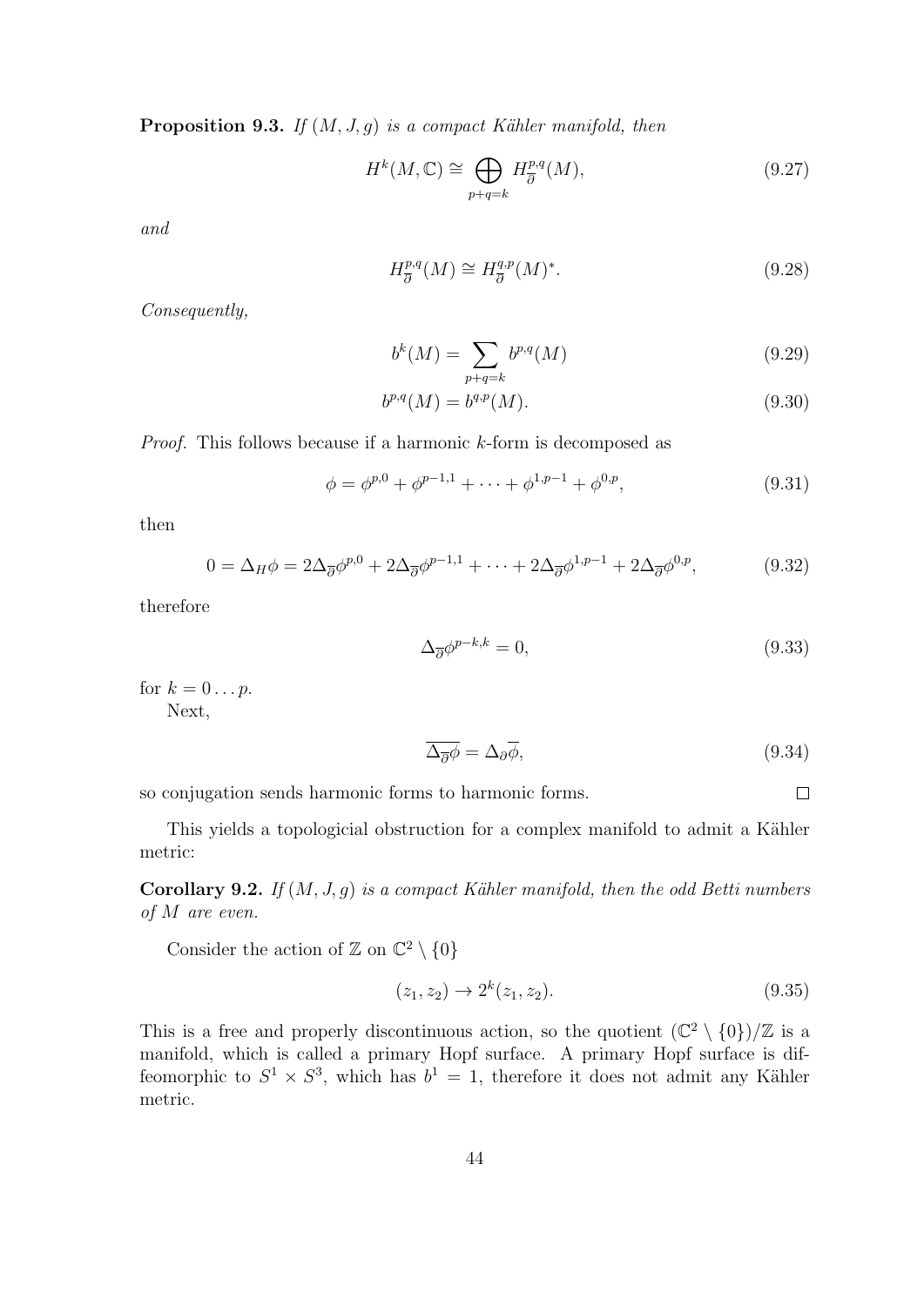**Proposition 9.3.** *If $(M, J, g)$ is a compact Kähler manifold, then*

$$H^k(M, \mathbb{C}) \cong \bigoplus_{p+q=k} H^{p,q}_{\overline{\partial}}(M), \tag{9.27}$$

*and*

$$H^{p,q}_{\overline{\partial}}(M) \cong H^{q,p}_{\overline{\partial}}(M)^*. \tag{9.28}$$

*Consequently,*

$$b^k(M) = \sum_{p+q=k} b^{p,q}(M) \tag{9.29}$$

$$b^{p,q}(M) = b^{q,p}(M). \tag{9.30}$$

*Proof.* This follows because if a harmonic $k$-form is decomposed as

$$\phi = \phi^{p,0} + \phi^{p-1,1} + \cdots + \phi^{1,p-1} + \phi^{0,p}, \tag{9.31}$$

then

$$0 = \Delta_H \phi = 2\Delta_{\overline{\partial}}\phi^{p,0} + 2\Delta_{\overline{\partial}}\phi^{p-1,1} + \cdots + 2\Delta_{\overline{\partial}}\phi^{1,p-1} + 2\Delta_{\overline{\partial}}\phi^{0,p}, \tag{9.32}$$

therefore

$$\Delta_{\overline{\partial}}\phi^{p-k,k} = 0, \tag{9.33}$$

for $k = 0 \dots p$.

Next,

$$\overline{\Delta_{\overline{\partial}}\phi} = \Delta_{\partial}\overline{\phi}, \tag{9.34}$$

so conjugation sends harmonic forms to harmonic forms. □

This yields a topologicial obstruction for a complex manifold to admit a Kähler metric:

**Corollary 9.2.** *If $(M, J, g)$ is a compact Kähler manifold, then the odd Betti numbers of $M$ are even.*

Consider the action of $\mathbb{Z}$ on $\mathbb{C}^2 \setminus \{0\}$

$$(z_1, z_2) \to 2^k(z_1, z_2). \tag{9.35}$$

This is a free and properly discontinuous action, so the quotient $(\mathbb{C}^2 \setminus \{0\})/\mathbb{Z}$ is a manifold, which is called a primary Hopf surface. A primary Hopf surface is diffeomorphic to $S^1 \times S^3$, which has $b^1 = 1$, therefore it does not admit any Kähler metric.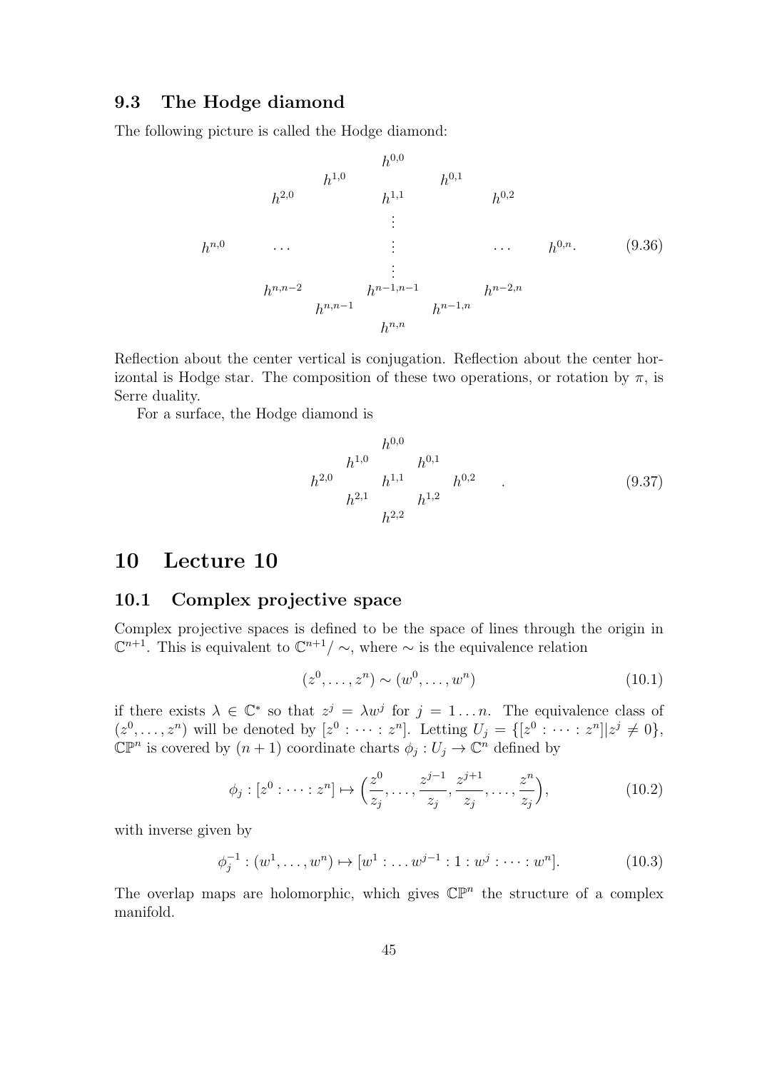### 9.3 The Hodge diamond

The following picture is called the Hodge diamond:

$$
\begin{array}{ccccccccc}
 & & & & h^{0,0} & & & & \\
 & & & h^{1,0} & & h^{0,1} & & & \\
 & & h^{2,0} & & h^{1,1} & & h^{0,2} & & \\
 & & & & \vdots & & & & \\
h^{n,0} & & \cdots & & \vdots & & \cdots & & h^{0,n}. \\
 & & & & \vdots & & & & \\
 & & h^{n,n-2} & & h^{n-1,n-1} & & h^{n-2,n} & & \\
 & & & h^{n,n-1} & & h^{n-1,n} & & & \\
 & & & & h^{n,n} & & & &
\end{array}
\tag{9.36}
$$

Reflection about the center vertical is conjugation. Reflection about the center horizontal is Hodge star. The composition of these two operations, or rotation by $\pi$, is Serre duality.

For a surface, the Hodge diamond is

$$
\begin{array}{ccccc}
 & & h^{0,0} & & \\
 & h^{1,0} & & h^{0,1} & \\
h^{2,0} & & h^{1,1} & & h^{0,2} \\
 & h^{2,1} & & h^{1,2} & \\
 & & h^{2,2} & &
\end{array}
\quad .
\tag{9.37}
$$

# 10 Lecture 10

### 10.1 Complex projective space

Complex projective spaces is defined to be the space of lines through the origin in $\mathbb{C}^{n+1}$. This is equivalent to $\mathbb{C}^{n+1}/\sim$, where $\sim$ is the equivalence relation

$$
(z^0, \ldots, z^n) \sim (w^0, \ldots, w^n)
\tag{10.1}
$$

if there exists $\lambda \in \mathbb{C}^*$ so that $z^j = \lambda w^j$ for $j = 1 \ldots n$. The equivalence class of $(z^0, \ldots, z^n)$ will be denoted by $[z^0 : \cdots : z^n]$. Letting $U_j = \{[z^0 : \cdots : z^n] | z^j \neq 0\}$, $\mathbb{CP}^n$ is covered by $(n+1)$ coordinate charts $\phi_j : U_j \to \mathbb{C}^n$ defined by

$$
\phi_j : [z^0 : \cdots : z^n] \mapsto \Big( \frac{z^0}{z_j}, \ldots, \frac{z^{j-1}}{z_j}, \frac{z^{j+1}}{z_j}, \ldots, \frac{z^n}{z_j} \Big),
\tag{10.2}
$$

with inverse given by

$$
\phi_j^{-1} : (w^1, \ldots, w^n) \mapsto [w^1 : \ldots w^{j-1} : 1 : w^j : \cdots : w^n].
\tag{10.3}
$$

The overlap maps are holomorphic, which gives $\mathbb{CP}^n$ the structure of a complex manifold.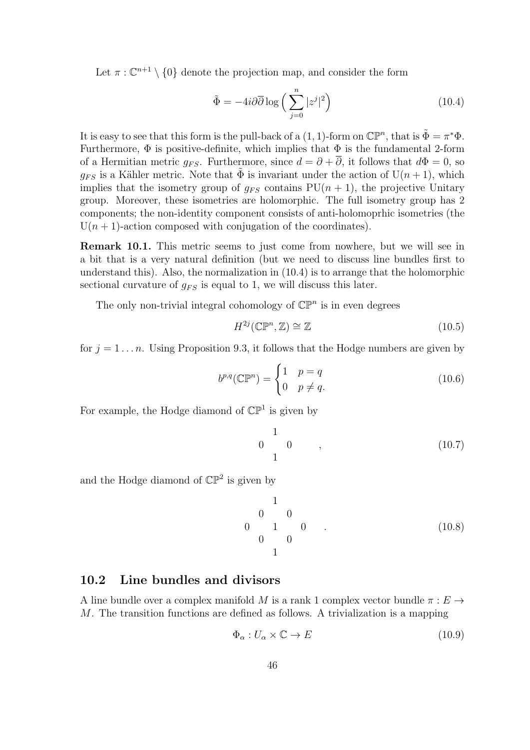Let $\pi : \mathbb{C}^{n+1} \setminus \{0\}$ denote the projection map, and consider the form

$$\tilde{\Phi} = -4i\partial\overline{\partial} \log \Big( \sum_{j=0}^{n} |z^j|^2 \Big) \tag{10.4}$$

It is easy to see that this form is the pull-back of a $(1,1)$-form on $\mathbb{CP}^n$, that is $\tilde{\Phi} = \pi^* \Phi$. Furthermore, $\Phi$ is positive-definite, which implies that $\Phi$ is the fundamental 2-form of a Hermitian metric $g_{FS}$. Furthermore, since $d = \partial + \overline{\partial}$, it follows that $d\Phi = 0$, so $g_{FS}$ is a Kähler metric. Note that $\tilde{\Phi}$ is invariant under the action of $\mathrm{U}(n+1)$, which implies that the isometry group of $g_{FS}$ contains $\mathrm{PU}(n+1)$, the projective Unitary group. Moreover, these isometries are holomorphic. The full isometry group has 2 components; the non-identity component consists of anti-holomoprhic isometries (the $\mathrm{U}(n+1)$-action composed with conjugation of the coordinates).

**Remark 10.1.** This metric seems to just come from nowhere, but we will see in a bit that is a very natural definition (but we need to discuss line bundles first to understand this). Also, the normalization in (10.4) is to arrange that the holomorphic sectional curvature of $g_{FS}$ is equal to 1, we will discuss this later.

The only non-trivial integral cohomology of $\mathbb{CP}^n$ is in even degrees

$$H^{2j}(\mathbb{CP}^n, \mathbb{Z}) \cong \mathbb{Z} \tag{10.5}$$

for $j = 1 \ldots n$. Using Proposition 9.3, it follows that the Hodge numbers are given by

$$b^{p,q}(\mathbb{CP}^n) = \begin{cases} 1 & p = q \\ 0 & p \neq q. \end{cases} \tag{10.6}$$

For example, the Hodge diamond of $\mathbb{CP}^1$ is given by

$$\begin{matrix} & 1 & \\ 0 & & 0 \\ & 1 & \end{matrix} \quad , \tag{10.7}$$

and the Hodge diamond of $\mathbb{CP}^2$ is given by

$$\begin{matrix} & & 1 & & \\ & 0 & & 0 & \\ 0 & & 1 & & 0 \\ & 0 & & 0 & \\ & & 1 & & \end{matrix} \quad . \tag{10.8}$$

## 10.2 Line bundles and divisors

A line bundle over a complex manifold $M$ is a rank 1 complex vector bundle $\pi : E \to M$. The transition functions are defined as follows. A trivialization is a mapping

$$\Phi_\alpha : U_\alpha \times \mathbb{C} \to E \tag{10.9}$$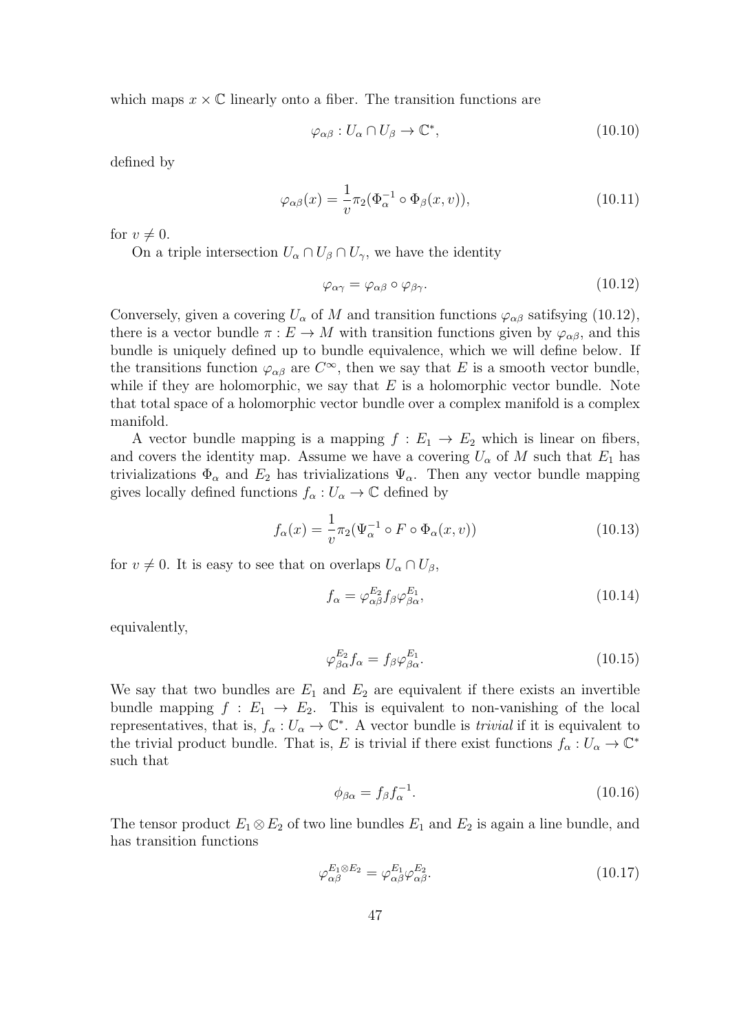which maps $x \times \mathbb{C}$ linearly onto a fiber. The transition functions are

$$\varphi_{\alpha\beta} : U_\alpha \cap U_\beta \to \mathbb{C}^*, \tag{10.10}$$

defined by

$$\varphi_{\alpha\beta}(x) = \frac{1}{v}\pi_2(\Phi_\alpha^{-1} \circ \Phi_\beta(x, v)), \tag{10.11}$$

for $v \neq 0$.

On a triple intersection $U_\alpha \cap U_\beta \cap U_\gamma$, we have the identity

$$\varphi_{\alpha\gamma} = \varphi_{\alpha\beta} \circ \varphi_{\beta\gamma}. \tag{10.12}$$

Conversely, given a covering $U_\alpha$ of $M$ and transition functions $\varphi_{\alpha\beta}$ satifsying (10.12), there is a vector bundle $\pi : E \to M$ with transition functions given by $\varphi_{\alpha\beta}$, and this bundle is uniquely defined up to bundle equivalence, which we will define below. If the transitions function $\varphi_{\alpha\beta}$ are $C^\infty$, then we say that $E$ is a smooth vector bundle, while if they are holomorphic, we say that $E$ is a holomorphic vector bundle. Note that total space of a holomorphic vector bundle over a complex manifold is a complex manifold.

A vector bundle mapping is a mapping $f : E_1 \to E_2$ which is linear on fibers, and covers the identity map. Assume we have a covering $U_\alpha$ of $M$ such that $E_1$ has trivializations $\Phi_\alpha$ and $E_2$ has trivializations $\Psi_\alpha$. Then any vector bundle mapping gives locally defined functions $f_\alpha : U_\alpha \to \mathbb{C}$ defined by

$$f_\alpha(x) = \frac{1}{v}\pi_2(\Psi_\alpha^{-1} \circ F \circ \Phi_\alpha(x, v)) \tag{10.13}$$

for $v \neq 0$. It is easy to see that on overlaps $U_\alpha \cap U_\beta$,

$$f_\alpha = \varphi_{\alpha\beta}^{E_2} f_\beta \varphi_{\beta\alpha}^{E_1}, \tag{10.14}$$

equivalently,

$$\varphi_{\beta\alpha}^{E_2} f_\alpha = f_\beta \varphi_{\beta\alpha}^{E_1}. \tag{10.15}$$

We say that two bundles are $E_1$ and $E_2$ are equivalent if there exists an invertible bundle mapping $f : E_1 \to E_2$. This is equivalent to non-vanishing of the local representatives, that is, $f_\alpha : U_\alpha \to \mathbb{C}^*$. A vector bundle is *trivial* if it is equivalent to the trivial product bundle. That is, $E$ is trivial if there exist functions $f_\alpha : U_\alpha \to \mathbb{C}^*$ such that

$$\phi_{\beta\alpha} = f_\beta f_\alpha^{-1}. \tag{10.16}$$

The tensor product $E_1 \otimes E_2$ of two line bundles $E_1$ and $E_2$ is again a line bundle, and has transition functions

$$\varphi_{\alpha\beta}^{E_1 \otimes E_2} = \varphi_{\alpha\beta}^{E_1} \varphi_{\alpha\beta}^{E_2}. \tag{10.17}$$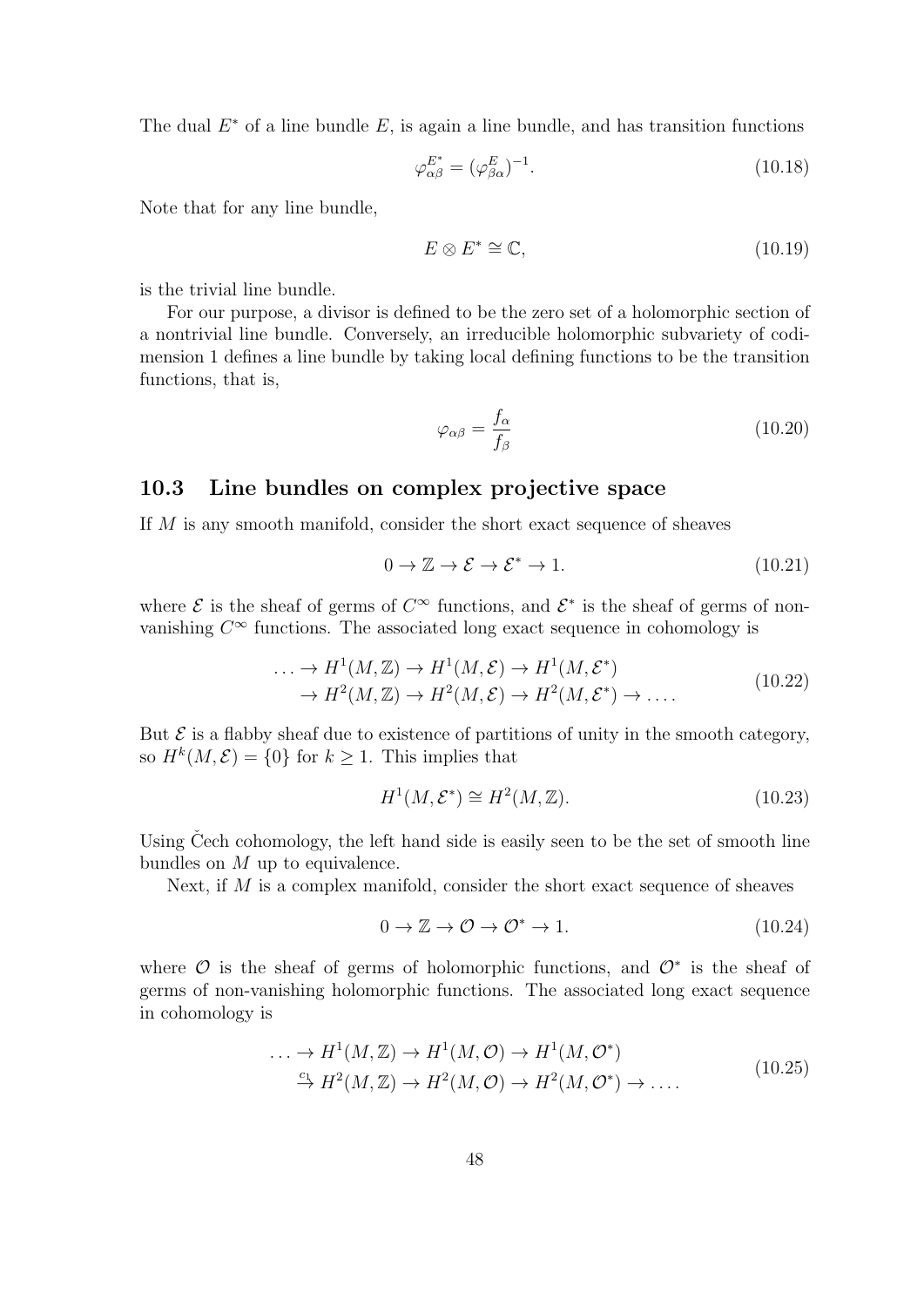The dual $E^*$ of a line bundle $E$, is again a line bundle, and has transition functions

$$\varphi^{E^*}_{\alpha\beta} = (\varphi^{E}_{\beta\alpha})^{-1}. \tag{10.18}$$

Note that for any line bundle,

$$E \otimes E^* \cong \mathbb{C}, \tag{10.19}$$

is the trivial line bundle.

For our purpose, a divisor is defined to be the zero set of a holomorphic section of a nontrivial line bundle. Conversely, an irreducible holomorphic subvariety of codimension 1 defines a line bundle by taking local defining functions to be the transition functions, that is,

$$\varphi_{\alpha\beta} = \frac{f_\alpha}{f_\beta} \tag{10.20}$$

## 10.3 Line bundles on complex projective space

If $M$ is any smooth manifold, consider the short exact sequence of sheaves

$$0 \to \mathbb{Z} \to \mathcal{E} \to \mathcal{E}^* \to 1. \tag{10.21}$$

where $\mathcal{E}$ is the sheaf of germs of $C^\infty$ functions, and $\mathcal{E}^*$ is the sheaf of germs of non-vanishing $C^\infty$ functions. The associated long exact sequence in cohomology is

$$\begin{aligned} \ldots \to H^1(M,\mathbb{Z}) \to H^1(M,\mathcal{E}) \to H^1(M,\mathcal{E}^*) \\ \to H^2(M,\mathbb{Z}) \to H^2(M,\mathcal{E}) \to H^2(M,\mathcal{E}^*) \to \ldots. \end{aligned} \tag{10.22}$$

But $\mathcal{E}$ is a flabby sheaf due to existence of partitions of unity in the smooth category, so $H^k(M,\mathcal{E}) = \{0\}$ for $k \geq 1$. This implies that

$$H^1(M,\mathcal{E}^*) \cong H^2(M,\mathbb{Z}). \tag{10.23}$$

Using Čech cohomology, the left hand side is easily seen to be the set of smooth line bundles on $M$ up to equivalence.

Next, if $M$ is a complex manifold, consider the short exact sequence of sheaves

$$0 \to \mathbb{Z} \to \mathcal{O} \to \mathcal{O}^* \to 1. \tag{10.24}$$

where $\mathcal{O}$ is the sheaf of germs of holomorphic functions, and $\mathcal{O}^*$ is the sheaf of germs of non-vanishing holomorphic functions. The associated long exact sequence in cohomology is

$$\begin{aligned} \ldots \to H^1(M,\mathbb{Z}) \to H^1(M,\mathcal{O}) \to H^1(M,\mathcal{O}^*) \\ \xrightarrow{c_1} H^2(M,\mathbb{Z}) \to H^2(M,\mathcal{O}) \to H^2(M,\mathcal{O}^*) \to \ldots. \end{aligned} \tag{10.25}$$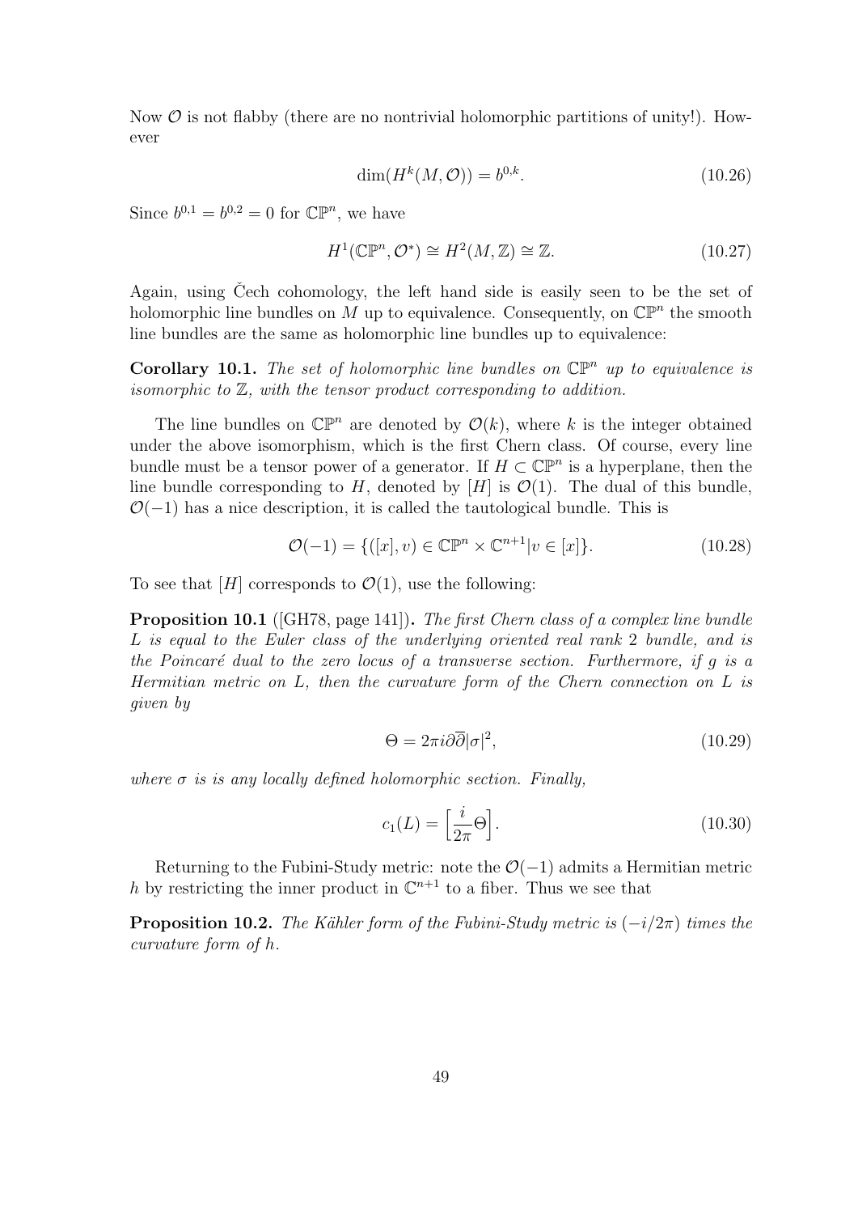Now $\mathcal{O}$ is not flabby (there are no nontrivial holomorphic partitions of unity!). However

$$\dim(H^k(M, \mathcal{O})) = b^{0,k}. \tag{10.26}$$

Since $b^{0,1} = b^{0,2} = 0$ for $\mathbb{CP}^n$, we have

$$H^1(\mathbb{CP}^n, \mathcal{O}^*) \cong H^2(M, \mathbb{Z}) \cong \mathbb{Z}. \tag{10.27}$$

Again, using Čech cohomology, the left hand side is easily seen to be the set of holomorphic line bundles on $M$ up to equivalence. Consequently, on $\mathbb{CP}^n$ the smooth line bundles are the same as holomorphic line bundles up to equivalence:

**Corollary 10.1.** *The set of holomorphic line bundles on $\mathbb{CP}^n$ up to equivalence is isomorphic to $\mathbb{Z}$, with the tensor product corresponding to addition.*

The line bundles on $\mathbb{CP}^n$ are denoted by $\mathcal{O}(k)$, where $k$ is the integer obtained under the above isomorphism, which is the first Chern class. Of course, every line bundle must be a tensor power of a generator. If $H \subset \mathbb{CP}^n$ is a hyperplane, then the line bundle corresponding to $H$, denoted by $[H]$ is $\mathcal{O}(1)$. The dual of this bundle, $\mathcal{O}(-1)$ has a nice description, it is called the tautological bundle. This is

$$\mathcal{O}(-1) = \{([x], v) \in \mathbb{CP}^n \times \mathbb{C}^{n+1} | v \in [x]\}. \tag{10.28}$$

To see that $[H]$ corresponds to $\mathcal{O}(1)$, use the following:

**Proposition 10.1** ([GH78, page 141])**.** *The first Chern class of a complex line bundle $L$ is equal to the Euler class of the underlying oriented real rank 2 bundle, and is the Poincaré dual to the zero locus of a transverse section. Furthermore, if $g$ is a Hermitian metric on $L$, then the curvature form of the Chern connection on $L$ is given by*

$$\Theta = 2\pi i \partial\overline{\partial}|\sigma|^2, \tag{10.29}$$

*where $\sigma$ is is any locally defined holomorphic section. Finally,*

$$c_1(L) = \Big[\frac{i}{2\pi}\Theta\Big]. \tag{10.30}$$

Returning to the Fubini-Study metric: note the $\mathcal{O}(-1)$ admits a Hermitian metric $h$ by restricting the inner product in $\mathbb{C}^{n+1}$ to a fiber. Thus we see that

**Proposition 10.2.** *The Kähler form of the Fubini-Study metric is $(-i/2\pi)$ times the curvature form of $h$.*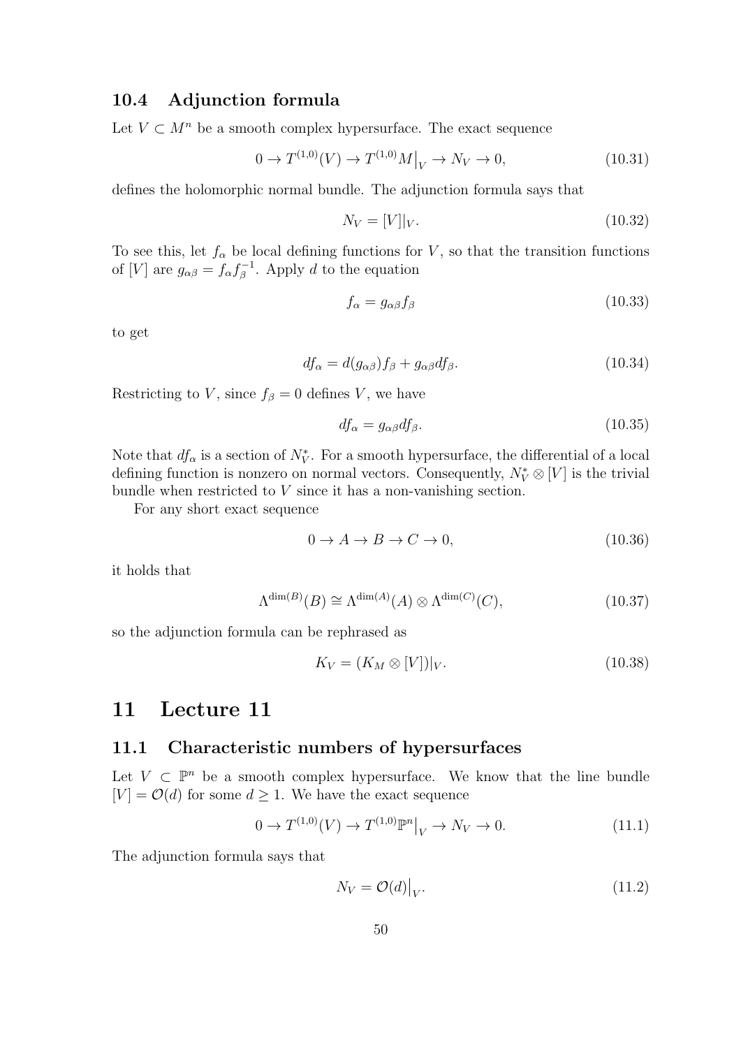### 10.4 Adjunction formula

Let $V \subset M^n$ be a smooth complex hypersurface. The exact sequence

$$0 \to T^{(1,0)}(V) \to T^{(1,0)}M\big|_V \to N_V \to 0, \tag{10.31}$$

defines the holomorphic normal bundle. The adjunction formula says that

$$N_V = [V]|_V. \tag{10.32}$$

To see this, let $f_\alpha$ be local defining functions for $V$, so that the transition functions of $[V]$ are $g_{\alpha\beta} = f_\alpha f_\beta^{-1}$. Apply $d$ to the equation

$$f_\alpha = g_{\alpha\beta} f_\beta \tag{10.33}$$

to get

$$df_\alpha = d(g_{\alpha\beta}) f_\beta + g_{\alpha\beta} df_\beta. \tag{10.34}$$

Restricting to $V$, since $f_\beta = 0$ defines $V$, we have

$$df_\alpha = g_{\alpha\beta} df_\beta. \tag{10.35}$$

Note that $df_\alpha$ is a section of $N_V^*$. For a smooth hypersurface, the differential of a local defining function is nonzero on normal vectors. Consequently, $N_V^* \otimes [V]$ is the trivial bundle when restricted to $V$ since it has a non-vanishing section.

For any short exact sequence

$$0 \to A \to B \to C \to 0, \tag{10.36}$$

it holds that

$$\Lambda^{\dim(B)}(B) \cong \Lambda^{\dim(A)}(A) \otimes \Lambda^{\dim(C)}(C), \tag{10.37}$$

so the adjunction formula can be rephrased as

$$K_V = (K_M \otimes [V])|_V. \tag{10.38}$$

# 11 Lecture 11

## 11.1 Characteristic numbers of hypersurfaces

Let $V \subset \mathbb{P}^n$ be a smooth complex hypersurface. We know that the line bundle $[V] = \mathcal{O}(d)$ for some $d \geq 1$. We have the exact sequence

$$0 \to T^{(1,0)}(V) \to T^{(1,0)}\mathbb{P}^n\big|_V \to N_V \to 0. \tag{11.1}$$

The adjunction formula says that

$$N_V = \mathcal{O}(d)\big|_V. \tag{11.2}$$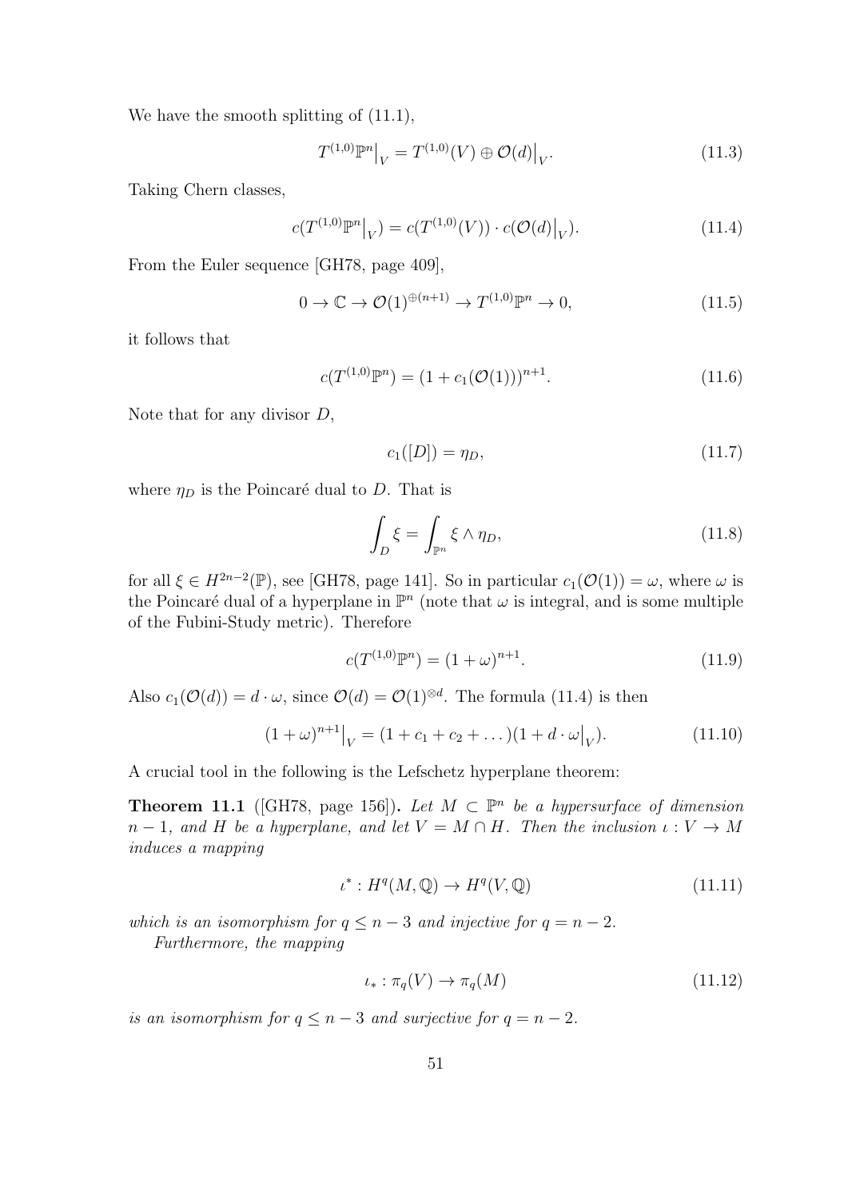We have the smooth splitting of (11.1),

$$T^{(1,0)}\mathbb{P}^n\big|_V = T^{(1,0)}(V) \oplus \mathcal{O}(d)\big|_V. \tag{11.3}$$

Taking Chern classes,

$$c(T^{(1,0)}\mathbb{P}^n\big|_V) = c(T^{(1,0)}(V)) \cdot c(\mathcal{O}(d)\big|_V). \tag{11.4}$$

From the Euler sequence [GH78, page 409],

$$0 \to \mathbb{C} \to \mathcal{O}(1)^{\oplus(n+1)} \to T^{(1,0)}\mathbb{P}^n \to 0, \tag{11.5}$$

it follows that

$$c(T^{(1,0)}\mathbb{P}^n) = (1 + c_1(\mathcal{O}(1)))^{n+1}. \tag{11.6}$$

Note that for any divisor $D$,

$$c_1([D]) = \eta_D, \tag{11.7}$$

where $\eta_D$ is the Poincaré dual to $D$. That is

$$\int_D \xi = \int_{\mathbb{P}^n} \xi \wedge \eta_D, \tag{11.8}$$

for all $\xi \in H^{2n-2}(\mathbb{P})$, see [GH78, page 141]. So in particular $c_1(\mathcal{O}(1)) = \omega$, where $\omega$ is the Poincaré dual of a hyperplane in $\mathbb{P}^n$ (note that $\omega$ is integral, and is some multiple of the Fubini-Study metric). Therefore

$$c(T^{(1,0)}\mathbb{P}^n) = (1 + \omega)^{n+1}. \tag{11.9}$$

Also $c_1(\mathcal{O}(d)) = d \cdot \omega$, since $\mathcal{O}(d) = \mathcal{O}(1)^{\otimes d}$. The formula (11.4) is then

$$(1 + \omega)^{n+1}\big|_V = (1 + c_1 + c_2 + \dots)(1 + d \cdot \omega\big|_V). \tag{11.10}$$

A crucial tool in the following is the Lefschetz hyperplane theorem:

**Theorem 11.1** ([GH78, page 156]). *Let $M \subset \mathbb{P}^n$ be a hypersurface of dimension $n-1$, and $H$ be a hyperplane, and let $V = M \cap H$. Then the inclusion $\iota : V \to M$ induces a mapping*

$$\iota^* : H^q(M, \mathbb{Q}) \to H^q(V, \mathbb{Q}) \tag{11.11}$$

*which is an isomorphism for $q \leq n-3$ and injective for $q = n-2$.*

*Furthermore, the mapping*

$$\iota_* : \pi_q(V) \to \pi_q(M) \tag{11.12}$$

*is an isomorphism for $q \leq n-3$ and surjective for $q = n-2$.*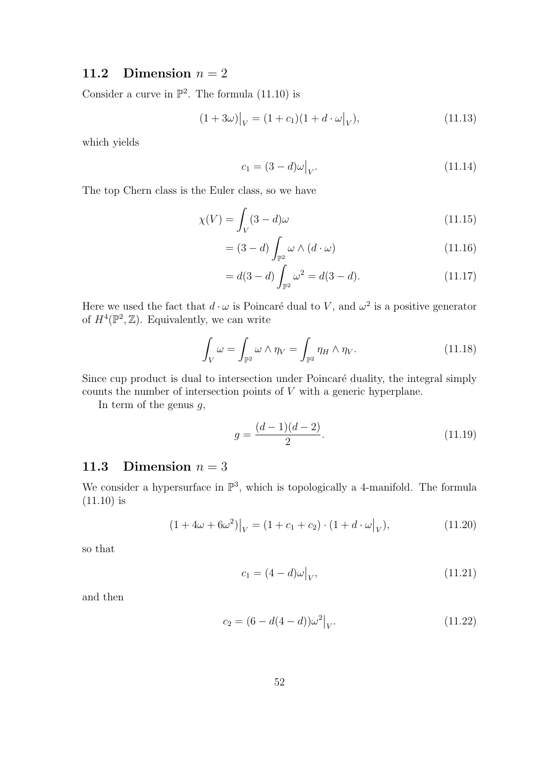## 11.2 Dimension $n = 2$

Consider a curve in $\mathbb{P}^2$. The formula (11.10) is

$$(1 + 3\omega)\big|_V = (1 + c_1)(1 + d \cdot \omega\big|_V), \tag{11.13}$$

which yields

$$c_1 = (3 - d)\omega\big|_V. \tag{11.14}$$

The top Chern class is the Euler class, so we have

$$\chi(V) = \int_V (3 - d)\omega \tag{11.15}$$

$$= (3 - d) \int_{\mathbb{P}^2} \omega \wedge (d \cdot \omega) \tag{11.16}$$

$$= d(3 - d) \int_{\mathbb{P}^2} \omega^2 = d(3 - d). \tag{11.17}$$

Here we used the fact that $d \cdot \omega$ is Poincaré dual to $V$, and $\omega^2$ is a positive generator of $H^4(\mathbb{P}^2, \mathbb{Z})$. Equivalently, we can write

$$\int_V \omega = \int_{\mathbb{P}^2} \omega \wedge \eta_V = \int_{\mathbb{P}^2} \eta_H \wedge \eta_V. \tag{11.18}$$

Since cup product is dual to intersection under Poincaré duality, the integral simply counts the number of intersection points of $V$ with a generic hyperplane.

In term of the genus $g$,

$$g = \frac{(d - 1)(d - 2)}{2}. \tag{11.19}$$

## 11.3 Dimension $n = 3$

We consider a hypersurface in $\mathbb{P}^3$, which is topologically a 4-manifold. The formula (11.10) is

$$(1 + 4\omega + 6\omega^2)\big|_V = (1 + c_1 + c_2) \cdot (1 + d \cdot \omega\big|_V), \tag{11.20}$$

so that

$$c_1 = (4 - d)\omega\big|_V, \tag{11.21}$$

and then

$$c_2 = (6 - d(4 - d))\omega^2\big|_V. \tag{11.22}$$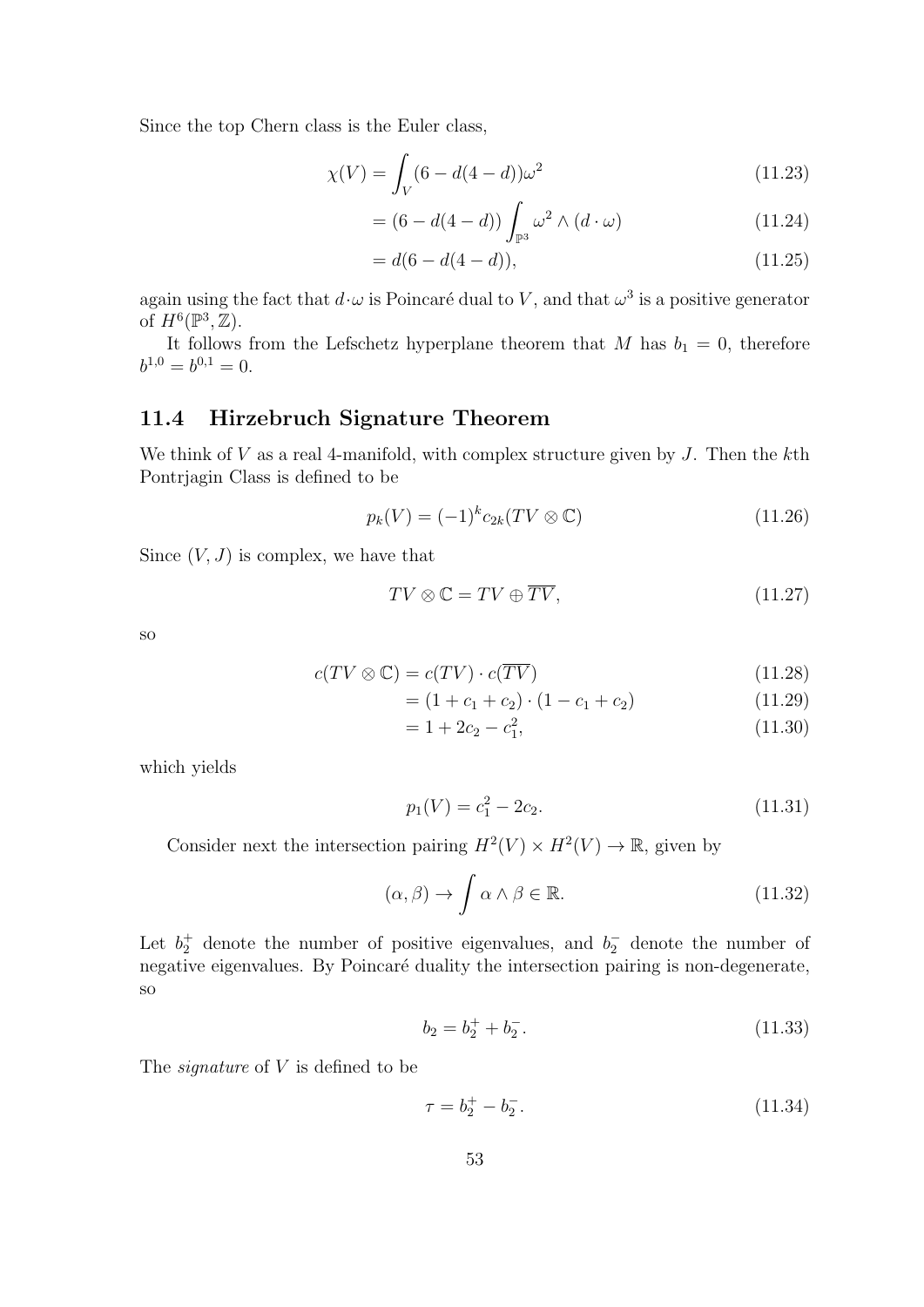Since the top Chern class is the Euler class,

$$\chi(V) = \int_V (6 - d(4-d))\omega^2 \tag{11.23}$$

$$= (6 - d(4-d)) \int_{\mathbb{P}^3} \omega^2 \wedge (d \cdot \omega) \tag{11.24}$$

$$= d(6 - d(4-d)), \tag{11.25}$$

again using the fact that $d \cdot \omega$ is Poincaré dual to $V$, and that $\omega^3$ is a positive generator of $H^6(\mathbb{P}^3, \mathbb{Z})$.

It follows from the Lefschetz hyperplane theorem that $M$ has $b_1 = 0$, therefore $b^{1,0} = b^{0,1} = 0$.

## 11.4 Hirzebruch Signature Theorem

We think of $V$ as a real 4-manifold, with complex structure given by $J$. Then the $k$th Pontrjagin Class is defined to be

$$p_k(V) = (-1)^k c_{2k}(TV \otimes \mathbb{C}) \tag{11.26}$$

Since $(V, J)$ is complex, we have that

$$TV \otimes \mathbb{C} = TV \oplus \overline{TV}, \tag{11.27}$$

so

$$c(TV \otimes \mathbb{C}) = c(TV) \cdot c(\overline{TV}) \tag{11.28}$$

$$= (1 + c_1 + c_2) \cdot (1 - c_1 + c_2) \tag{11.29}$$

$$= 1 + 2c_2 - c_1^2, \tag{11.30}$$

which yields

$$p_1(V) = c_1^2 - 2c_2. \tag{11.31}$$

Consider next the intersection pairing $H^2(V) \times H^2(V) \to \mathbb{R}$, given by

$$(\alpha, \beta) \to \int \alpha \wedge \beta \in \mathbb{R}. \tag{11.32}$$

Let $b_2^+$ denote the number of positive eigenvalues, and $b_2^-$ denote the number of negative eigenvalues. By Poincaré duality the intersection pairing is non-degenerate, so

$$b_2 = b_2^+ + b_2^-. \tag{11.33}$$

The *signature* of $V$ is defined to be

$$\tau = b_2^+ - b_2^-. \tag{11.34}$$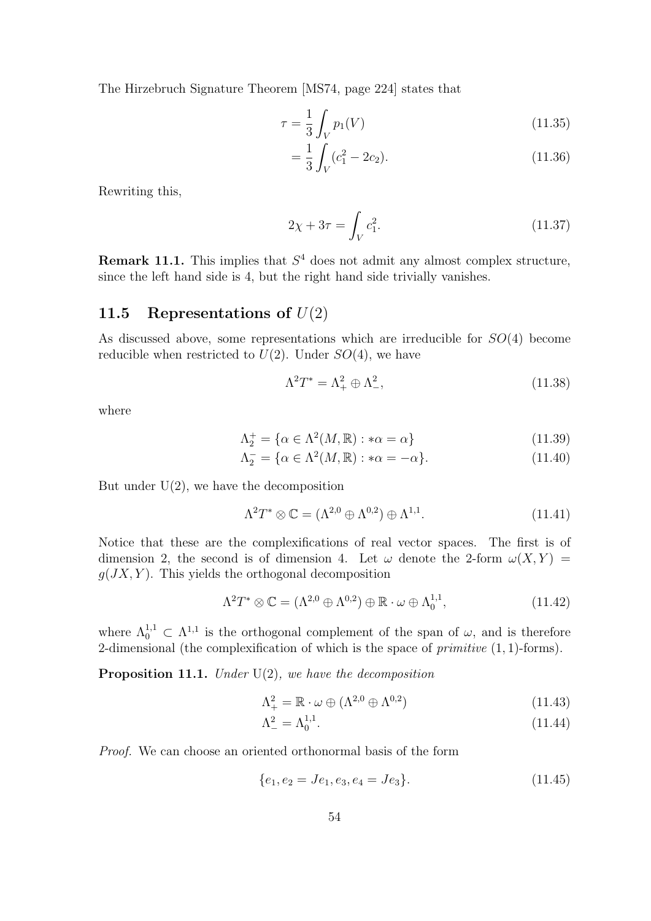The Hirzebruch Signature Theorem [MS74, page 224] states that

$$\tau = \frac{1}{3}\int_V p_1(V) \tag{11.35}$$

$$= \frac{1}{3}\int_V (c_1^2 - 2c_2). \tag{11.36}$$

Rewriting this,

$$2\chi + 3\tau = \int_V c_1^2. \tag{11.37}$$

**Remark 11.1.** This implies that $S^4$ does not admit any almost complex structure, since the left hand side is 4, but the right hand side trivially vanishes.

## 11.5 Representations of $U(2)$

As discussed above, some representations which are irreducible for $SO(4)$ become reducible when restricted to $U(2)$. Under $SO(4)$, we have

$$\Lambda^2 T^* = \Lambda^2_+ \oplus \Lambda^2_-, \tag{11.38}$$

where

$$\Lambda_2^+ = \{\alpha \in \Lambda^2(M,\mathbb{R}) : *\alpha = \alpha\} \tag{11.39}$$

$$\Lambda_2^- = \{\alpha \in \Lambda^2(M,\mathbb{R}) : *\alpha = -\alpha\}. \tag{11.40}$$

But under U(2), we have the decomposition

$$\Lambda^2 T^* \otimes \mathbb{C} = (\Lambda^{2,0} \oplus \Lambda^{0,2}) \oplus \Lambda^{1,1}. \tag{11.41}$$

Notice that these are the complexifications of real vector spaces. The first is of dimension 2, the second is of dimension 4. Let $\omega$ denote the 2-form $\omega(X,Y) = g(JX, Y)$. This yields the orthogonal decomposition

$$\Lambda^2 T^* \otimes \mathbb{C} = (\Lambda^{2,0} \oplus \Lambda^{0,2}) \oplus \mathbb{R}\cdot\omega \oplus \Lambda^{1,1}_0, \tag{11.42}$$

where $\Lambda^{1,1}_0 \subset \Lambda^{1,1}$ is the orthogonal complement of the span of $\omega$, and is therefore 2-dimensional (the complexification of which is the space of *primitive* $(1,1)$-forms).

**Proposition 11.1.** *Under* U(2)*, we have the decomposition*

$$\Lambda^2_+ = \mathbb{R}\cdot\omega \oplus (\Lambda^{2,0} \oplus \Lambda^{0,2}) \tag{11.43}$$

$$\Lambda^2_- = \Lambda^{1,1}_0. \tag{11.44}$$

*Proof.* We can choose an oriented orthonormal basis of the form

$$\{e_1, e_2 = Je_1, e_3, e_4 = Je_3\}. \tag{11.45}$$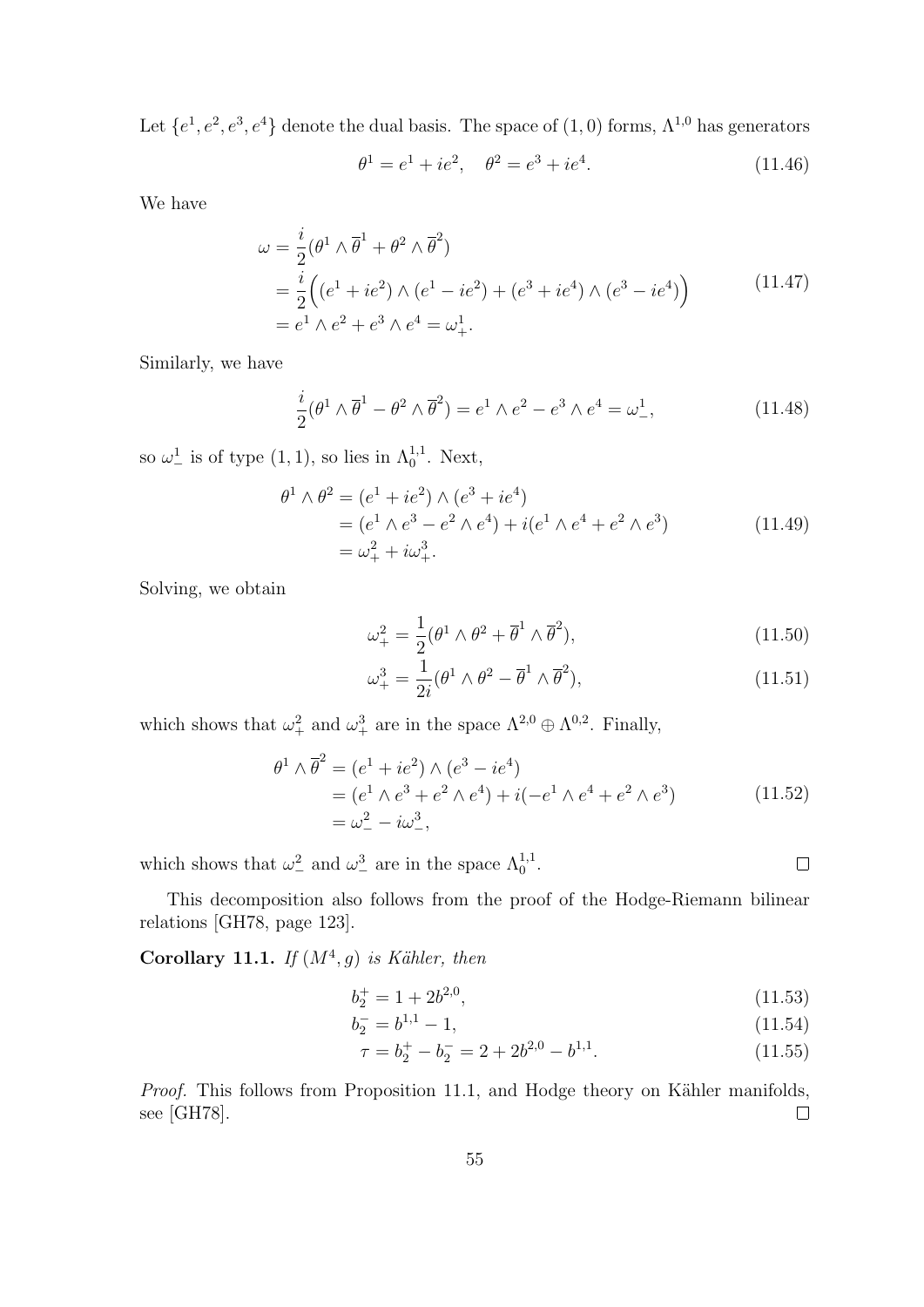Let $\{e^1, e^2, e^3, e^4\}$ denote the dual basis. The space of $(1,0)$ forms, $\Lambda^{1,0}$ has generators

$$\theta^1 = e^1 + ie^2, \quad \theta^2 = e^3 + ie^4. \tag{11.46}$$

We have

$$\begin{aligned}
\omega &= \frac{i}{2}(\theta^1 \wedge \overline{\theta}^1 + \theta^2 \wedge \overline{\theta}^2) \\
&= \frac{i}{2}\Big((e^1 + ie^2) \wedge (e^1 - ie^2) + (e^3 + ie^4) \wedge (e^3 - ie^4)\Big) \\
&= e^1 \wedge e^2 + e^3 \wedge e^4 = \omega^1_+.
\end{aligned} \tag{11.47}$$

Similarly, we have

$$\frac{i}{2}(\theta^1 \wedge \overline{\theta}^1 - \theta^2 \wedge \overline{\theta}^2) = e^1 \wedge e^2 - e^3 \wedge e^4 = \omega^1_-, \tag{11.48}$$

so $\omega^1_-$ is of type $(1,1)$, so lies in $\Lambda^{1,1}_0$. Next,

$$\begin{aligned}
\theta^1 \wedge \theta^2 &= (e^1 + ie^2) \wedge (e^3 + ie^4) \\
&= (e^1 \wedge e^3 - e^2 \wedge e^4) + i(e^1 \wedge e^4 + e^2 \wedge e^3) \\
&= \omega^2_+ + i\omega^3_+.
\end{aligned} \tag{11.49}$$

Solving, we obtain

$$\omega^2_+ = \frac{1}{2}(\theta^1 \wedge \theta^2 + \overline{\theta}^1 \wedge \overline{\theta}^2), \tag{11.50}$$

$$\omega^3_+ = \frac{1}{2i}(\theta^1 \wedge \theta^2 - \overline{\theta}^1 \wedge \overline{\theta}^2), \tag{11.51}$$

which shows that $\omega^2_+$ and $\omega^3_+$ are in the space $\Lambda^{2,0} \oplus \Lambda^{0,2}$. Finally,

$$\begin{aligned}
\theta^1 \wedge \overline{\theta}^2 &= (e^1 + ie^2) \wedge (e^3 - ie^4) \\
&= (e^1 \wedge e^3 + e^2 \wedge e^4) + i(-e^1 \wedge e^4 + e^2 \wedge e^3) \\
&= \omega^2_- - i\omega^3_-,
\end{aligned} \tag{11.52}$$

which shows that $\omega^2_-$ and $\omega^3_-$ are in the space $\Lambda^{1,1}_0$. $\square$

This decomposition also follows from the proof of the Hodge-Riemann bilinear relations [GH78, page 123].

**Corollary 11.1.** *If $(M^4, g)$ is Kähler, then*

$$b_2^+ = 1 + 2b^{2,0}, \tag{11.53}$$

$$b_2^- = b^{1,1} - 1, \tag{11.54}$$

$$\tau = b_2^+ - b_2^- = 2 + 2b^{2,0} - b^{1,1}. \tag{11.55}$$

*Proof.* This follows from Proposition 11.1, and Hodge theory on Kähler manifolds, see [GH78]. $\square$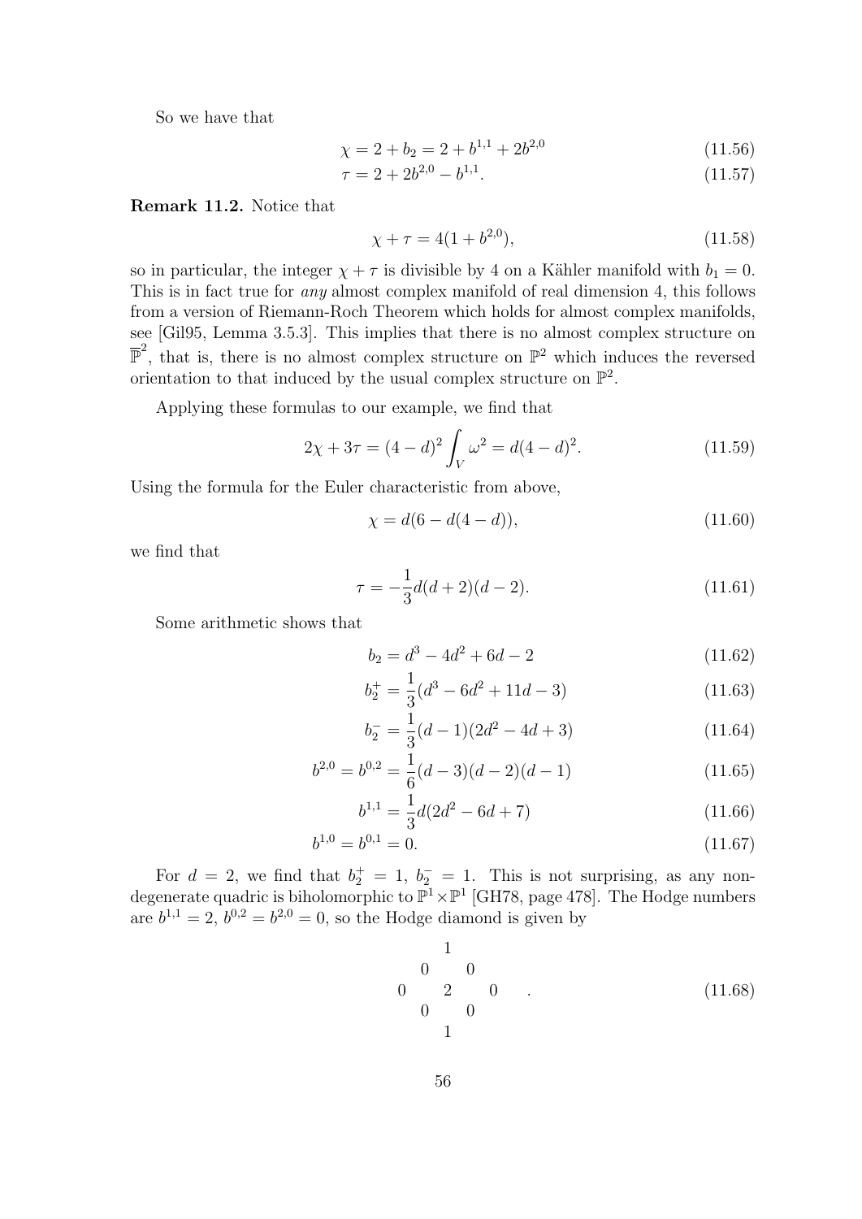So we have that

$$\chi = 2 + b_2 = 2 + b^{1,1} + 2b^{2,0} \tag{11.56}$$

$$\tau = 2 + 2b^{2,0} - b^{1,1}. \tag{11.57}$$

**Remark 11.2.** Notice that

$$\chi + \tau = 4(1 + b^{2,0}), \tag{11.58}$$

so in particular, the integer $\chi + \tau$ is divisible by 4 on a Kähler manifold with $b_1 = 0$. This is in fact true for *any* almost complex manifold of real dimension 4, this follows from a version of Riemann-Roch Theorem which holds for almost complex manifolds, see [Gil95, Lemma 3.5.3]. This implies that there is no almost complex structure on $\overline{\mathbb{P}}^2$, that is, there is no almost complex structure on $\mathbb{P}^2$ which induces the reversed orientation to that induced by the usual complex structure on $\mathbb{P}^2$.

Applying these formulas to our example, we find that

$$2\chi + 3\tau = (4-d)^2 \int_V \omega^2 = d(4-d)^2. \tag{11.59}$$

Using the formula for the Euler characteristic from above,

$$\chi = d(6 - d(4-d)), \tag{11.60}$$

we find that

$$\tau = -\frac{1}{3}d(d+2)(d-2). \tag{11.61}$$

Some arithmetic shows that

$$b_2 = d^3 - 4d^2 + 6d - 2 \tag{11.62}$$

$$b_2^+ = \frac{1}{3}(d^3 - 6d^2 + 11d - 3) \tag{11.63}$$

$$b_2^- = \frac{1}{3}(d-1)(2d^2 - 4d + 3) \tag{11.64}$$

$$b^{2,0} = b^{0,2} = \frac{1}{6}(d-3)(d-2)(d-1) \tag{11.65}$$

$$b^{1,1} = \frac{1}{3}d(2d^2 - 6d + 7) \tag{11.66}$$

$$b^{1,0} = b^{0,1} = 0. \tag{11.67}$$

For $d = 2$, we find that $b_2^+ = 1$, $b_2^- = 1$. This is not surprising, as any non-degenerate quadric is biholomorphic to $\mathbb{P}^1 \times \mathbb{P}^1$ [GH78, page 478]. The Hodge numbers are $b^{1,1} = 2$, $b^{0,2} = b^{2,0} = 0$, so the Hodge diamond is given by

$$\begin{array}{ccccc} & & 1 & & \\ & 0 & & 0 & \\ 0 & & 2 & & 0 \\ & 0 & & 0 & \\ & & 1 & & \end{array} \quad . \tag{11.68}$$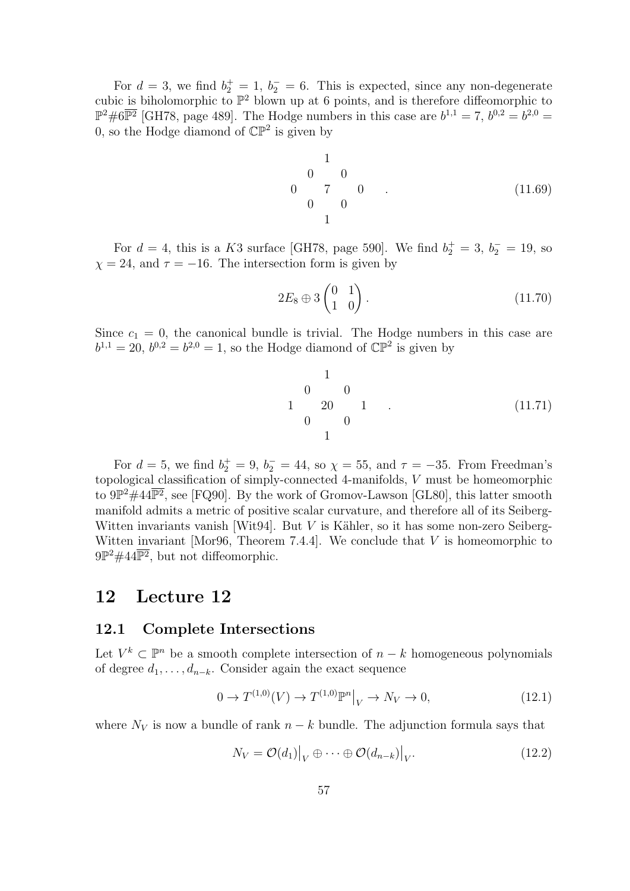For $d = 3$, we find $b_2^+ = 1$, $b_2^- = 6$. This is expected, since any non-degenerate cubic is biholomorphic to $\mathbb{P}^2$ blown up at 6 points, and is therefore diffeomorphic to $\mathbb{P}^2 \# 6\overline{\mathbb{P}^2}$ [GH78, page 489]. The Hodge numbers in this case are $b^{1,1} = 7$, $b^{0,2} = b^{2,0} = 0$, so the Hodge diamond of $\mathbb{CP}^2$ is given by

$$
\begin{array}{ccccc}
 & & 1 & & \\
 & 0 & & 0 & \\
0 & & 7 & & 0 \\
 & 0 & & 0 & \\
 & & 1 & &
\end{array} \quad . \tag{11.69}
$$

For $d = 4$, this is a $K3$ surface [GH78, page 590]. We find $b_2^+ = 3$, $b_2^- = 19$, so $\chi = 24$, and $\tau = -16$. The intersection form is given by

$$
2E_8 \oplus 3 \begin{pmatrix} 0 & 1 \\ 1 & 0 \end{pmatrix}. \tag{11.70}
$$

Since $c_1 = 0$, the canonical bundle is trivial. The Hodge numbers in this case are $b^{1,1} = 20$, $b^{0,2} = b^{2,0} = 1$, so the Hodge diamond of $\mathbb{CP}^2$ is given by

$$
\begin{array}{ccccc}
 & & 1 & & \\
 & 0 & & 0 & \\
1 & & 20 & & 1 \\
 & 0 & & 0 & \\
 & & 1 & &
\end{array} \quad . \tag{11.71}
$$

For $d = 5$, we find $b_2^+ = 9$, $b_2^- = 44$, so $\chi = 55$, and $\tau = -35$. From Freedman's topological classification of simply-connected 4-manifolds, $V$ must be homeomorphic to $9\mathbb{P}^2 \# 44\overline{\mathbb{P}^2}$, see [FQ90]. By the work of Gromov-Lawson [GL80], this latter smooth manifold admits a metric of positive scalar curvature, and therefore all of its Seiberg-Witten invariants vanish [Wit94]. But $V$ is Kähler, so it has some non-zero Seiberg-Witten invariant [Mor96, Theorem 7.4.4]. We conclude that $V$ is homeomorphic to $9\mathbb{P}^2 \# 44\overline{\mathbb{P}^2}$, but not diffeomorphic.

# 12 Lecture 12

## 12.1 Complete Intersections

Let $V^k \subset \mathbb{P}^n$ be a smooth complete intersection of $n - k$ homogeneous polynomials of degree $d_1, \ldots, d_{n-k}$. Consider again the exact sequence

$$
0 \to T^{(1,0)}(V) \to T^{(1,0)}\mathbb{P}^n\big|_V \to N_V \to 0, \tag{12.1}
$$

where $N_V$ is now a bundle of rank $n - k$ bundle. The adjunction formula says that

$$
N_V = \mathcal{O}(d_1)\big|_V \oplus \cdots \oplus \mathcal{O}(d_{n-k})\big|_V. \tag{12.2}
$$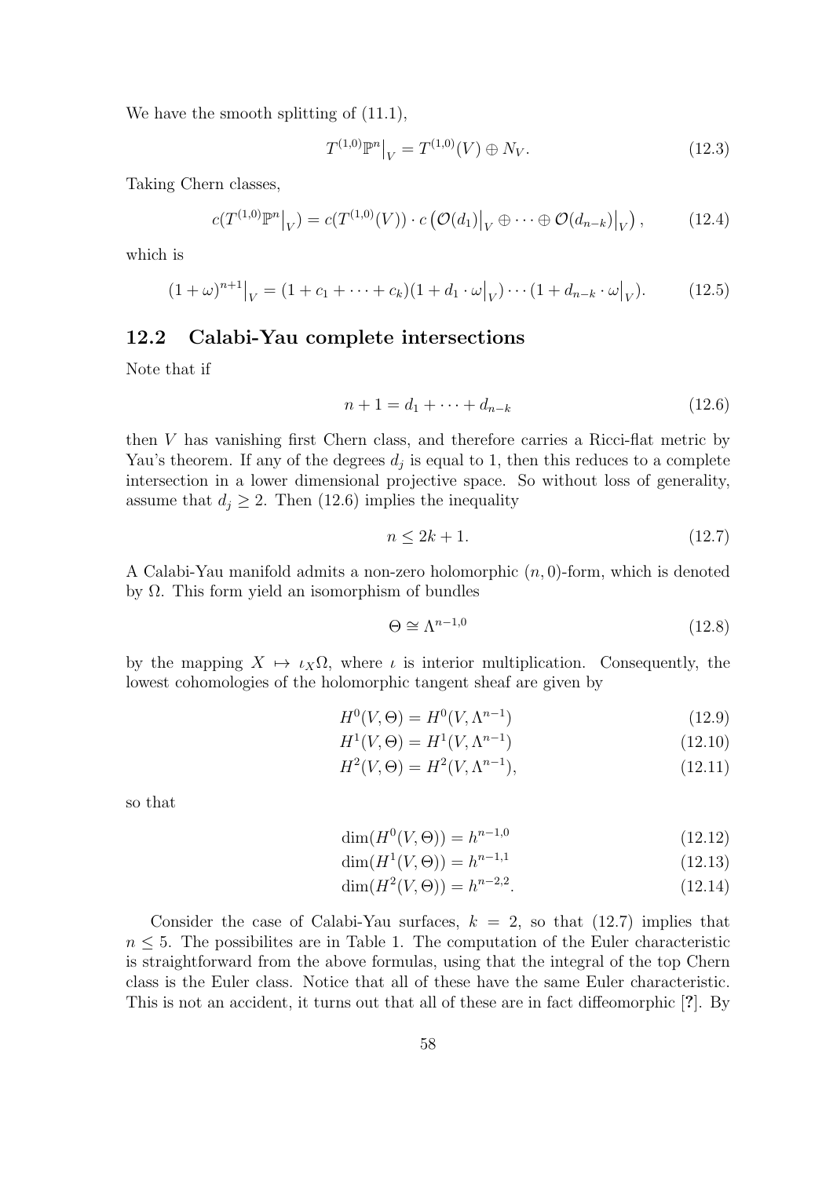We have the smooth splitting of (11.1),

$$T^{(1,0)}\mathbb{P}^n\big|_V = T^{(1,0)}(V) \oplus N_V. \tag{12.3}$$

Taking Chern classes,

$$c(T^{(1,0)}\mathbb{P}^n\big|_V) = c(T^{(1,0)}(V)) \cdot c\left(\mathcal{O}(d_1)\big|_V \oplus \cdots \oplus \mathcal{O}(d_{n-k})\big|_V\right), \tag{12.4}$$

which is

$$(1+\omega)^{n+1}\big|_V = (1 + c_1 + \cdots + c_k)(1 + d_1 \cdot \omega\big|_V) \cdots (1 + d_{n-k} \cdot \omega\big|_V). \tag{12.5}$$

## 12.2 Calabi-Yau complete intersections

Note that if

$$n + 1 = d_1 + \cdots + d_{n-k} \tag{12.6}$$

then $V$ has vanishing first Chern class, and therefore carries a Ricci-flat metric by Yau's theorem. If any of the degrees $d_j$ is equal to 1, then this reduces to a complete intersection in a lower dimensional projective space. So without loss of generality, assume that $d_j \geq 2$. Then (12.6) implies the inequality

$$n \leq 2k + 1. \tag{12.7}$$

A Calabi-Yau manifold admits a non-zero holomorphic $(n, 0)$-form, which is denoted by $\Omega$. This form yield an isomorphism of bundles

$$\Theta \cong \Lambda^{n-1,0} \tag{12.8}$$

by the mapping $X \mapsto \iota_X \Omega$, where $\iota$ is interior multiplication. Consequently, the lowest cohomologies of the holomorphic tangent sheaf are given by

$$H^0(V, \Theta) = H^0(V, \Lambda^{n-1}) \tag{12.9}$$

$$H^1(V, \Theta) = H^1(V, \Lambda^{n-1}) \tag{12.10}$$

$$H^2(V, \Theta) = H^2(V, \Lambda^{n-1}), \tag{12.11}$$

so that

$$\dim(H^0(V, \Theta)) = h^{n-1,0} \tag{12.12}$$

$$\dim(H^1(V, \Theta)) = h^{n-1,1} \tag{12.13}$$

$$\dim(H^2(V, \Theta)) = h^{n-2,2}. \tag{12.14}$$

Consider the case of Calabi-Yau surfaces, $k = 2$, so that (12.7) implies that $n \leq 5$. The possibilites are in Table 1. The computation of the Euler characteristic is straightforward from the above formulas, using that the integral of the top Chern class is the Euler class. Notice that all of these have the same Euler characteristic. This is not an accident, it turns out that all of these are in fact diffeomorphic [?]. By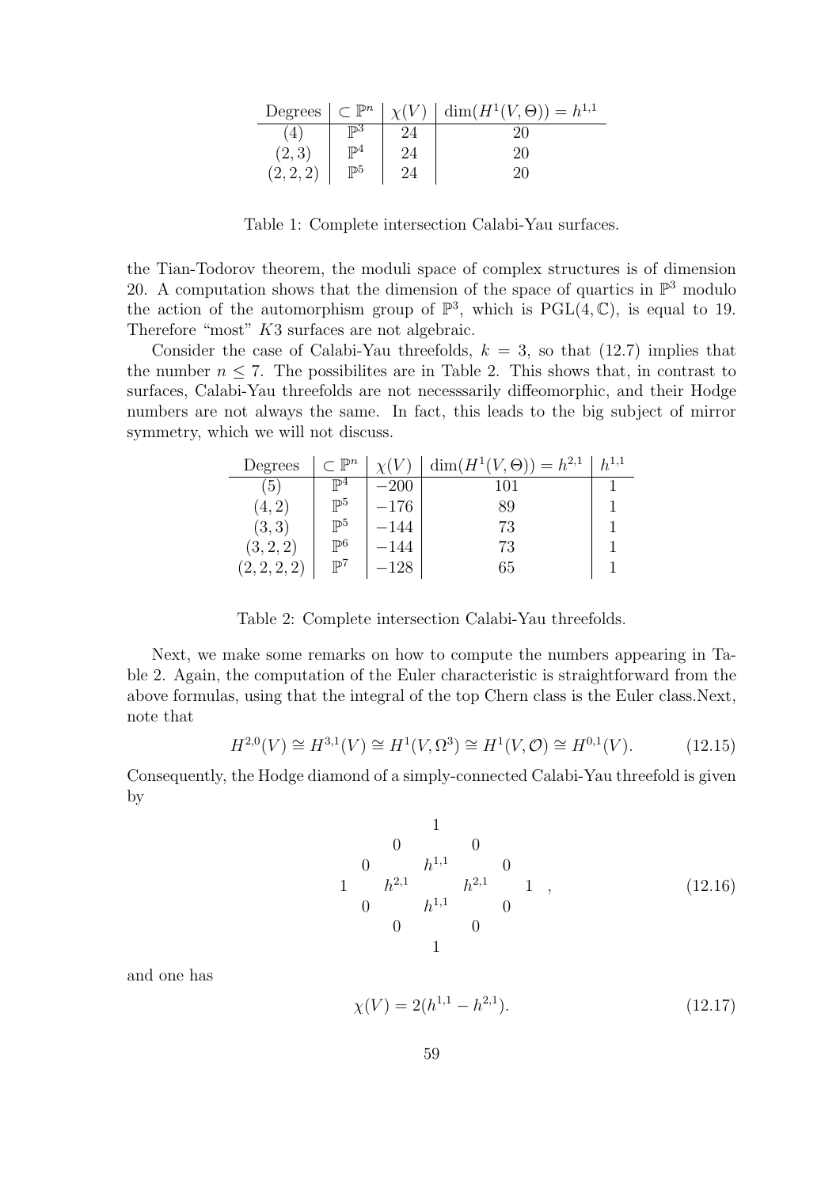| Degrees | $\subset \mathbb{P}^n$ | $\chi(V)$ | $\dim(H^1(V,\Theta)) = h^{1,1}$ |
|---|---|---|---|
| $(4)$ | $\mathbb{P}^3$ | 24 | 20 |
| $(2,3)$ | $\mathbb{P}^4$ | 24 | 20 |
| $(2,2,2)$ | $\mathbb{P}^5$ | 24 | 20 |

Table 1: Complete intersection Calabi-Yau surfaces.

the Tian-Todorov theorem, the moduli space of complex structures is of dimension 20. A computation shows that the dimension of the space of quartics in $\mathbb{P}^3$ modulo the action of the automorphism group of $\mathbb{P}^3$, which is $\mathrm{PGL}(4,\mathbb{C})$, is equal to 19. Therefore "most" $K3$ surfaces are not algebraic.

Consider the case of Calabi-Yau threefolds, $k = 3$, so that (12.7) implies that the number $n \leq 7$. The possibilites are in Table 2. This shows that, in contrast to surfaces, Calabi-Yau threefolds are not necesssarily diffeomorphic, and their Hodge numbers are not always the same. In fact, this leads to the big subject of mirror symmetry, which we will not discuss.

| Degrees | $\subset \mathbb{P}^n$ | $\chi(V)$ | $\dim(H^1(V,\Theta)) = h^{2,1}$ | $h^{1,1}$ |
|---|---|---|---|---|
| $(5)$ | $\mathbb{P}^4$ | $-200$ | 101 | 1 |
| $(4,2)$ | $\mathbb{P}^5$ | $-176$ | 89 | 1 |
| $(3,3)$ | $\mathbb{P}^5$ | $-144$ | 73 | 1 |
| $(3,2,2)$ | $\mathbb{P}^6$ | $-144$ | 73 | 1 |
| $(2,2,2,2)$ | $\mathbb{P}^7$ | $-128$ | 65 | 1 |

Table 2: Complete intersection Calabi-Yau threefolds.

Next, we make some remarks on how to compute the numbers appearing in Table 2. Again, the computation of the Euler characteristic is straightforward from the above formulas, using that the integral of the top Chern class is the Euler class.Next, note that

$$H^{2,0}(V) \cong H^{3,1}(V) \cong H^1(V,\Omega^3) \cong H^1(V,\mathcal{O}) \cong H^{0,1}(V). \tag{12.15}$$

Consequently, the Hodge diamond of a simply-connected Calabi-Yau threefold is given by

$$\begin{array}{ccccccc}
 & & & 1 & & & \\
 & & 0 & & 0 & & \\
 & 0 & & h^{1,1} & & 0 & \\
1 & & h^{2,1} & & h^{2,1} & & 1 \\
 & 0 & & h^{1,1} & & 0 & \\
 & & 0 & & 0 & & \\
 & & & 1 & & & 
\end{array}, \tag{12.16}$$

and one has

$$\chi(V) = 2(h^{1,1} - h^{2,1}). \tag{12.17}$$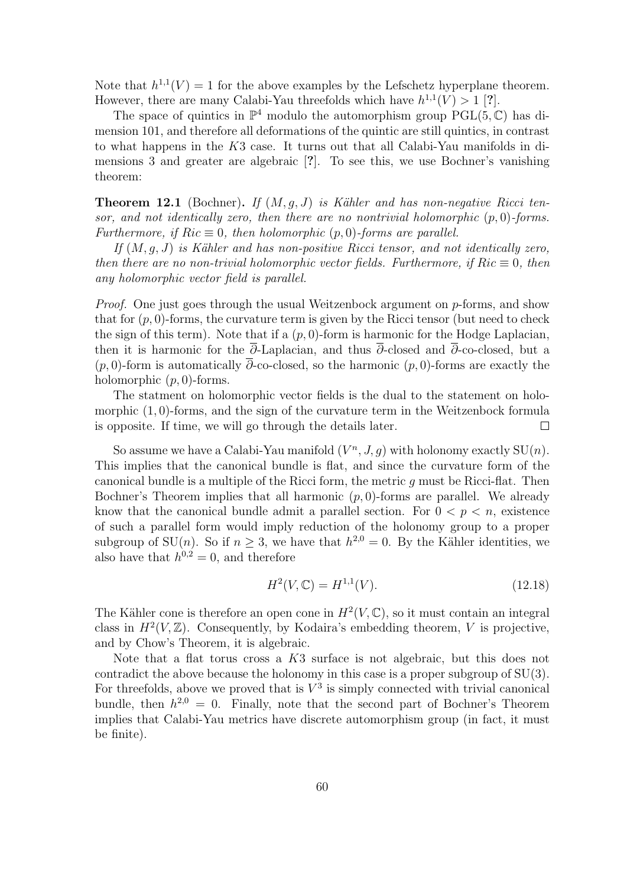Note that $h^{1,1}(V) = 1$ for the above examples by the Lefschetz hyperplane theorem. However, there are many Calabi-Yau threefolds which have $h^{1,1}(V) > 1$ [**?**].

The space of quintics in $\mathbb{P}^4$ modulo the automorphism group $\mathrm{PGL}(5, \mathbb{C})$ has dimension 101, and therefore all deformations of the quintic are still quintics, in contrast to what happens in the $K3$ case. It turns out that all Calabi-Yau manifolds in dimensions 3 and greater are algebraic [**?**]. To see this, we use Bochner's vanishing theorem:

**Theorem 12.1** (Bochner)**.** *If $(M, g, J)$ is Kähler and has non-negative Ricci tensor, and not identically zero, then there are no nontrivial holomorphic $(p, 0)$-forms. Furthermore, if $Ric \equiv 0$, then holomorphic $(p, 0)$-forms are parallel.*

*If $(M, g, J)$ is Kähler and has non-positive Ricci tensor, and not identically zero, then there are no non-trivial holomorphic vector fields. Furthermore, if $Ric \equiv 0$, then any holomorphic vector field is parallel.*

*Proof.* One just goes through the usual Weitzenbock argument on $p$-forms, and show that for $(p, 0)$-forms, the curvature term is given by the Ricci tensor (but need to check the sign of this term). Note that if a $(p, 0)$-form is harmonic for the Hodge Laplacian, then it is harmonic for the $\overline{\partial}$-Laplacian, and thus $\overline{\partial}$-closed and $\overline{\partial}$-co-closed, but a $(p, 0)$-form is automatically $\overline{\partial}$-co-closed, so the harmonic $(p, 0)$-forms are exactly the holomorphic $(p, 0)$-forms.

The statment on holomorphic vector fields is the dual to the statement on holomorphic $(1, 0)$-forms, and the sign of the curvature term in the Weitzenbock formula is opposite. If time, we will go through the details later. $\square$

So assume we have a Calabi-Yau manifold $(V^n, J, g)$ with holonomy exactly $\mathrm{SU}(n)$. This implies that the canonical bundle is flat, and since the curvature form of the canonical bundle is a multiple of the Ricci form, the metric $g$ must be Ricci-flat. Then Bochner's Theorem implies that all harmonic $(p, 0)$-forms are parallel. We already know that the canonical bundle admit a parallel section. For $0 < p < n$, existence of such a parallel form would imply reduction of the holonomy group to a proper subgroup of $\mathrm{SU}(n)$. So if $n \geq 3$, we have that $h^{2,0} = 0$. By the Kähler identities, we also have that $h^{0,2} = 0$, and therefore

$$H^2(V, \mathbb{C}) = H^{1,1}(V). \tag{12.18}$$

The Kähler cone is therefore an open cone in $H^2(V, \mathbb{C})$, so it must contain an integral class in $H^2(V, \mathbb{Z})$. Consequently, by Kodaira's embedding theorem, $V$ is projective, and by Chow's Theorem, it is algebraic.

Note that a flat torus cross a $K3$ surface is not algebraic, but this does not contradict the above because the holonomy in this case is a proper subgroup of $\mathrm{SU}(3)$. For threefolds, above we proved that is $V^3$ is simply connected with trivial canonical bundle, then $h^{2,0} = 0$. Finally, note that the second part of Bochner's Theorem implies that Calabi-Yau metrics have discrete automorphism group (in fact, it must be finite).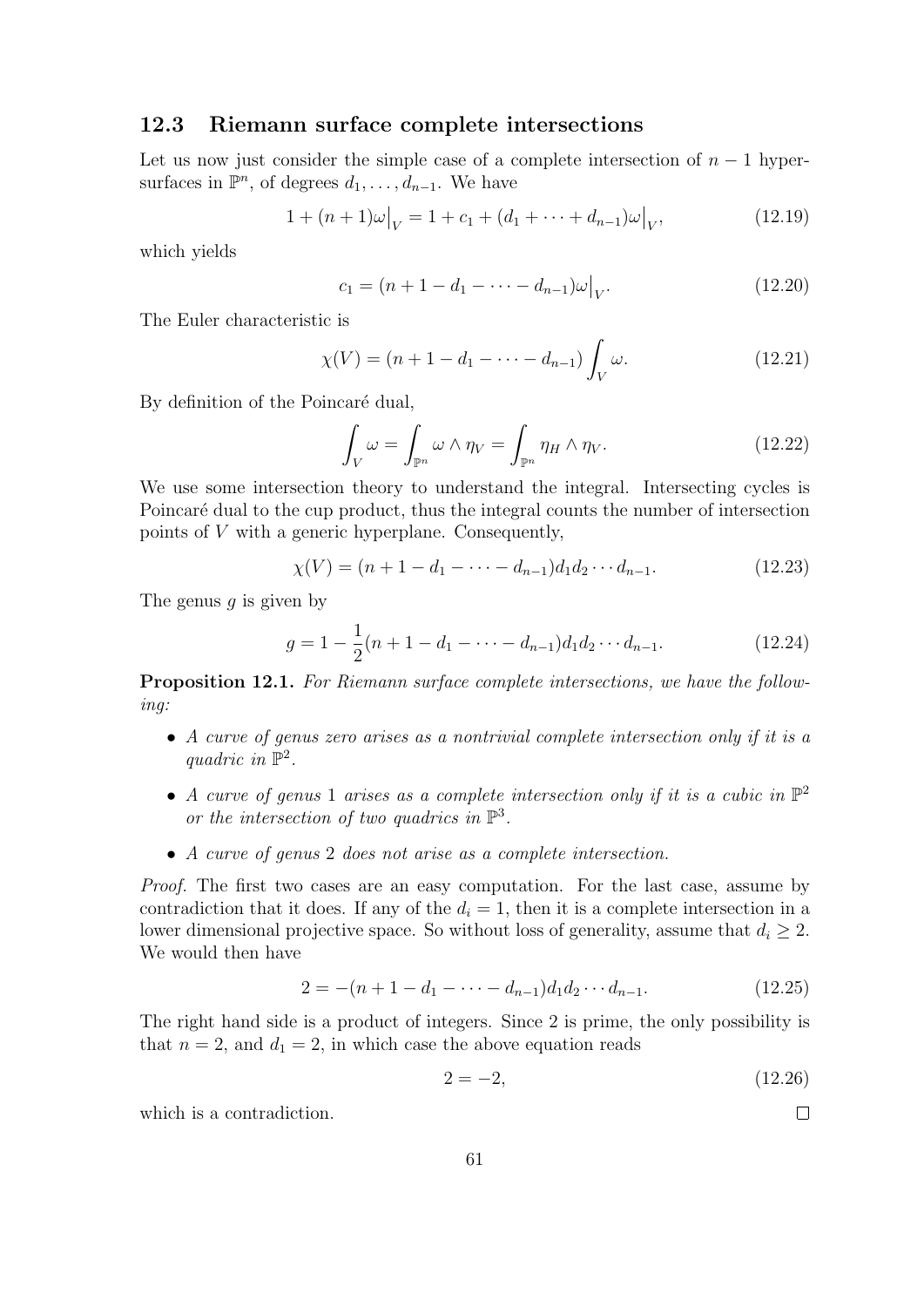### 12.3 Riemann surface complete intersections

Let us now just consider the simple case of a complete intersection of $n-1$ hypersurfaces in $\mathbb{P}^n$, of degrees $d_1, \ldots, d_{n-1}$. We have

$$1 + (n+1)\omega\big|_V = 1 + c_1 + (d_1 + \cdots + d_{n-1})\omega\big|_V, \tag{12.19}$$

which yields

$$c_1 = (n + 1 - d_1 - \cdots - d_{n-1})\omega\big|_V. \tag{12.20}$$

The Euler characteristic is

$$\chi(V) = (n + 1 - d_1 - \cdots - d_{n-1}) \int_V \omega. \tag{12.21}$$

By definition of the Poincaré dual,

$$\int_V \omega = \int_{\mathbb{P}^n} \omega \wedge \eta_V = \int_{\mathbb{P}^n} \eta_H \wedge \eta_V. \tag{12.22}$$

We use some intersection theory to understand the integral. Intersecting cycles is Poincaré dual to the cup product, thus the integral counts the number of intersection points of $V$ with a generic hyperplane. Consequently,

$$\chi(V) = (n + 1 - d_1 - \cdots - d_{n-1})d_1 d_2 \cdots d_{n-1}. \tag{12.23}$$

The genus $g$ is given by

$$g = 1 - \frac{1}{2}(n + 1 - d_1 - \cdots - d_{n-1})d_1 d_2 \cdots d_{n-1}. \tag{12.24}$$

**Proposition 12.1.** *For Riemann surface complete intersections, we have the following:*

- *A curve of genus zero arises as a nontrivial complete intersection only if it is a quadric in $\mathbb{P}^2$.*
- *A curve of genus 1 arises as a complete intersection only if it is a cubic in $\mathbb{P}^2$ or the intersection of two quadrics in $\mathbb{P}^3$.*
- *A curve of genus 2 does not arise as a complete intersection.*

*Proof.* The first two cases are an easy computation. For the last case, assume by contradiction that it does. If any of the $d_i = 1$, then it is a complete intersection in a lower dimensional projective space. So without loss of generality, assume that $d_i \geq 2$. We would then have

$$2 = -(n + 1 - d_1 - \cdots - d_{n-1})d_1 d_2 \cdots d_{n-1}. \tag{12.25}$$

The right hand side is a product of integers. Since 2 is prime, the only possibility is that $n = 2$, and $d_1 = 2$, in which case the above equation reads

$$2 = -2, \tag{12.26}$$

which is a contradiction. □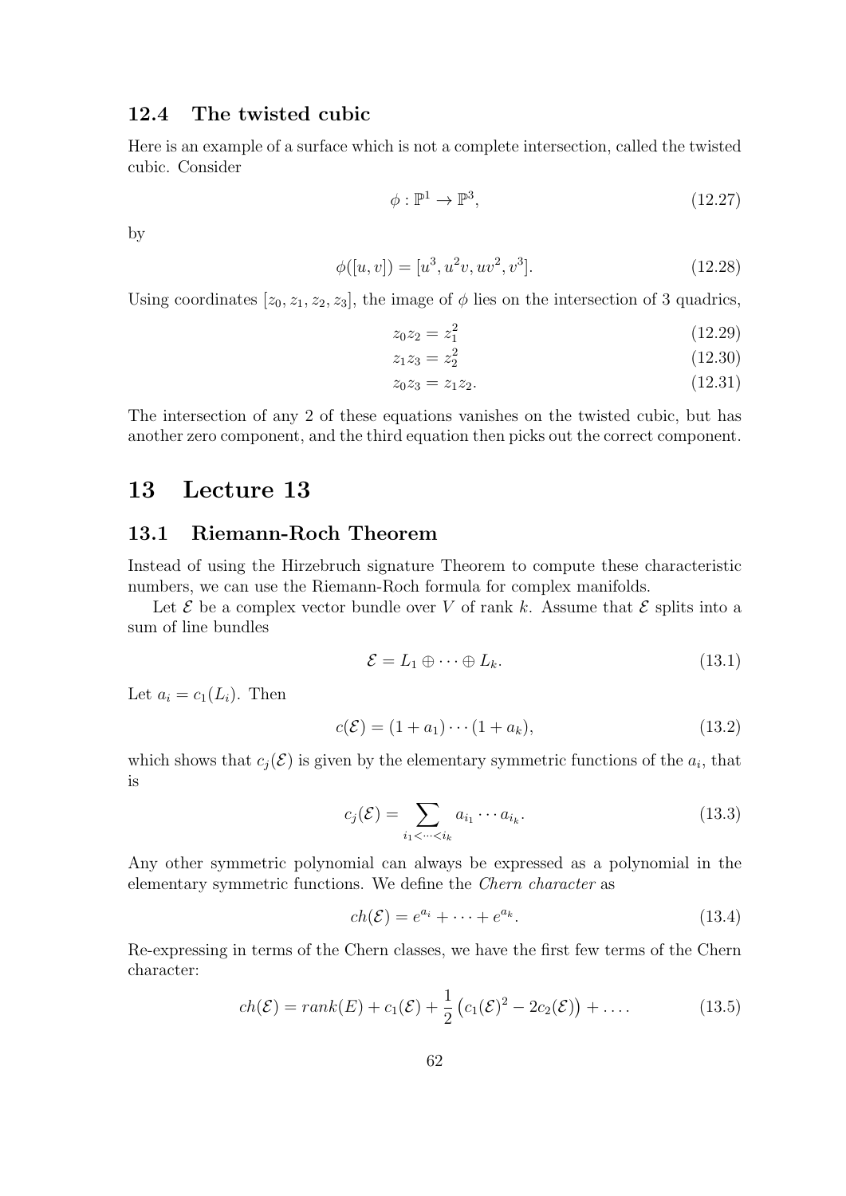### 12.4 The twisted cubic

Here is an example of a surface which is not a complete intersection, called the twisted cubic. Consider

$$\phi : \mathbb{P}^1 \to \mathbb{P}^3, \tag{12.27}$$

by

$$\phi([u,v]) = [u^3, u^2 v, u v^2, v^3]. \tag{12.28}$$

Using coordinates $[z_0, z_1, z_2, z_3]$, the image of $\phi$ lies on the intersection of 3 quadrics,

$$z_0 z_2 = z_1^2 \tag{12.29}$$

$$z_1 z_3 = z_2^2 \tag{12.30}$$

$$z_0 z_3 = z_1 z_2. \tag{12.31}$$

The intersection of any 2 of these equations vanishes on the twisted cubic, but has another zero component, and the third equation then picks out the correct component.

# 13 Lecture 13

### 13.1 Riemann-Roch Theorem

Instead of using the Hirzebruch signature Theorem to compute these characteristic numbers, we can use the Riemann-Roch formula for complex manifolds.

Let $\mathcal{E}$ be a complex vector bundle over $V$ of rank $k$. Assume that $\mathcal{E}$ splits into a sum of line bundles

$$\mathcal{E} = L_1 \oplus \cdots \oplus L_k. \tag{13.1}$$

Let $a_i = c_1(L_i)$. Then

$$c(\mathcal{E}) = (1 + a_1) \cdots (1 + a_k), \tag{13.2}$$

which shows that $c_j(\mathcal{E})$ is given by the elementary symmetric functions of the $a_i$, that is

$$c_j(\mathcal{E}) = \sum_{i_1 < \cdots < i_k} a_{i_1} \cdots a_{i_k}. \tag{13.3}$$

Any other symmetric polynomial can always be expressed as a polynomial in the elementary symmetric functions. We define the *Chern character* as

$$ch(\mathcal{E}) = e^{a_i} + \cdots + e^{a_k}. \tag{13.4}$$

Re-expressing in terms of the Chern classes, we have the first few terms of the Chern character:

$$ch(\mathcal{E}) = rank(E) + c_1(\mathcal{E}) + \frac{1}{2}\left(c_1(\mathcal{E})^2 - 2c_2(\mathcal{E})\right) + \ldots . \tag{13.5}$$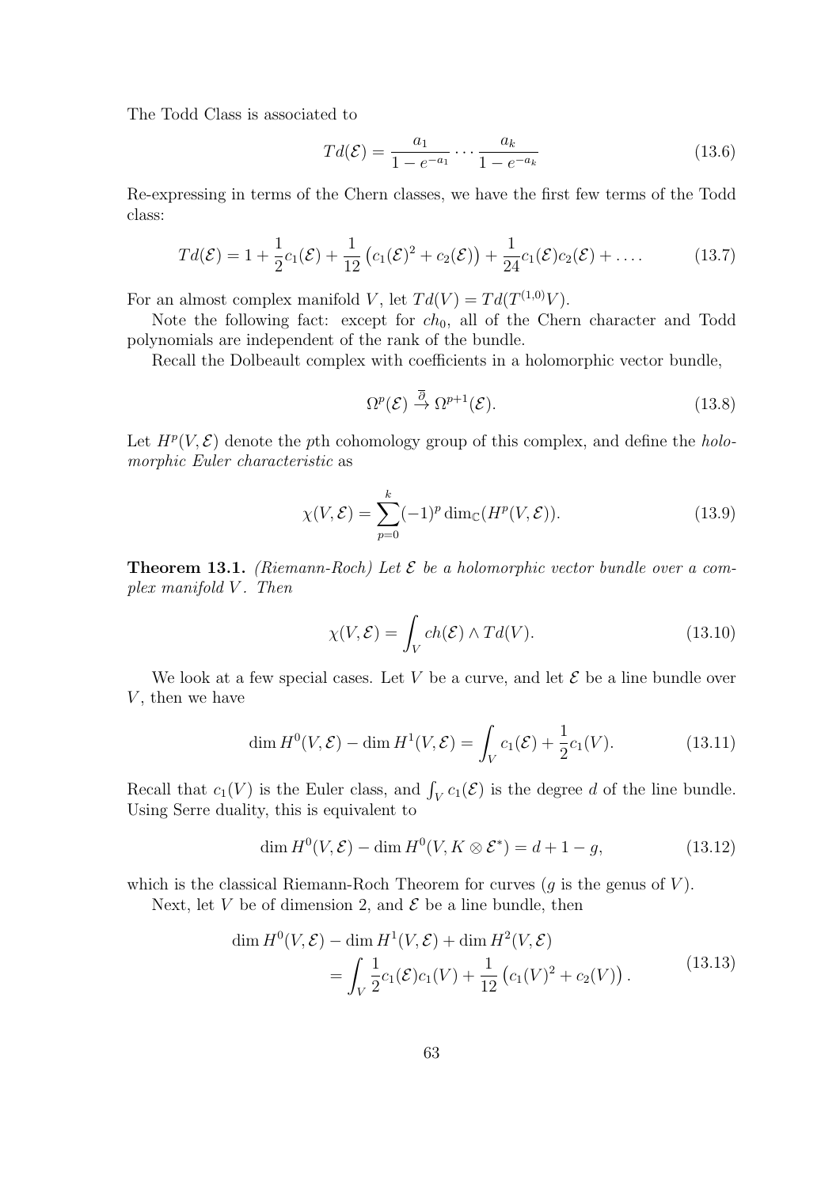The Todd Class is associated to

$$Td(\mathcal{E}) = \frac{a_1}{1 - e^{-a_1}} \cdots \frac{a_k}{1 - e^{-a_k}} \tag{13.6}$$

Re-expressing in terms of the Chern classes, we have the first few terms of the Todd class:

$$Td(\mathcal{E}) = 1 + \frac{1}{2}c_1(\mathcal{E}) + \frac{1}{12}\left(c_1(\mathcal{E})^2 + c_2(\mathcal{E})\right) + \frac{1}{24}c_1(\mathcal{E})c_2(\mathcal{E}) + \dots. \tag{13.7}$$

For an almost complex manifold $V$, let $Td(V) = Td(T^{(1,0)}V)$.

Note the following fact: except for $ch_0$, all of the Chern character and Todd polynomials are independent of the rank of the bundle.

Recall the Dolbeault complex with coefficients in a holomorphic vector bundle,

$$\Omega^p(\mathcal{E}) \stackrel{\overline{\partial}}{\to} \Omega^{p+1}(\mathcal{E}). \tag{13.8}$$

Let $H^p(V, \mathcal{E})$ denote the $p$th cohomology group of this complex, and define the *holomorphic Euler characteristic* as

$$\chi(V, \mathcal{E}) = \sum_{p=0}^{k} (-1)^p \dim_{\mathbb{C}}(H^p(V, \mathcal{E})). \tag{13.9}$$

**Theorem 13.1.** *(Riemann-Roch) Let $\mathcal{E}$ be a holomorphic vector bundle over a complex manifold $V$. Then*

$$\chi(V, \mathcal{E}) = \int_V ch(\mathcal{E}) \wedge Td(V). \tag{13.10}$$

We look at a few special cases. Let $V$ be a curve, and let $\mathcal{E}$ be a line bundle over $V$, then we have

$$\dim H^0(V, \mathcal{E}) - \dim H^1(V, \mathcal{E}) = \int_V c_1(\mathcal{E}) + \frac{1}{2}c_1(V). \tag{13.11}$$

Recall that $c_1(V)$ is the Euler class, and $\int_V c_1(\mathcal{E})$ is the degree $d$ of the line bundle. Using Serre duality, this is equivalent to

$$\dim H^0(V, \mathcal{E}) - \dim H^0(V, K \otimes \mathcal{E}^*) = d + 1 - g, \tag{13.12}$$

which is the classical Riemann-Roch Theorem for curves ($g$ is the genus of $V$).

Next, let $V$ be of dimension 2, and $\mathcal{E}$ be a line bundle, then

$$\begin{aligned} \dim H^0(V, \mathcal{E}) - \dim H^1(V, \mathcal{E}) + \dim H^2(V, \mathcal{E}) \\ = \int_V \frac{1}{2}c_1(\mathcal{E})c_1(V) + \frac{1}{12}\left(c_1(V)^2 + c_2(V)\right). \end{aligned} \tag{13.13}$$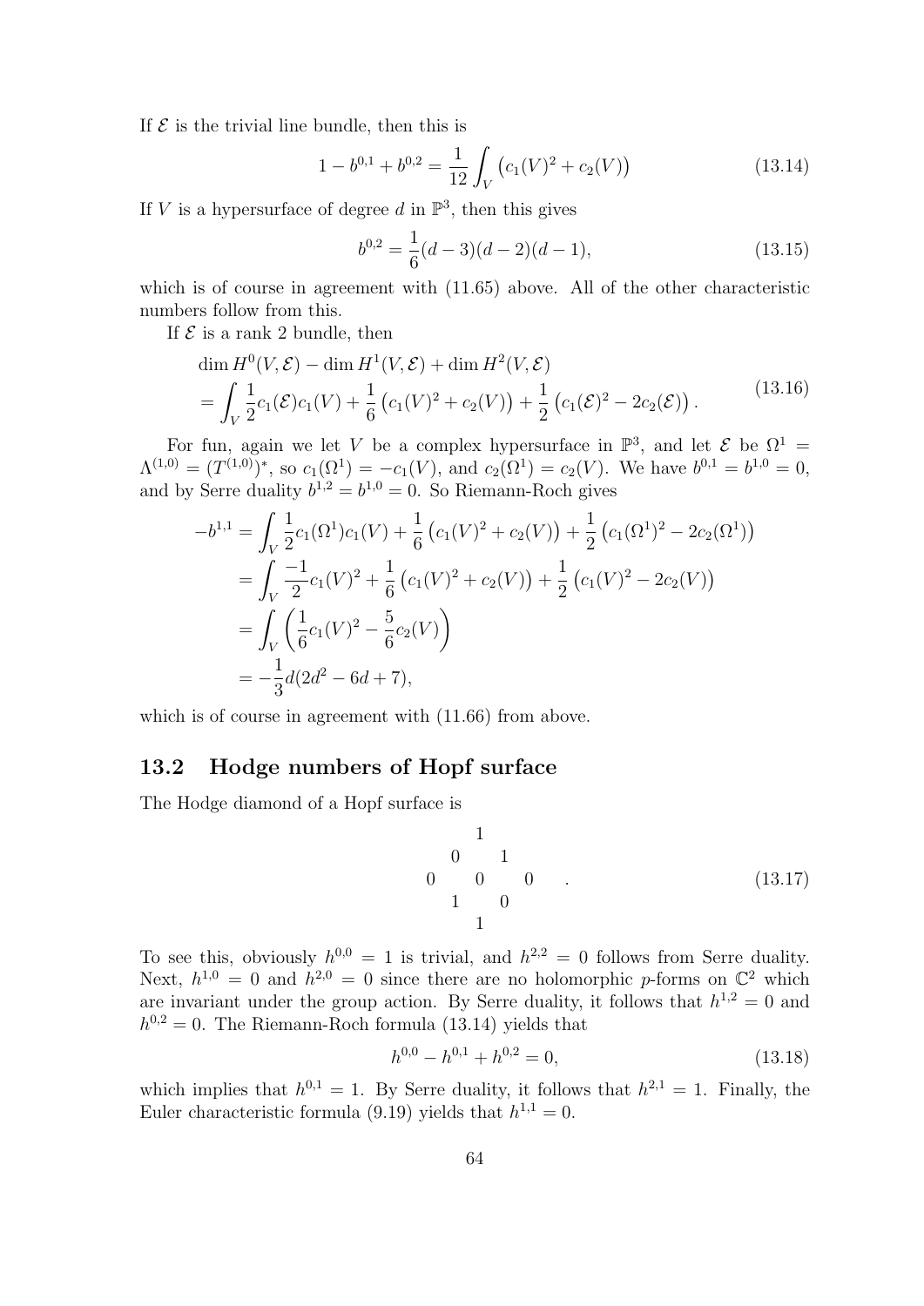If $\mathcal{E}$ is the trivial line bundle, then this is

$$1 - b^{0,1} + b^{0,2} = \frac{1}{12}\int_V \big(c_1(V)^2 + c_2(V)\big) \tag{13.14}$$

If $V$ is a hypersurface of degree $d$ in $\mathbb{P}^3$, then this gives

$$b^{0,2} = \frac{1}{6}(d-3)(d-2)(d-1), \tag{13.15}$$

which is of course in agreement with (11.65) above. All of the other characteristic numbers follow from this.

If $\mathcal{E}$ is a rank 2 bundle, then

$$\begin{aligned}
&\dim H^0(V,\mathcal{E}) - \dim H^1(V,\mathcal{E}) + \dim H^2(V,\mathcal{E}) \\
&= \int_V \frac{1}{2}c_1(\mathcal{E})c_1(V) + \frac{1}{6}\big(c_1(V)^2 + c_2(V)\big) + \frac{1}{2}\big(c_1(\mathcal{E})^2 - 2c_2(\mathcal{E})\big).
\end{aligned} \tag{13.16}$$

For fun, again we let $V$ be a complex hypersurface in $\mathbb{P}^3$, and let $\mathcal{E}$ be $\Omega^1 = \Lambda^{(1,0)} = (T^{(1,0)})^*$, so $c_1(\Omega^1) = -c_1(V)$, and $c_2(\Omega^1) = c_2(V)$. We have $b^{0,1} = b^{1,0} = 0$, and by Serre duality $b^{1,2} = b^{1,0} = 0$. So Riemann-Roch gives

$$\begin{aligned}
-b^{1,1} &= \int_V \frac{1}{2}c_1(\Omega^1)c_1(V) + \frac{1}{6}\big(c_1(V)^2 + c_2(V)\big) + \frac{1}{2}\big(c_1(\Omega^1)^2 - 2c_2(\Omega^1)\big) \\
&= \int_V \frac{-1}{2}c_1(V)^2 + \frac{1}{6}\big(c_1(V)^2 + c_2(V)\big) + \frac{1}{2}\big(c_1(V)^2 - 2c_2(V)\big) \\
&= \int_V \left(\frac{1}{6}c_1(V)^2 - \frac{5}{6}c_2(V)\right) \\
&= -\frac{1}{3}d(2d^2 - 6d + 7),
\end{aligned}$$

which is of course in agreement with (11.66) from above.

## 13.2 Hodge numbers of Hopf surface

The Hodge diamond of a Hopf surface is

$$\begin{matrix} & & 1 & & \\ & 0 & & 1 & \\ 0 & & 0 & & 0 \\ & 1 & & 0 & \\ & & 1 & & \end{matrix}\quad. \tag{13.17}$$

To see this, obviously $h^{0,0} = 1$ is trivial, and $h^{2,2} = 0$ follows from Serre duality. Next, $h^{1,0} = 0$ and $h^{2,0} = 0$ since there are no holomorphic $p$-forms on $\mathbb{C}^2$ which are invariant under the group action. By Serre duality, it follows that $h^{1,2} = 0$ and $h^{0,2} = 0$. The Riemann-Roch formula (13.14) yields that

$$h^{0,0} - h^{0,1} + h^{0,2} = 0, \tag{13.18}$$

which implies that $h^{0,1} = 1$. By Serre duality, it follows that $h^{2,1} = 1$. Finally, the Euler characteristic formula (9.19) yields that $h^{1,1} = 0$.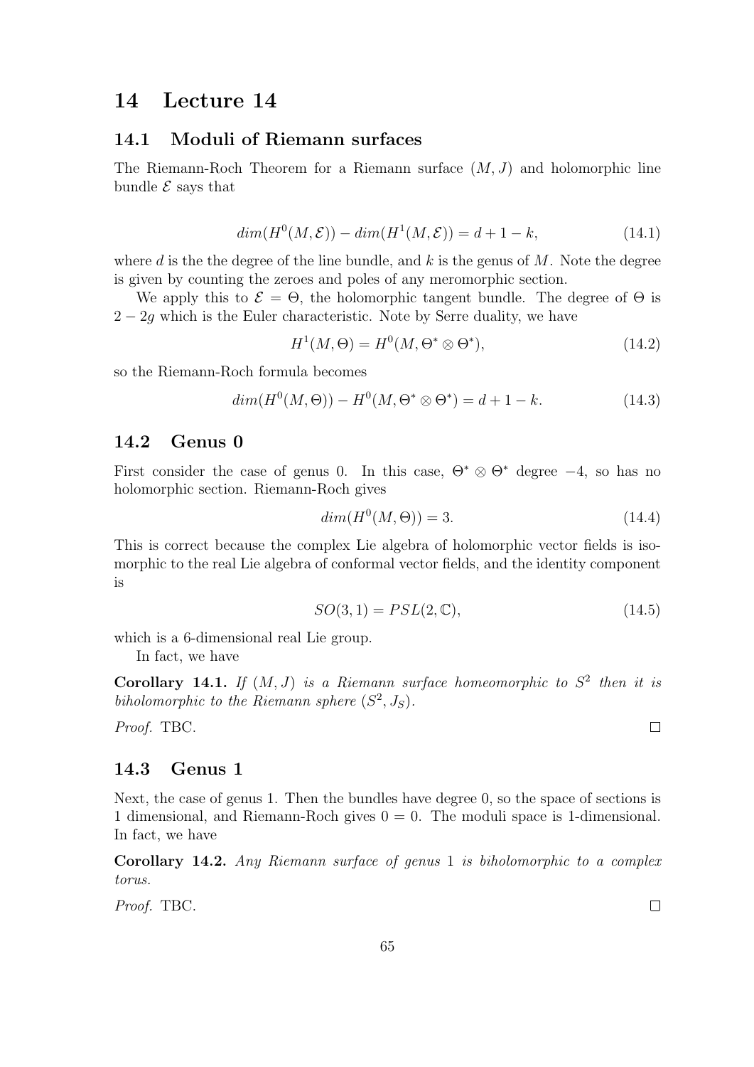## 14 Lecture 14

### 14.1 Moduli of Riemann surfaces

The Riemann-Roch Theorem for a Riemann surface $(M, J)$ and holomorphic line bundle $\mathcal{E}$ says that

$$dim(H^0(M, \mathcal{E})) - dim(H^1(M, \mathcal{E})) = d + 1 - k, \tag{14.1}$$

where $d$ is the the degree of the line bundle, and $k$ is the genus of $M$. Note the degree is given by counting the zeroes and poles of any meromorphic section.

We apply this to $\mathcal{E} = \Theta$, the holomorphic tangent bundle. The degree of $\Theta$ is $2 - 2g$ which is the Euler characteristic. Note by Serre duality, we have

$$H^1(M, \Theta) = H^0(M, \Theta^* \otimes \Theta^*), \tag{14.2}$$

so the Riemann-Roch formula becomes

$$dim(H^0(M, \Theta)) - H^0(M, \Theta^* \otimes \Theta^*) = d + 1 - k. \tag{14.3}$$

### 14.2 Genus 0

First consider the case of genus 0. In this case, $\Theta^* \otimes \Theta^*$ degree $-4$, so has no holomorphic section. Riemann-Roch gives

$$dim(H^0(M, \Theta)) = 3. \tag{14.4}$$

This is correct because the complex Lie algebra of holomorphic vector fields is isomorphic to the real Lie algebra of conformal vector fields, and the identity component is

$$SO(3, 1) = PSL(2, \mathbb{C}), \tag{14.5}$$

which is a 6-dimensional real Lie group.

In fact, we have

**Corollary 14.1.** *If $(M, J)$ is a Riemann surface homeomorphic to $S^2$ then it is biholomorphic to the Riemann sphere $(S^2, J_S)$.*

*Proof.* TBC. □

### 14.3 Genus 1

Next, the case of genus 1. Then the bundles have degree 0, so the space of sections is 1 dimensional, and Riemann-Roch gives $0 = 0$. The moduli space is 1-dimensional. In fact, we have

**Corollary 14.2.** *Any Riemann surface of genus* 1 *is biholomorphic to a complex torus.*

*Proof.* TBC. □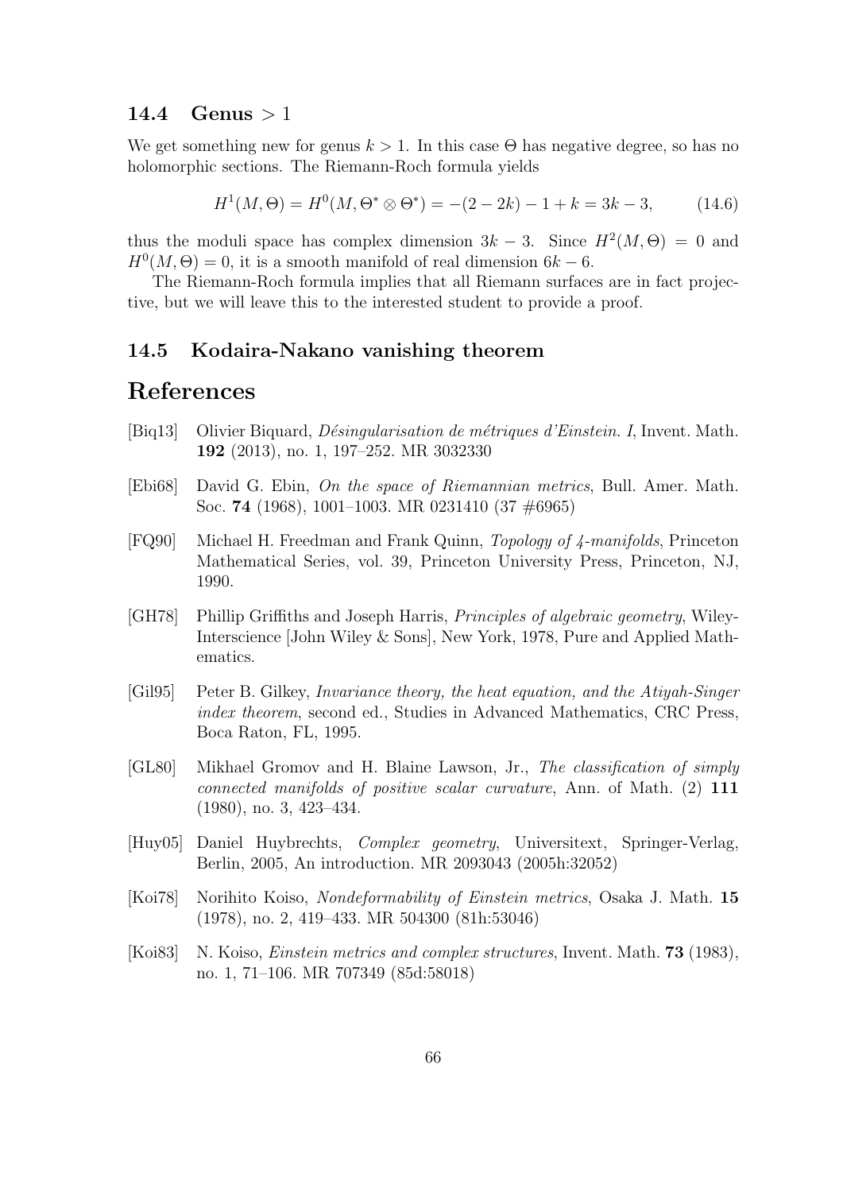### 14.4 Genus $> 1$

We get something new for genus $k > 1$. In this case $\Theta$ has negative degree, so has no holomorphic sections. The Riemann-Roch formula yields

$$H^1(M, \Theta) = H^0(M, \Theta^* \otimes \Theta^*) = -(2 - 2k) - 1 + k = 3k - 3, \tag{14.6}$$

thus the moduli space has complex dimension $3k - 3$. Since $H^2(M, \Theta) = 0$ and $H^0(M, \Theta) = 0$, it is a smooth manifold of real dimension $6k - 6$.

The Riemann-Roch formula implies that all Riemann surfaces are in fact projective, but we will leave this to the interested student to provide a proof.

### 14.5 Kodaira-Nakano vanishing theorem

## References

[Biq13] Olivier Biquard, *Désingularisation de métriques d'Einstein. I*, Invent. Math. **192** (2013), no. 1, 197–252. MR 3032330

[Ebi68] David G. Ebin, *On the space of Riemannian metrics*, Bull. Amer. Math. Soc. **74** (1968), 1001–1003. MR 0231410 (37 #6965)

[FQ90] Michael H. Freedman and Frank Quinn, *Topology of 4-manifolds*, Princeton Mathematical Series, vol. 39, Princeton University Press, Princeton, NJ, 1990.

[GH78] Phillip Griffiths and Joseph Harris, *Principles of algebraic geometry*, Wiley-Interscience [John Wiley & Sons], New York, 1978, Pure and Applied Mathematics.

[Gil95] Peter B. Gilkey, *Invariance theory, the heat equation, and the Atiyah-Singer index theorem*, second ed., Studies in Advanced Mathematics, CRC Press, Boca Raton, FL, 1995.

[GL80] Mikhael Gromov and H. Blaine Lawson, Jr., *The classification of simply connected manifolds of positive scalar curvature*, Ann. of Math. (2) **111** (1980), no. 3, 423–434.

[Huy05] Daniel Huybrechts, *Complex geometry*, Universitext, Springer-Verlag, Berlin, 2005, An introduction. MR 2093043 (2005h:32052)

[Koi78] Norihito Koiso, *Nondeformability of Einstein metrics*, Osaka J. Math. **15** (1978), no. 2, 419–433. MR 504300 (81h:53046)

[Koi83] N. Koiso, *Einstein metrics and complex structures*, Invent. Math. **73** (1983), no. 1, 71–106. MR 707349 (85d:58018)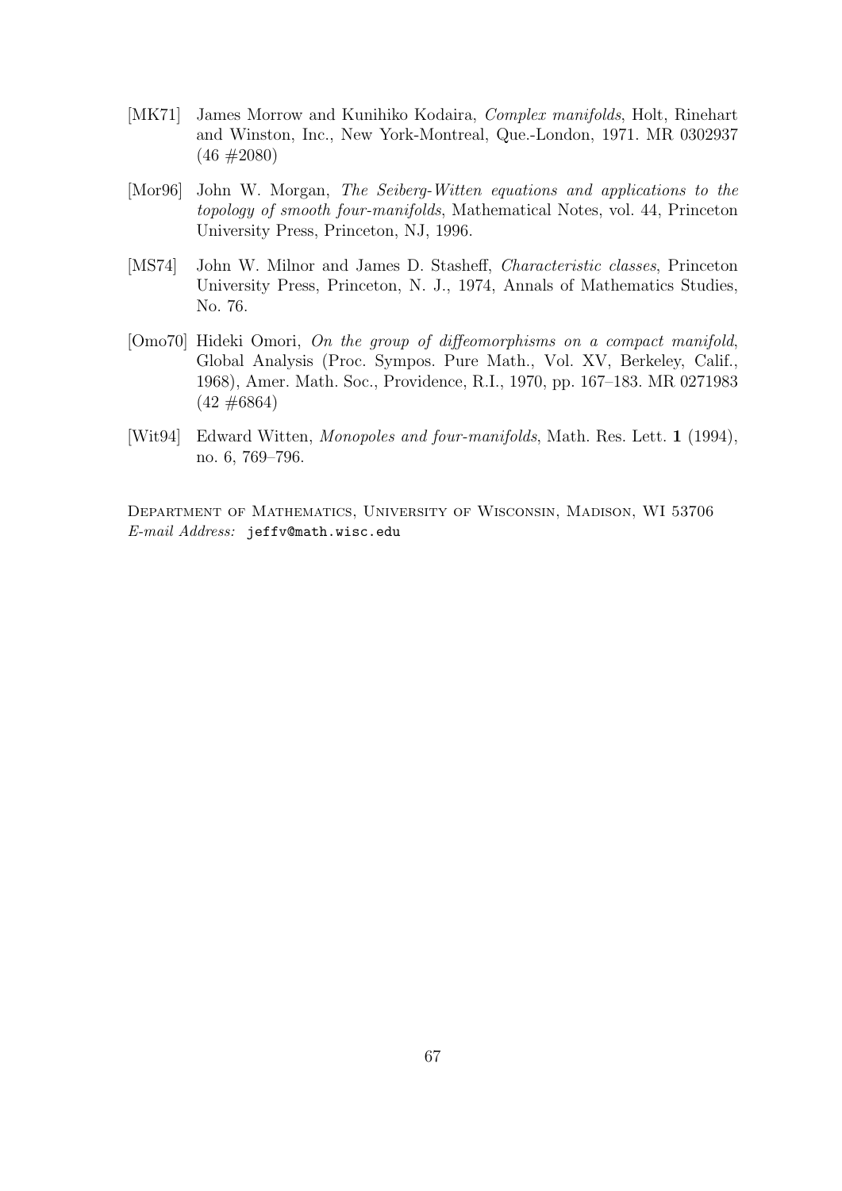[MK71] James Morrow and Kunihiko Kodaira, *Complex manifolds*, Holt, Rinehart and Winston, Inc., New York-Montreal, Que.-London, 1971. MR 0302937 (46 #2080)

[Mor96] John W. Morgan, *The Seiberg-Witten equations and applications to the topology of smooth four-manifolds*, Mathematical Notes, vol. 44, Princeton University Press, Princeton, NJ, 1996.

[MS74] John W. Milnor and James D. Stasheff, *Characteristic classes*, Princeton University Press, Princeton, N. J., 1974, Annals of Mathematics Studies, No. 76.

[Omo70] Hideki Omori, *On the group of diffeomorphisms on a compact manifold*, Global Analysis (Proc. Sympos. Pure Math., Vol. XV, Berkeley, Calif., 1968), Amer. Math. Soc., Providence, R.I., 1970, pp. 167–183. MR 0271983 (42 #6864)

[Wit94] Edward Witten, *Monopoles and four-manifolds*, Math. Res. Lett. **1** (1994), no. 6, 769–796.

Department of Mathematics, University of Wisconsin, Madison, WI 53706
*E-mail Address:* jeffv@math.wisc.edu